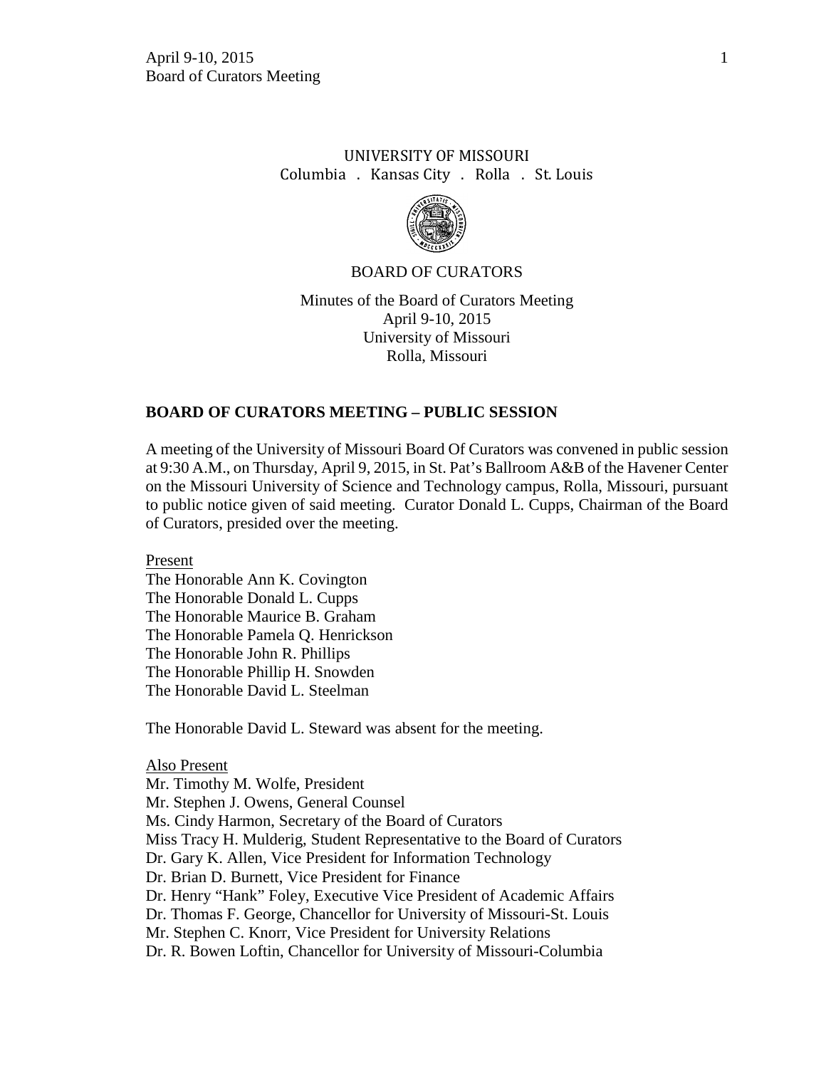UNIVERSITY OF MISSOURI
Columbia . Kansas City . Rolla . St. Louis

BOARD OF CURATORS

Minutes of the Board of Curators Meeting
April 9-10, 2015
University of Missouri
Rolla, Missouri

## BOARD OF CURATORS MEETING – PUBLIC SESSION

A meeting of the University of Missouri Board Of Curators was convened in public session at 9:30 A.M., on Thursday, April 9, 2015, in St. Pat's Ballroom A&B of the Havener Center on the Missouri University of Science and Technology campus, Rolla, Missouri, pursuant to public notice given of said meeting. Curator Donald L. Cupps, Chairman of the Board of Curators, presided over the meeting.

Present
The Honorable Ann K. Covington
The Honorable Donald L. Cupps
The Honorable Maurice B. Graham
The Honorable Pamela Q. Henrickson
The Honorable John R. Phillips
The Honorable Phillip H. Snowden
The Honorable David L. Steelman

The Honorable David L. Steward was absent for the meeting.

Also Present
Mr. Timothy M. Wolfe, President
Mr. Stephen J. Owens, General Counsel
Ms. Cindy Harmon, Secretary of the Board of Curators
Miss Tracy H. Mulderig, Student Representative to the Board of Curators
Dr. Gary K. Allen, Vice President for Information Technology
Dr. Brian D. Burnett, Vice President for Finance
Dr. Henry "Hank" Foley, Executive Vice President of Academic Affairs
Dr. Thomas F. George, Chancellor for University of Missouri-St. Louis
Mr. Stephen C. Knorr, Vice President for University Relations
Dr. R. Bowen Loftin, Chancellor for University of Missouri-Columbia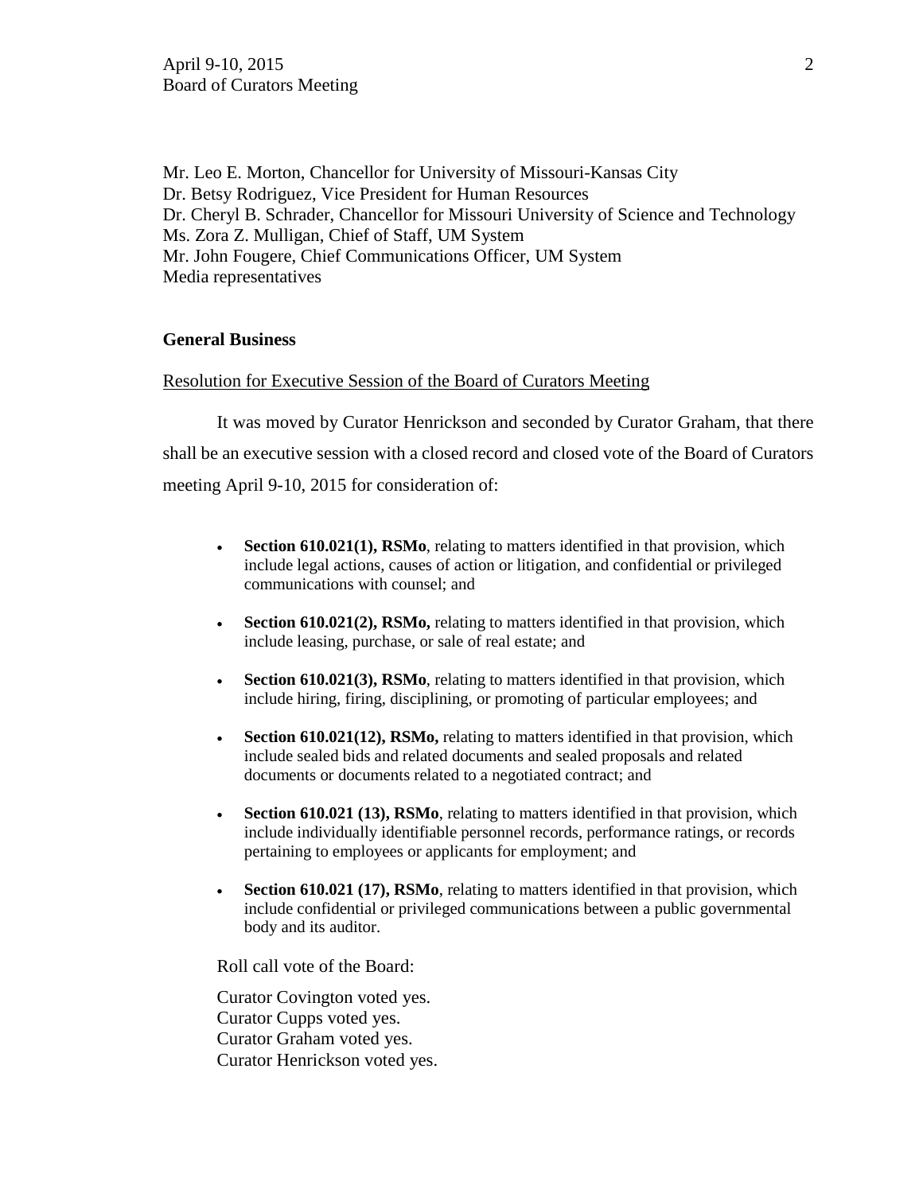Mr. Leo E. Morton, Chancellor for University of Missouri-Kansas City
Dr. Betsy Rodriguez, Vice President for Human Resources
Dr. Cheryl B. Schrader, Chancellor for Missouri University of Science and Technology
Ms. Zora Z. Mulligan, Chief of Staff, UM System
Mr. John Fougere, Chief Communications Officer, UM System
Media representatives

**General Business**

Resolution for Executive Session of the Board of Curators Meeting

It was moved by Curator Henrickson and seconded by Curator Graham, that there shall be an executive session with a closed record and closed vote of the Board of Curators meeting April 9-10, 2015 for consideration of:

- **Section 610.021(1), RSMo**, relating to matters identified in that provision, which include legal actions, causes of action or litigation, and confidential or privileged communications with counsel; and
- **Section 610.021(2), RSMo,** relating to matters identified in that provision, which include leasing, purchase, or sale of real estate; and
- **Section 610.021(3), RSMo**, relating to matters identified in that provision, which include hiring, firing, disciplining, or promoting of particular employees; and
- **Section 610.021(12), RSMo,** relating to matters identified in that provision, which include sealed bids and related documents and sealed proposals and related documents or documents related to a negotiated contract; and
- **Section 610.021 (13), RSMo**, relating to matters identified in that provision, which include individually identifiable personnel records, performance ratings, or records pertaining to employees or applicants for employment; and
- **Section 610.021 (17), RSMo**, relating to matters identified in that provision, which include confidential or privileged communications between a public governmental body and its auditor.

Roll call vote of the Board:

Curator Covington voted yes.
Curator Cupps voted yes.
Curator Graham voted yes.
Curator Henrickson voted yes.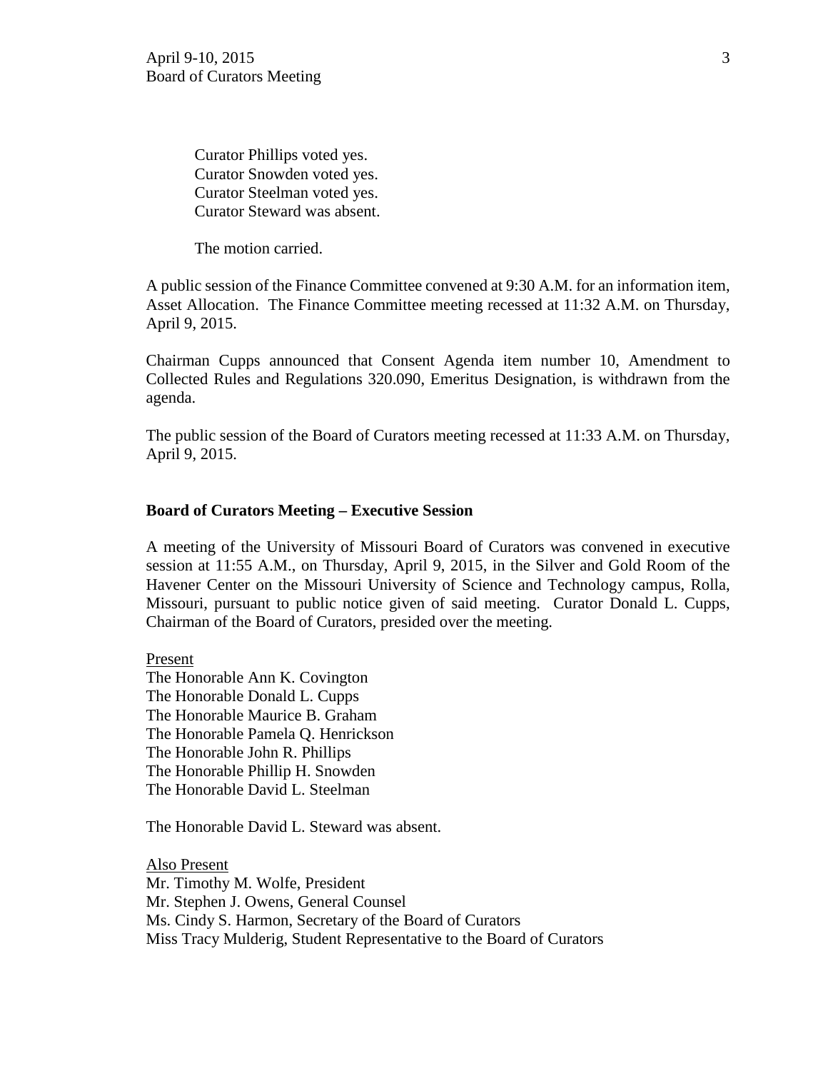Curator Phillips voted yes.
Curator Snowden voted yes.
Curator Steelman voted yes.
Curator Steward was absent.

The motion carried.

A public session of the Finance Committee convened at 9:30 A.M. for an information item, Asset Allocation. The Finance Committee meeting recessed at 11:32 A.M. on Thursday, April 9, 2015.

Chairman Cupps announced that Consent Agenda item number 10, Amendment to Collected Rules and Regulations 320.090, Emeritus Designation, is withdrawn from the agenda.

The public session of the Board of Curators meeting recessed at 11:33 A.M. on Thursday, April 9, 2015.

**Board of Curators Meeting – Executive Session**

A meeting of the University of Missouri Board of Curators was convened in executive session at 11:55 A.M., on Thursday, April 9, 2015, in the Silver and Gold Room of the Havener Center on the Missouri University of Science and Technology campus, Rolla, Missouri, pursuant to public notice given of said meeting. Curator Donald L. Cupps, Chairman of the Board of Curators, presided over the meeting.

Present
The Honorable Ann K. Covington
The Honorable Donald L. Cupps
The Honorable Maurice B. Graham
The Honorable Pamela Q. Henrickson
The Honorable John R. Phillips
The Honorable Phillip H. Snowden
The Honorable David L. Steelman

The Honorable David L. Steward was absent.

Also Present
Mr. Timothy M. Wolfe, President
Mr. Stephen J. Owens, General Counsel
Ms. Cindy S. Harmon, Secretary of the Board of Curators
Miss Tracy Mulderig, Student Representative to the Board of Curators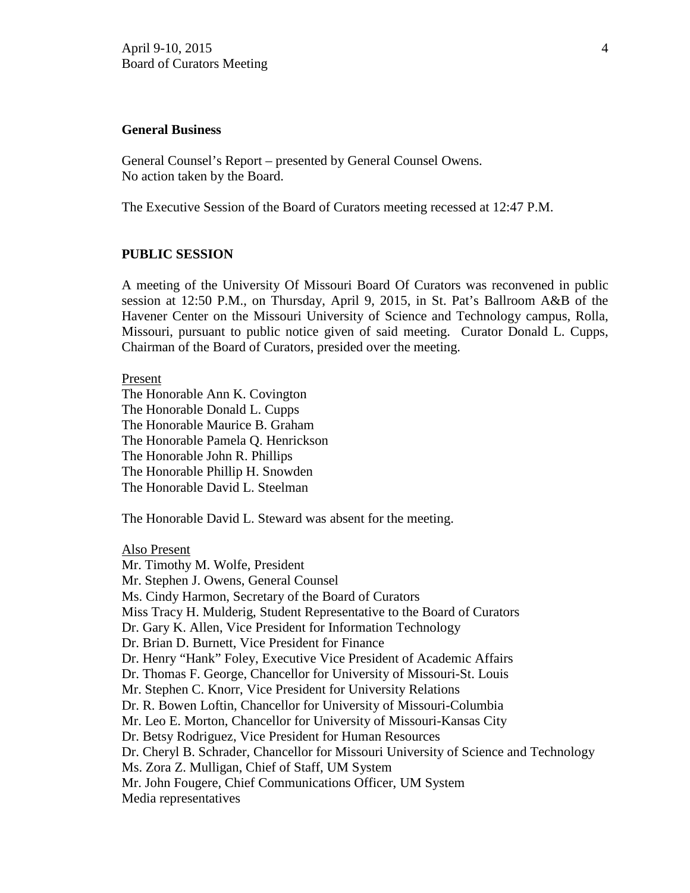**General Business**

General Counsel's Report – presented by General Counsel Owens.
No action taken by the Board.

The Executive Session of the Board of Curators meeting recessed at 12:47 P.M.

**PUBLIC SESSION**

A meeting of the University Of Missouri Board Of Curators was reconvened in public session at 12:50 P.M., on Thursday, April 9, 2015, in St. Pat's Ballroom A&B of the Havener Center on the Missouri University of Science and Technology campus, Rolla, Missouri, pursuant to public notice given of said meeting. Curator Donald L. Cupps, Chairman of the Board of Curators, presided over the meeting.

Present
The Honorable Ann K. Covington
The Honorable Donald L. Cupps
The Honorable Maurice B. Graham
The Honorable Pamela Q. Henrickson
The Honorable John R. Phillips
The Honorable Phillip H. Snowden
The Honorable David L. Steelman

The Honorable David L. Steward was absent for the meeting.

Also Present
Mr. Timothy M. Wolfe, President
Mr. Stephen J. Owens, General Counsel
Ms. Cindy Harmon, Secretary of the Board of Curators
Miss Tracy H. Mulderig, Student Representative to the Board of Curators
Dr. Gary K. Allen, Vice President for Information Technology
Dr. Brian D. Burnett, Vice President for Finance
Dr. Henry "Hank" Foley, Executive Vice President of Academic Affairs
Dr. Thomas F. George, Chancellor for University of Missouri-St. Louis
Mr. Stephen C. Knorr, Vice President for University Relations
Dr. R. Bowen Loftin, Chancellor for University of Missouri-Columbia
Mr. Leo E. Morton, Chancellor for University of Missouri-Kansas City
Dr. Betsy Rodriguez, Vice President for Human Resources
Dr. Cheryl B. Schrader, Chancellor for Missouri University of Science and Technology
Ms. Zora Z. Mulligan, Chief of Staff, UM System
Mr. John Fougere, Chief Communications Officer, UM System
Media representatives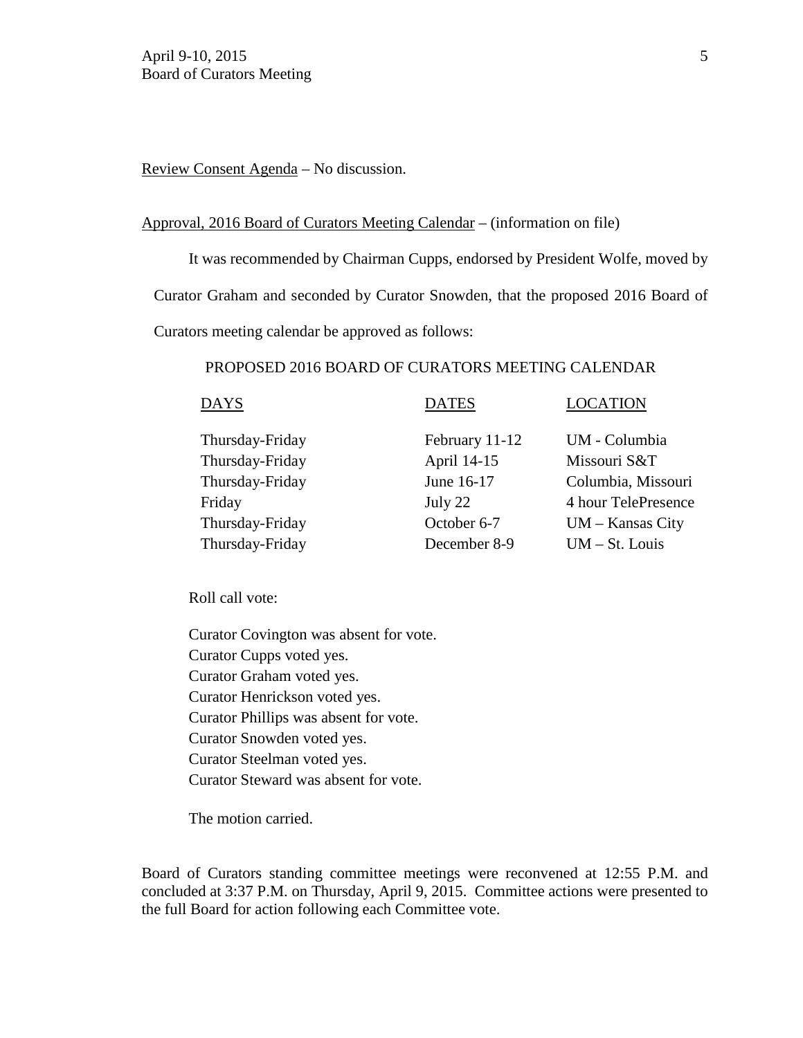Review Consent Agenda – No discussion.

Approval, 2016 Board of Curators Meeting Calendar – (information on file)

It was recommended by Chairman Cupps, endorsed by President Wolfe, moved by Curator Graham and seconded by Curator Snowden, that the proposed 2016 Board of Curators meeting calendar be approved as follows:

PROPOSED 2016 BOARD OF CURATORS MEETING CALENDAR

| DAYS | DATES | LOCATION |
|---|---|---|
| Thursday-Friday | February 11-12 | UM - Columbia |
| Thursday-Friday | April 14-15 | Missouri S&T |
| Thursday-Friday | June 16-17 | Columbia, Missouri |
| Friday | July 22 | 4 hour TelePresence |
| Thursday-Friday | October 6-7 | UM – Kansas City |
| Thursday-Friday | December 8-9 | UM – St. Louis |

Roll call vote:

Curator Covington was absent for vote.
Curator Cupps voted yes.
Curator Graham voted yes.
Curator Henrickson voted yes.
Curator Phillips was absent for vote.
Curator Snowden voted yes.
Curator Steelman voted yes.
Curator Steward was absent for vote.

The motion carried.

Board of Curators standing committee meetings were reconvened at 12:55 P.M. and concluded at 3:37 P.M. on Thursday, April 9, 2015. Committee actions were presented to the full Board for action following each Committee vote.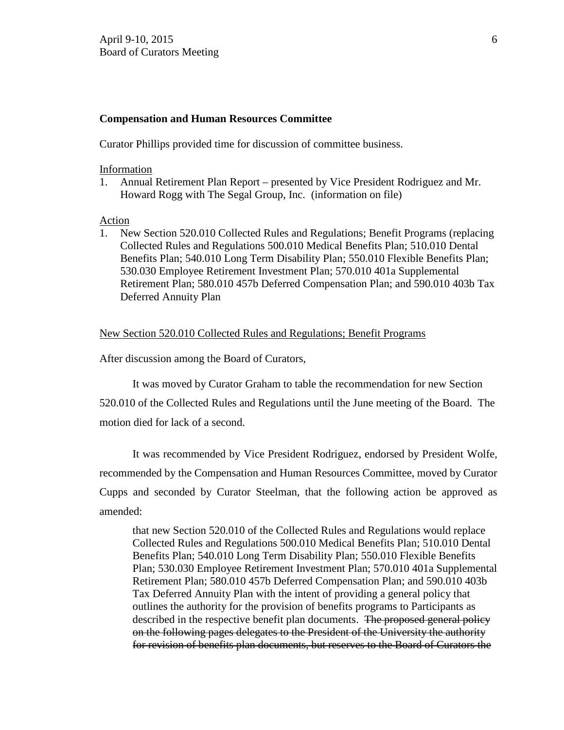**Compensation and Human Resources Committee**

Curator Phillips provided time for discussion of committee business.

Information

1. Annual Retirement Plan Report – presented by Vice President Rodriguez and Mr. Howard Rogg with The Segal Group, Inc. (information on file)

Action

1. New Section 520.010 Collected Rules and Regulations; Benefit Programs (replacing Collected Rules and Regulations 500.010 Medical Benefits Plan; 510.010 Dental Benefits Plan; 540.010 Long Term Disability Plan; 550.010 Flexible Benefits Plan; 530.030 Employee Retirement Investment Plan; 570.010 401a Supplemental Retirement Plan; 580.010 457b Deferred Compensation Plan; and 590.010 403b Tax Deferred Annuity Plan

New Section 520.010 Collected Rules and Regulations; Benefit Programs

After discussion among the Board of Curators,

It was moved by Curator Graham to table the recommendation for new Section 520.010 of the Collected Rules and Regulations until the June meeting of the Board. The motion died for lack of a second.

It was recommended by Vice President Rodriguez, endorsed by President Wolfe, recommended by the Compensation and Human Resources Committee, moved by Curator Cupps and seconded by Curator Steelman, that the following action be approved as amended:

> that new Section 520.010 of the Collected Rules and Regulations would replace Collected Rules and Regulations 500.010 Medical Benefits Plan; 510.010 Dental Benefits Plan; 540.010 Long Term Disability Plan; 550.010 Flexible Benefits Plan; 530.030 Employee Retirement Investment Plan; 570.010 401a Supplemental Retirement Plan; 580.010 457b Deferred Compensation Plan; and 590.010 403b Tax Deferred Annuity Plan with the intent of providing a general policy that outlines the authority for the provision of benefits programs to Participants as described in the respective benefit plan documents. ~~The proposed general policy on the following pages delegates to the President of the University the authority for revision of benefits plan documents, but reserves to the Board of Curators the~~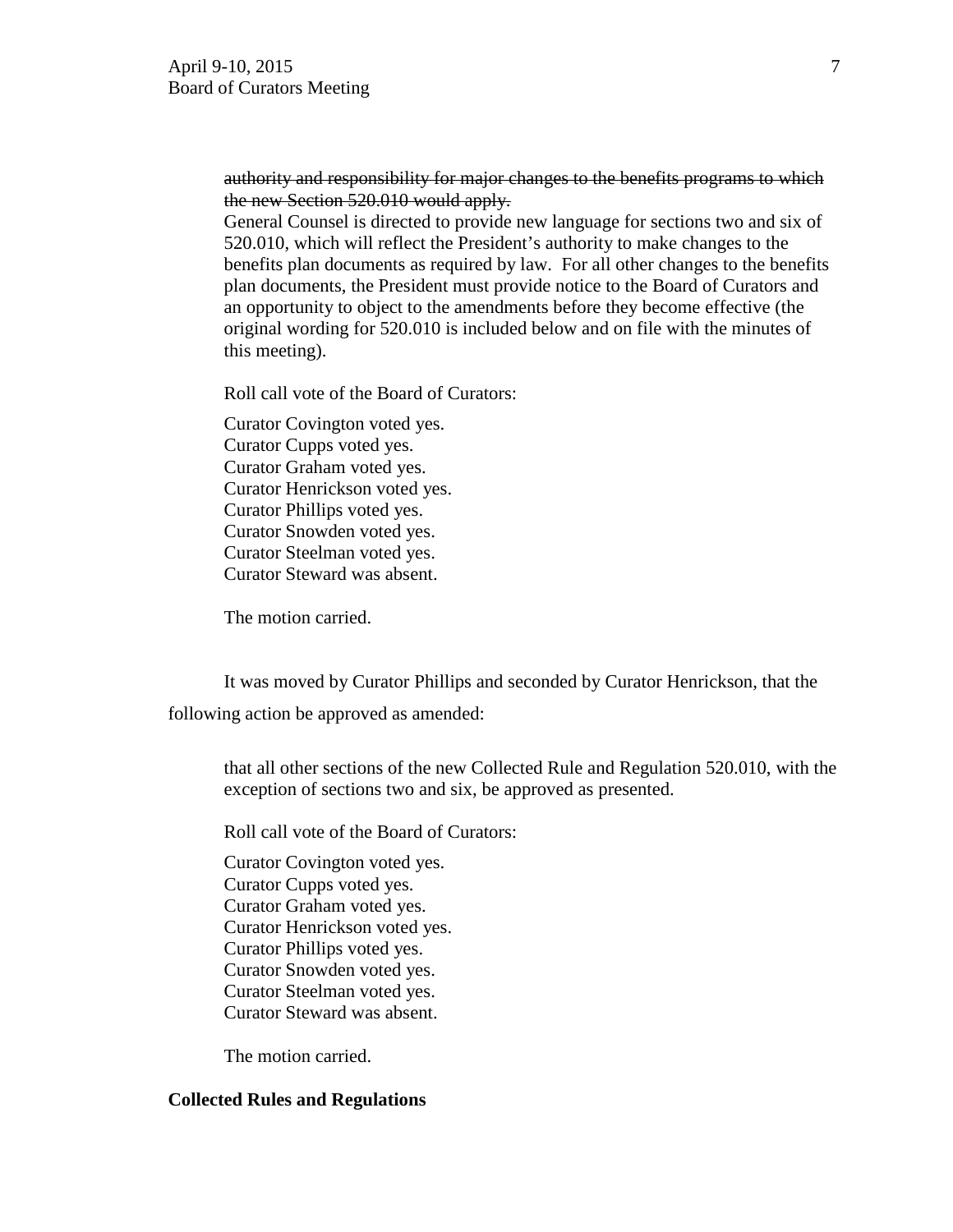~~authority and responsibility for major changes to the benefits programs to which the new Section 520.010 would apply.~~
General Counsel is directed to provide new language for sections two and six of 520.010, which will reflect the President's authority to make changes to the benefits plan documents as required by law. For all other changes to the benefits plan documents, the President must provide notice to the Board of Curators and an opportunity to object to the amendments before they become effective (the original wording for 520.010 is included below and on file with the minutes of this meeting).

Roll call vote of the Board of Curators:

Curator Covington voted yes.
Curator Cupps voted yes.
Curator Graham voted yes.
Curator Henrickson voted yes.
Curator Phillips voted yes.
Curator Snowden voted yes.
Curator Steelman voted yes.
Curator Steward was absent.

The motion carried.

It was moved by Curator Phillips and seconded by Curator Henrickson, that the following action be approved as amended:

that all other sections of the new Collected Rule and Regulation 520.010, with the exception of sections two and six, be approved as presented.

Roll call vote of the Board of Curators:

Curator Covington voted yes.
Curator Cupps voted yes.
Curator Graham voted yes.
Curator Henrickson voted yes.
Curator Phillips voted yes.
Curator Snowden voted yes.
Curator Steelman voted yes.
Curator Steward was absent.

The motion carried.

**Collected Rules and Regulations**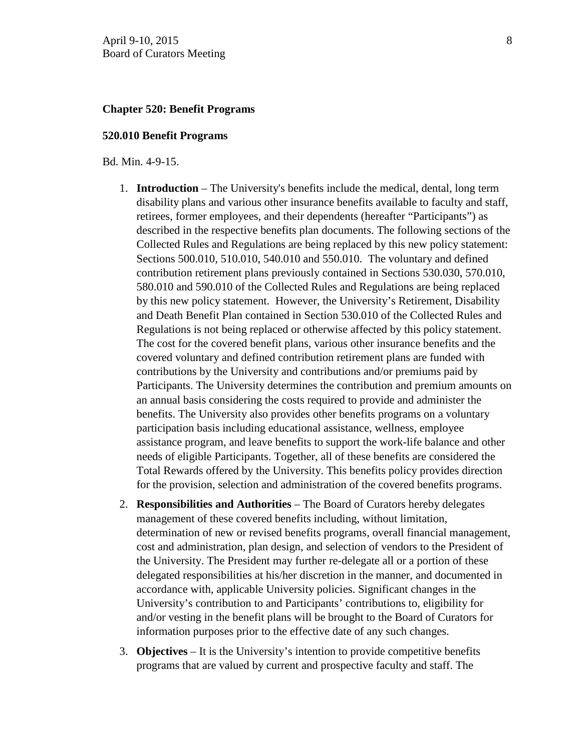**Chapter 520: Benefit Programs**

**520.010 Benefit Programs**

Bd. Min. 4-9-15.

1. **Introduction** – The University's benefits include the medical, dental, long term disability plans and various other insurance benefits available to faculty and staff, retirees, former employees, and their dependents (hereafter "Participants") as described in the respective benefits plan documents. The following sections of the Collected Rules and Regulations are being replaced by this new policy statement: Sections 500.010, 510.010, 540.010 and 550.010. The voluntary and defined contribution retirement plans previously contained in Sections 530.030, 570.010, 580.010 and 590.010 of the Collected Rules and Regulations are being replaced by this new policy statement. However, the University's Retirement, Disability and Death Benefit Plan contained in Section 530.010 of the Collected Rules and Regulations is not being replaced or otherwise affected by this policy statement. The cost for the covered benefit plans, various other insurance benefits and the covered voluntary and defined contribution retirement plans are funded with contributions by the University and contributions and/or premiums paid by Participants. The University determines the contribution and premium amounts on an annual basis considering the costs required to provide and administer the benefits. The University also provides other benefits programs on a voluntary participation basis including educational assistance, wellness, employee assistance program, and leave benefits to support the work-life balance and other needs of eligible Participants. Together, all of these benefits are considered the Total Rewards offered by the University. This benefits policy provides direction for the provision, selection and administration of the covered benefits programs.

2. **Responsibilities and Authorities** – The Board of Curators hereby delegates management of these covered benefits including, without limitation, determination of new or revised benefits programs, overall financial management, cost and administration, plan design, and selection of vendors to the President of the University. The President may further re-delegate all or a portion of these delegated responsibilities at his/her discretion in the manner, and documented in accordance with, applicable University policies. Significant changes in the University's contribution to and Participants' contributions to, eligibility for and/or vesting in the benefit plans will be brought to the Board of Curators for information purposes prior to the effective date of any such changes.

3. **Objectives** – It is the University's intention to provide competitive benefits programs that are valued by current and prospective faculty and staff. The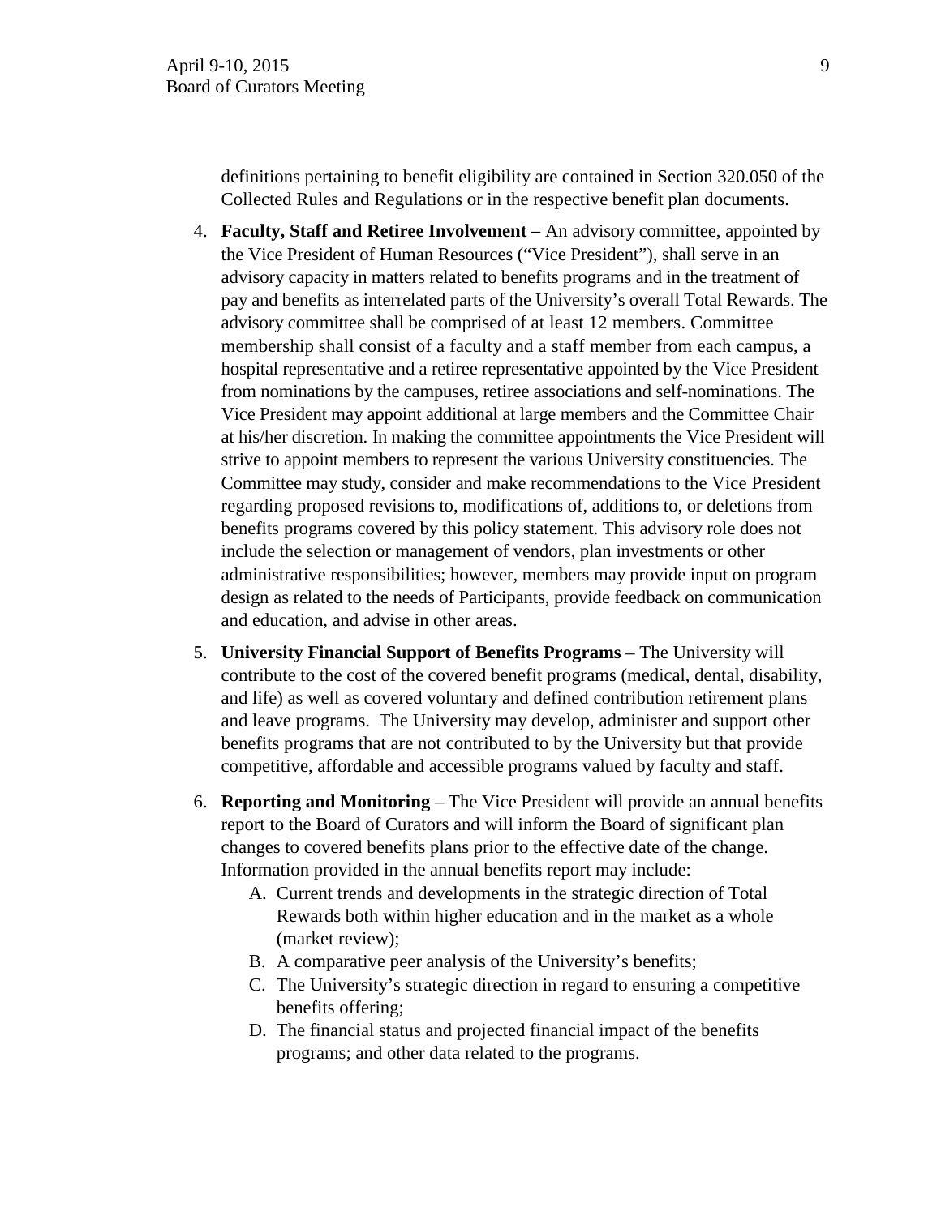definitions pertaining to benefit eligibility are contained in Section 320.050 of the Collected Rules and Regulations or in the respective benefit plan documents.

4. **Faculty, Staff and Retiree Involvement –** An advisory committee, appointed by the Vice President of Human Resources ("Vice President"), shall serve in an advisory capacity in matters related to benefits programs and in the treatment of pay and benefits as interrelated parts of the University's overall Total Rewards. The advisory committee shall be comprised of at least 12 members. Committee membership shall consist of a faculty and a staff member from each campus, a hospital representative and a retiree representative appointed by the Vice President from nominations by the campuses, retiree associations and self-nominations. The Vice President may appoint additional at large members and the Committee Chair at his/her discretion. In making the committee appointments the Vice President will strive to appoint members to represent the various University constituencies. The Committee may study, consider and make recommendations to the Vice President regarding proposed revisions to, modifications of, additions to, or deletions from benefits programs covered by this policy statement. This advisory role does not include the selection or management of vendors, plan investments or other administrative responsibilities; however, members may provide input on program design as related to the needs of Participants, provide feedback on communication and education, and advise in other areas.

5. **University Financial Support of Benefits Programs** – The University will contribute to the cost of the covered benefit programs (medical, dental, disability, and life) as well as covered voluntary and defined contribution retirement plans and leave programs. The University may develop, administer and support other benefits programs that are not contributed to by the University but that provide competitive, affordable and accessible programs valued by faculty and staff.

6. **Reporting and Monitoring** – The Vice President will provide an annual benefits report to the Board of Curators and will inform the Board of significant plan changes to covered benefits plans prior to the effective date of the change. Information provided in the annual benefits report may include:
   A. Current trends and developments in the strategic direction of Total Rewards both within higher education and in the market as a whole (market review);
   B. A comparative peer analysis of the University's benefits;
   C. The University's strategic direction in regard to ensuring a competitive benefits offering;
   D. The financial status and projected financial impact of the benefits programs; and other data related to the programs.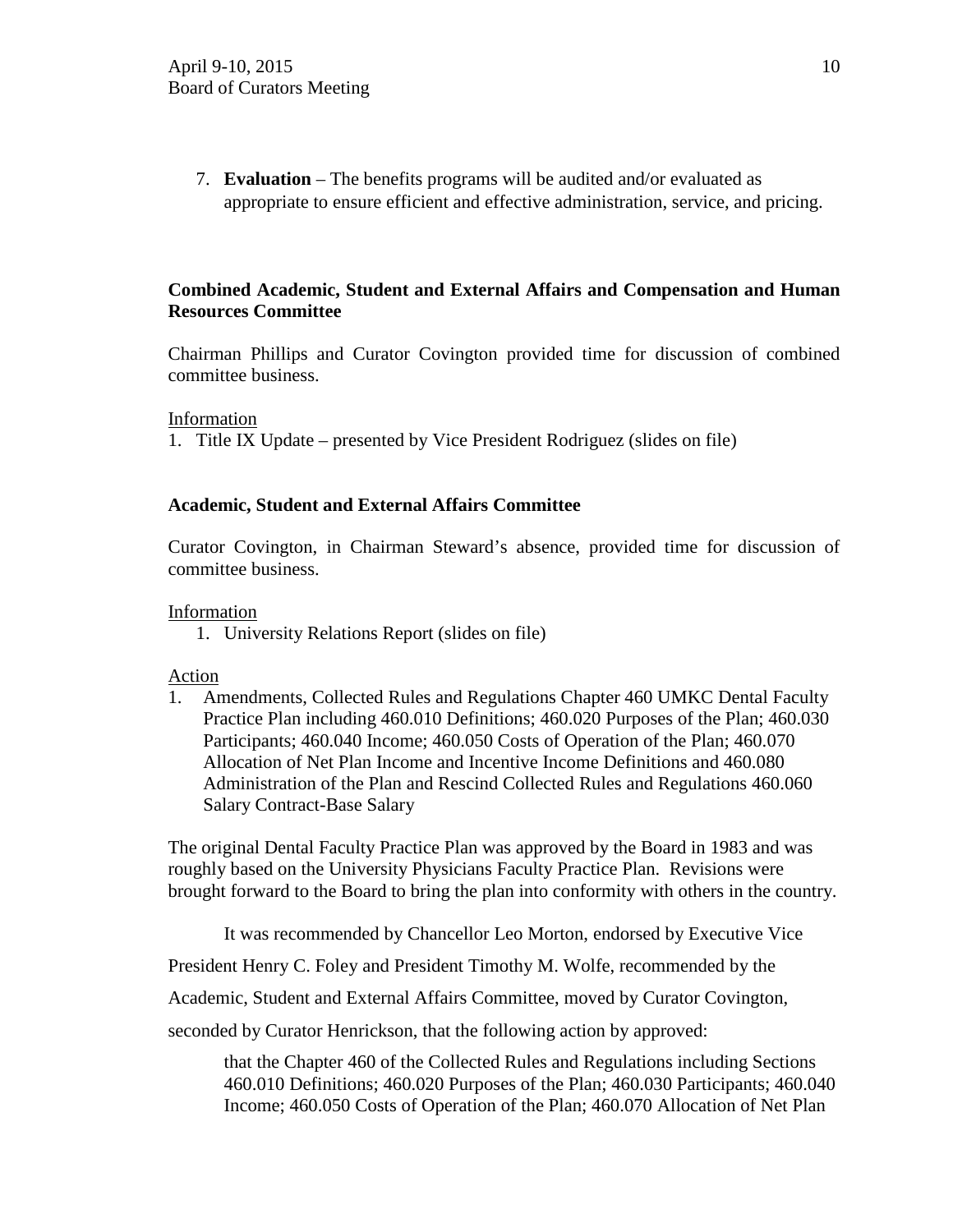7. **Evaluation** – The benefits programs will be audited and/or evaluated as appropriate to ensure efficient and effective administration, service, and pricing.

**Combined Academic, Student and External Affairs and Compensation and Human Resources Committee**

Chairman Phillips and Curator Covington provided time for discussion of combined committee business.

Information

1. Title IX Update – presented by Vice President Rodriguez (slides on file)

**Academic, Student and External Affairs Committee**

Curator Covington, in Chairman Steward's absence, provided time for discussion of committee business.

Information

1. University Relations Report (slides on file)

Action

1. Amendments, Collected Rules and Regulations Chapter 460 UMKC Dental Faculty Practice Plan including 460.010 Definitions; 460.020 Purposes of the Plan; 460.030 Participants; 460.040 Income; 460.050 Costs of Operation of the Plan; 460.070 Allocation of Net Plan Income and Incentive Income Definitions and 460.080 Administration of the Plan and Rescind Collected Rules and Regulations 460.060 Salary Contract-Base Salary

The original Dental Faculty Practice Plan was approved by the Board in 1983 and was roughly based on the University Physicians Faculty Practice Plan. Revisions were brought forward to the Board to bring the plan into conformity with others in the country.

It was recommended by Chancellor Leo Morton, endorsed by Executive Vice President Henry C. Foley and President Timothy M. Wolfe, recommended by the Academic, Student and External Affairs Committee, moved by Curator Covington, seconded by Curator Henrickson, that the following action by approved:

> that the Chapter 460 of the Collected Rules and Regulations including Sections 460.010 Definitions; 460.020 Purposes of the Plan; 460.030 Participants; 460.040 Income; 460.050 Costs of Operation of the Plan; 460.070 Allocation of Net Plan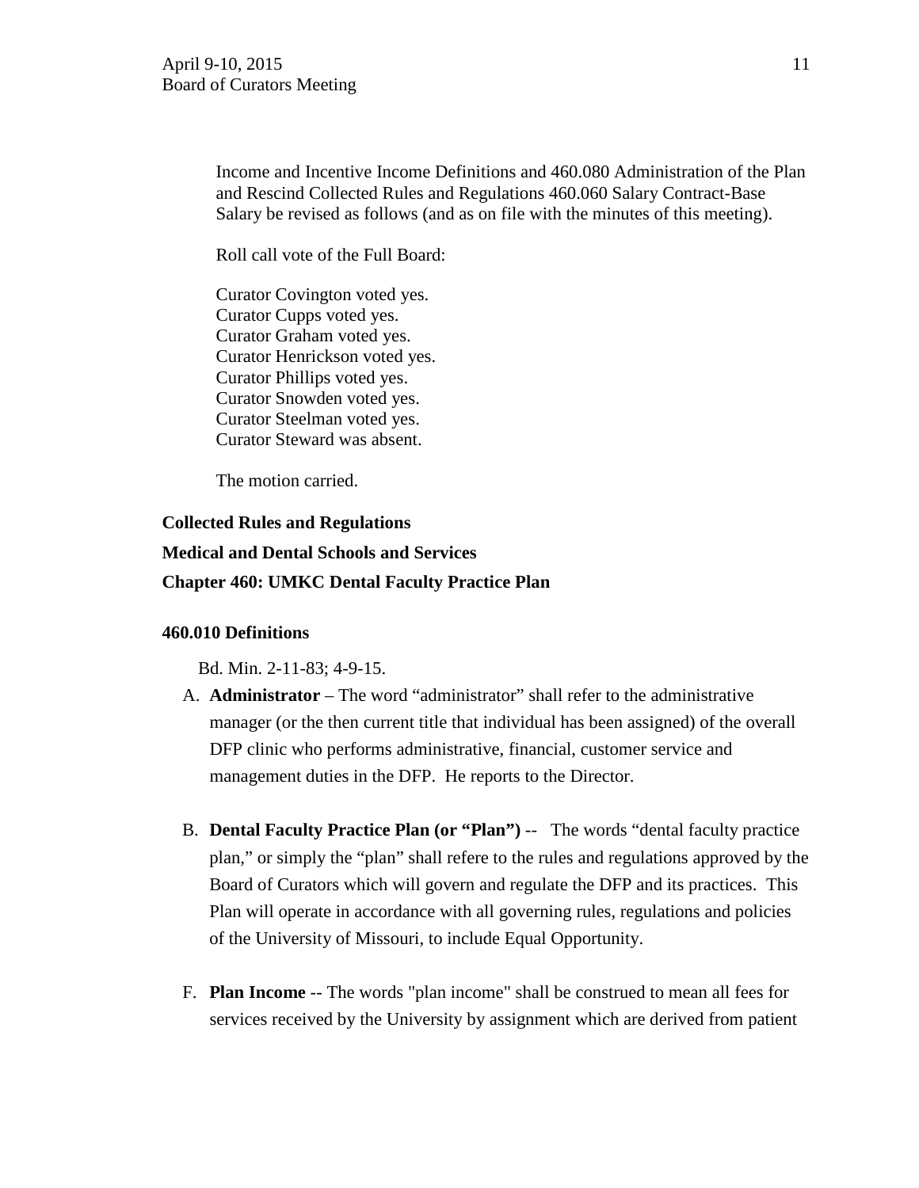Income and Incentive Income Definitions and 460.080 Administration of the Plan and Rescind Collected Rules and Regulations 460.060 Salary Contract-Base Salary be revised as follows (and as on file with the minutes of this meeting).

Roll call vote of the Full Board:

Curator Covington voted yes.
Curator Cupps voted yes.
Curator Graham voted yes.
Curator Henrickson voted yes.
Curator Phillips voted yes.
Curator Snowden voted yes.
Curator Steelman voted yes.
Curator Steward was absent.

The motion carried.

**Collected Rules and Regulations**

**Medical and Dental Schools and Services**

**Chapter 460: UMKC Dental Faculty Practice Plan**

**460.010 Definitions**

Bd. Min. 2-11-83; 4-9-15.

A. **Administrator** – The word "administrator" shall refer to the administrative manager (or the then current title that individual has been assigned) of the overall DFP clinic who performs administrative, financial, customer service and management duties in the DFP. He reports to the Director.

B. **Dental Faculty Practice Plan (or "Plan")** -- The words "dental faculty practice plan," or simply the "plan" shall refere to the rules and regulations approved by the Board of Curators which will govern and regulate the DFP and its practices. This Plan will operate in accordance with all governing rules, regulations and policies of the University of Missouri, to include Equal Opportunity.

F. **Plan Income** -- The words "plan income" shall be construed to mean all fees for services received by the University by assignment which are derived from patient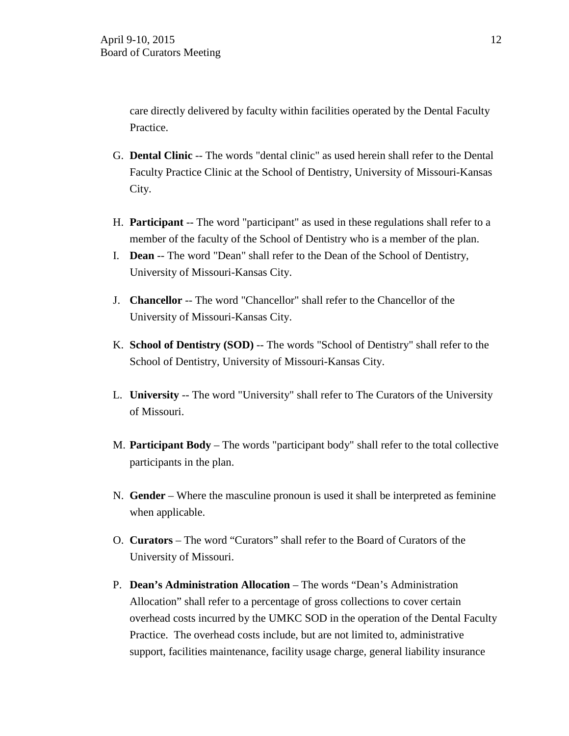care directly delivered by faculty within facilities operated by the Dental Faculty Practice.

G. **Dental Clinic** -- The words "dental clinic" as used herein shall refer to the Dental Faculty Practice Clinic at the School of Dentistry, University of Missouri-Kansas City.

H. **Participant** -- The word "participant" as used in these regulations shall refer to a member of the faculty of the School of Dentistry who is a member of the plan.

I. **Dean** -- The word "Dean" shall refer to the Dean of the School of Dentistry, University of Missouri-Kansas City.

J. **Chancellor** -- The word "Chancellor" shall refer to the Chancellor of the University of Missouri-Kansas City.

K. **School of Dentistry (SOD)** -- The words "School of Dentistry" shall refer to the School of Dentistry, University of Missouri-Kansas City.

L. **University** -- The word "University" shall refer to The Curators of the University of Missouri.

M. **Participant Body** – The words "participant body" shall refer to the total collective participants in the plan.

N. **Gender** – Where the masculine pronoun is used it shall be interpreted as feminine when applicable.

O. **Curators** – The word "Curators" shall refer to the Board of Curators of the University of Missouri.

P. **Dean's Administration Allocation** – The words "Dean's Administration Allocation" shall refer to a percentage of gross collections to cover certain overhead costs incurred by the UMKC SOD in the operation of the Dental Faculty Practice. The overhead costs include, but are not limited to, administrative support, facilities maintenance, facility usage charge, general liability insurance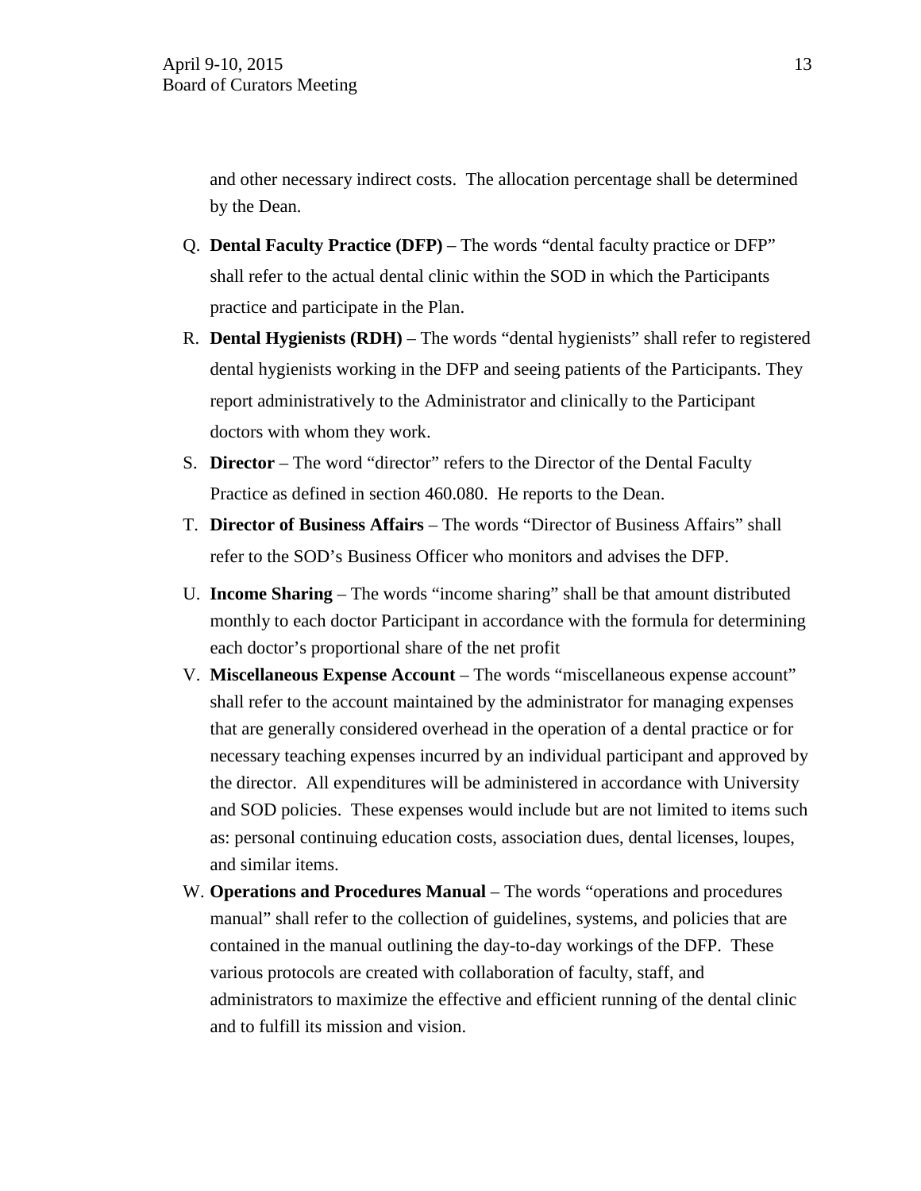and other necessary indirect costs. The allocation percentage shall be determined by the Dean.

Q. **Dental Faculty Practice (DFP)** – The words "dental faculty practice or DFP" shall refer to the actual dental clinic within the SOD in which the Participants practice and participate in the Plan.

R. **Dental Hygienists (RDH)** – The words "dental hygienists" shall refer to registered dental hygienists working in the DFP and seeing patients of the Participants. They report administratively to the Administrator and clinically to the Participant doctors with whom they work.

S. **Director** – The word "director" refers to the Director of the Dental Faculty Practice as defined in section 460.080. He reports to the Dean.

T. **Director of Business Affairs** – The words "Director of Business Affairs" shall refer to the SOD's Business Officer who monitors and advises the DFP.

U. **Income Sharing** – The words "income sharing" shall be that amount distributed monthly to each doctor Participant in accordance with the formula for determining each doctor's proportional share of the net profit

V. **Miscellaneous Expense Account** – The words "miscellaneous expense account" shall refer to the account maintained by the administrator for managing expenses that are generally considered overhead in the operation of a dental practice or for necessary teaching expenses incurred by an individual participant and approved by the director. All expenditures will be administered in accordance with University and SOD policies. These expenses would include but are not limited to items such as: personal continuing education costs, association dues, dental licenses, loupes, and similar items.

W. **Operations and Procedures Manual** – The words "operations and procedures manual" shall refer to the collection of guidelines, systems, and policies that are contained in the manual outlining the day-to-day workings of the DFP. These various protocols are created with collaboration of faculty, staff, and administrators to maximize the effective and efficient running of the dental clinic and to fulfill its mission and vision.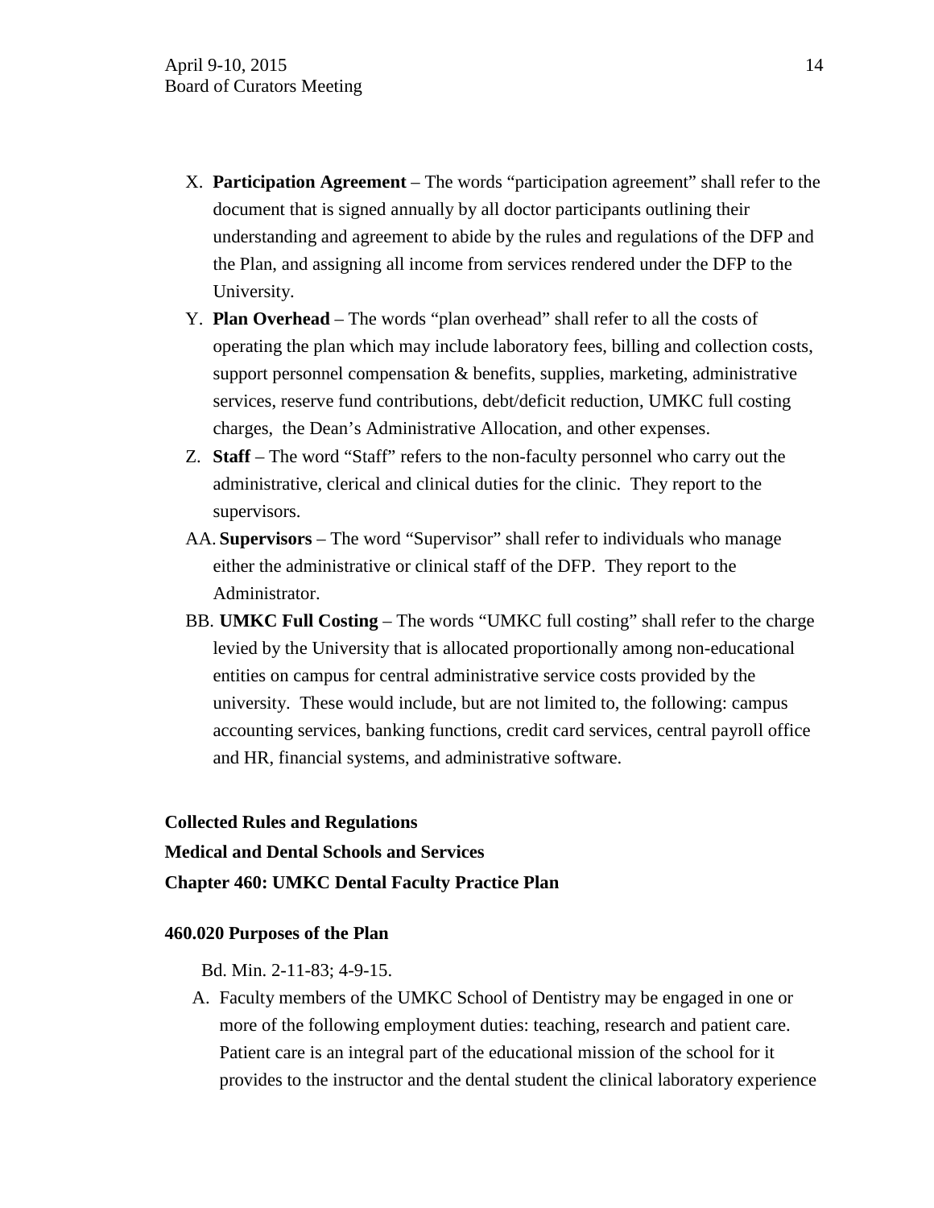X. **Participation Agreement** – The words "participation agreement" shall refer to the document that is signed annually by all doctor participants outlining their understanding and agreement to abide by the rules and regulations of the DFP and the Plan, and assigning all income from services rendered under the DFP to the University.

Y. **Plan Overhead** – The words "plan overhead" shall refer to all the costs of operating the plan which may include laboratory fees, billing and collection costs, support personnel compensation & benefits, supplies, marketing, administrative services, reserve fund contributions, debt/deficit reduction, UMKC full costing charges, the Dean's Administrative Allocation, and other expenses.

Z. **Staff** – The word "Staff" refers to the non-faculty personnel who carry out the administrative, clerical and clinical duties for the clinic. They report to the supervisors.

AA. **Supervisors** – The word "Supervisor" shall refer to individuals who manage either the administrative or clinical staff of the DFP. They report to the Administrator.

BB. **UMKC Full Costing** – The words "UMKC full costing" shall refer to the charge levied by the University that is allocated proportionally among non-educational entities on campus for central administrative service costs provided by the university. These would include, but are not limited to, the following: campus accounting services, banking functions, credit card services, central payroll office and HR, financial systems, and administrative software.

**Collected Rules and Regulations**

**Medical and Dental Schools and Services**

**Chapter 460: UMKC Dental Faculty Practice Plan**

**460.020 Purposes of the Plan**

Bd. Min. 2-11-83; 4-9-15.

A. Faculty members of the UMKC School of Dentistry may be engaged in one or more of the following employment duties: teaching, research and patient care. Patient care is an integral part of the educational mission of the school for it provides to the instructor and the dental student the clinical laboratory experience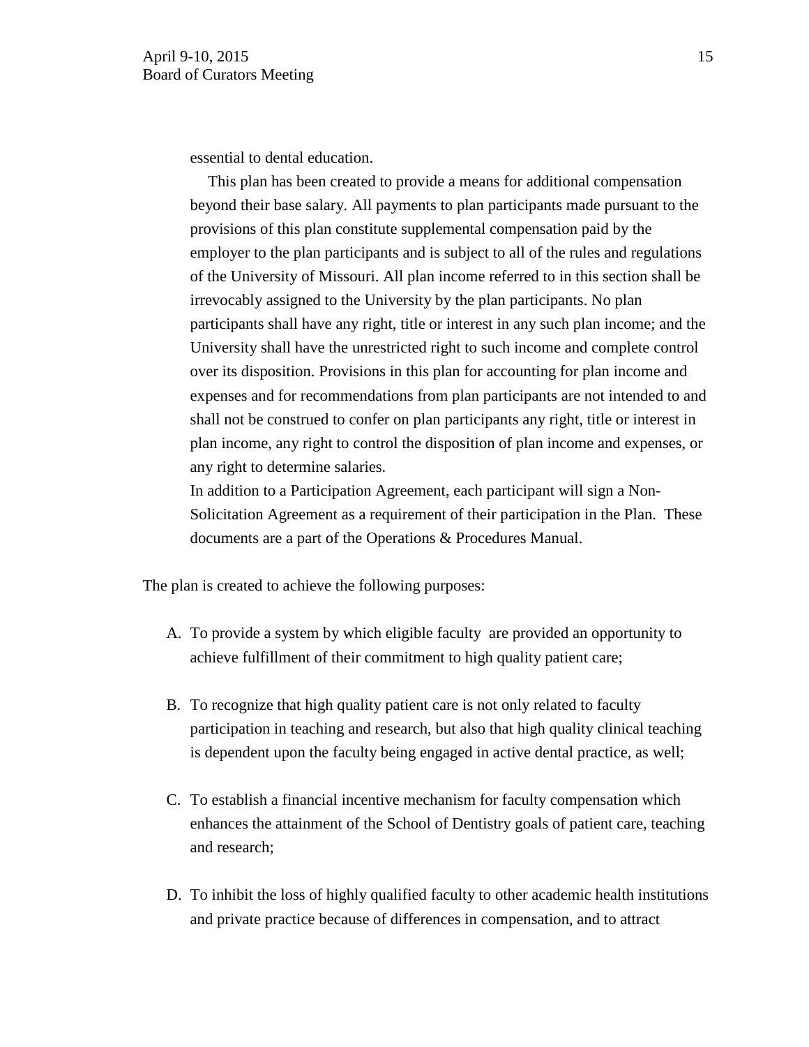essential to dental education.

This plan has been created to provide a means for additional compensation beyond their base salary. All payments to plan participants made pursuant to the provisions of this plan constitute supplemental compensation paid by the employer to the plan participants and is subject to all of the rules and regulations of the University of Missouri. All plan income referred to in this section shall be irrevocably assigned to the University by the plan participants. No plan participants shall have any right, title or interest in any such plan income; and the University shall have the unrestricted right to such income and complete control over its disposition. Provisions in this plan for accounting for plan income and expenses and for recommendations from plan participants are not intended to and shall not be construed to confer on plan participants any right, title or interest in plan income, any right to control the disposition of plan income and expenses, or any right to determine salaries.

In addition to a Participation Agreement, each participant will sign a Non-Solicitation Agreement as a requirement of their participation in the Plan. These documents are a part of the Operations & Procedures Manual.

The plan is created to achieve the following purposes:

A. To provide a system by which eligible faculty are provided an opportunity to achieve fulfillment of their commitment to high quality patient care;

B. To recognize that high quality patient care is not only related to faculty participation in teaching and research, but also that high quality clinical teaching is dependent upon the faculty being engaged in active dental practice, as well;

C. To establish a financial incentive mechanism for faculty compensation which enhances the attainment of the School of Dentistry goals of patient care, teaching and research;

D. To inhibit the loss of highly qualified faculty to other academic health institutions and private practice because of differences in compensation, and to attract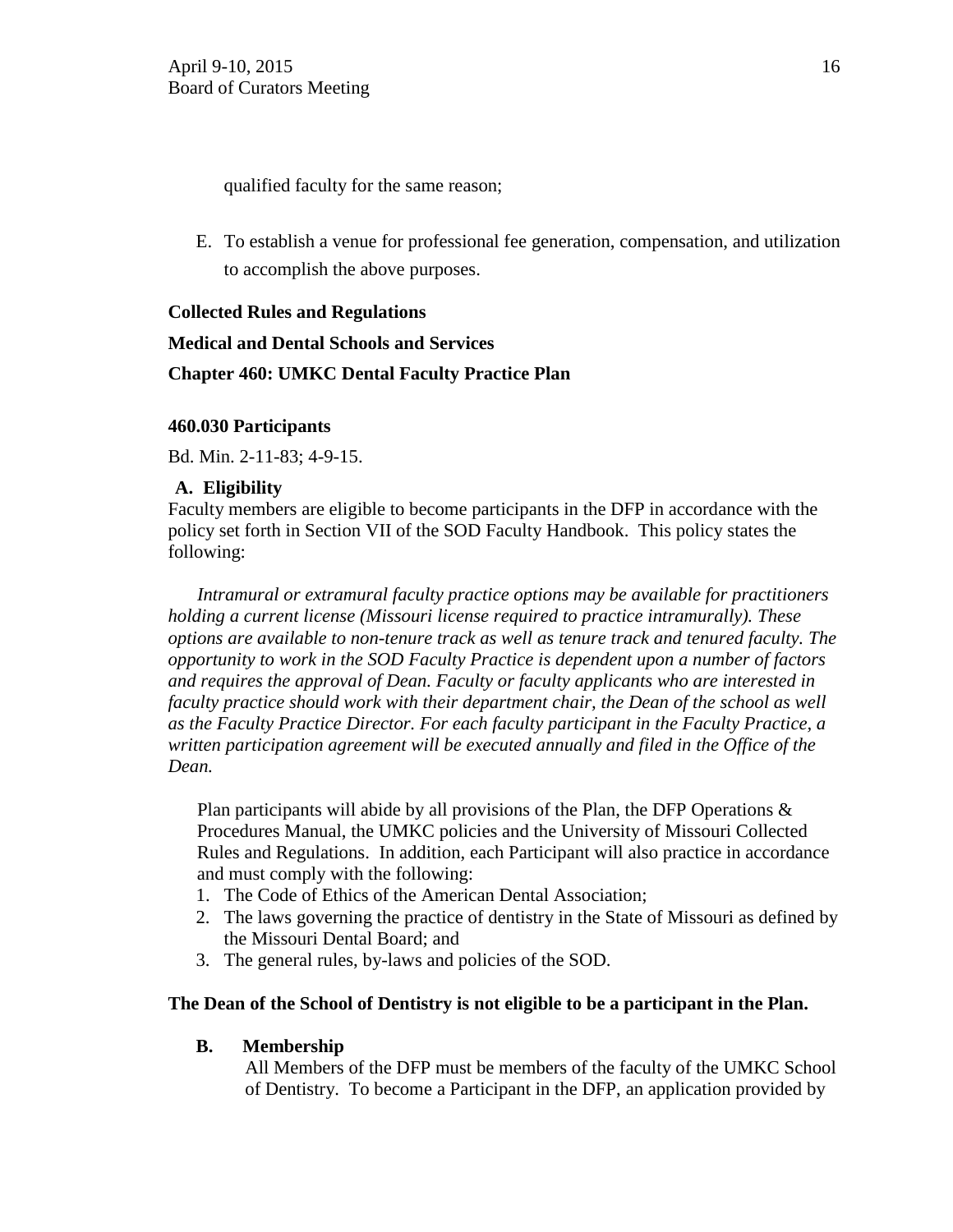qualified faculty for the same reason;

E. To establish a venue for professional fee generation, compensation, and utilization to accomplish the above purposes.

**Collected Rules and Regulations**

**Medical and Dental Schools and Services**

**Chapter 460: UMKC Dental Faculty Practice Plan**

**460.030 Participants**

Bd. Min. 2-11-83; 4-9-15.

**A. Eligibility**

Faculty members are eligible to become participants in the DFP in accordance with the policy set forth in Section VII of the SOD Faculty Handbook. This policy states the following:

*Intramural or extramural faculty practice options may be available for practitioners holding a current license (Missouri license required to practice intramurally). These options are available to non-tenure track as well as tenure track and tenured faculty. The opportunity to work in the SOD Faculty Practice is dependent upon a number of factors and requires the approval of Dean. Faculty or faculty applicants who are interested in faculty practice should work with their department chair, the Dean of the school as well as the Faculty Practice Director. For each faculty participant in the Faculty Practice, a written participation agreement will be executed annually and filed in the Office of the Dean.*

Plan participants will abide by all provisions of the Plan, the DFP Operations & Procedures Manual, the UMKC policies and the University of Missouri Collected Rules and Regulations. In addition, each Participant will also practice in accordance and must comply with the following:

1. The Code of Ethics of the American Dental Association;
2. The laws governing the practice of dentistry in the State of Missouri as defined by the Missouri Dental Board; and
3. The general rules, by-laws and policies of the SOD.

**The Dean of the School of Dentistry is not eligible to be a participant in the Plan.**

**B. Membership**

All Members of the DFP must be members of the faculty of the UMKC School of Dentistry. To become a Participant in the DFP, an application provided by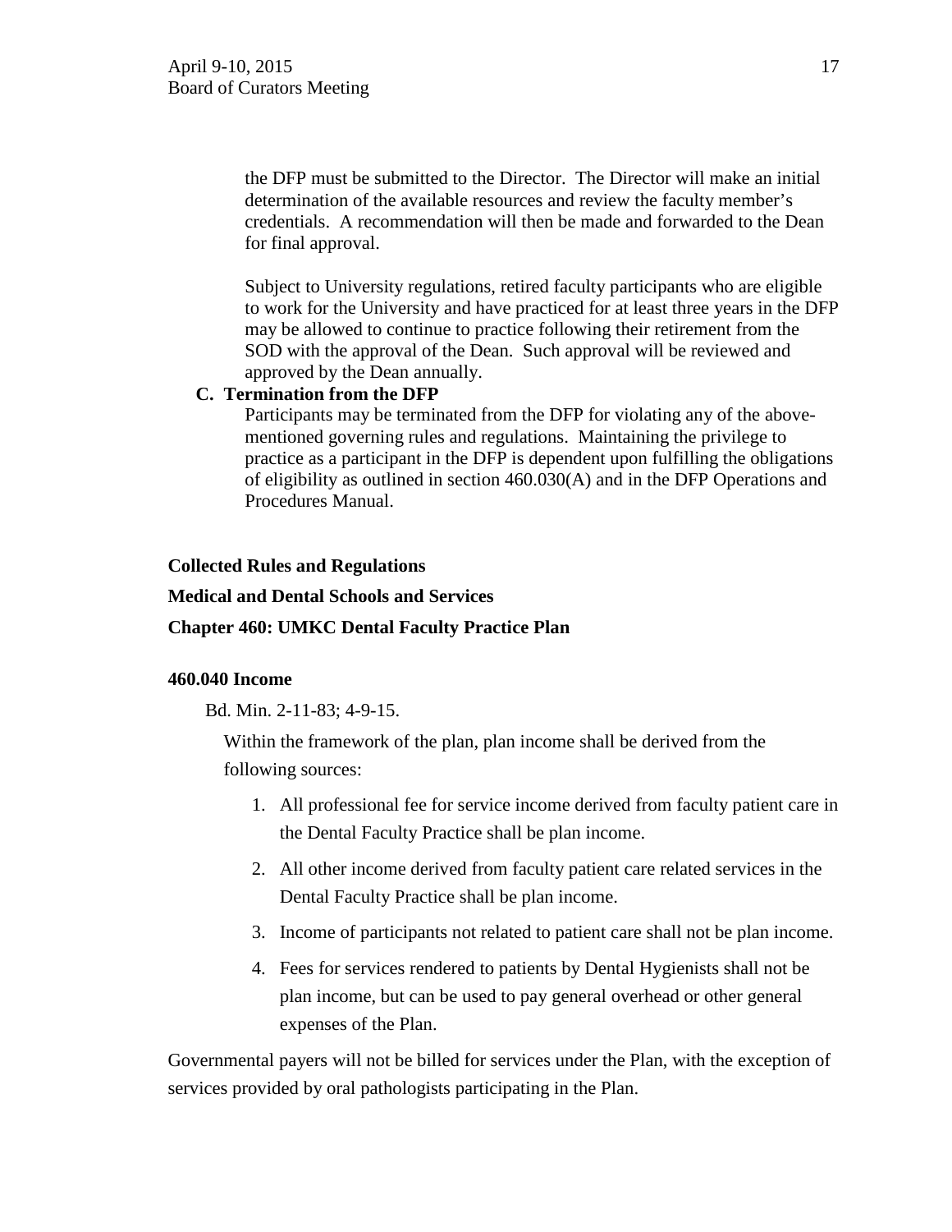the DFP must be submitted to the Director. The Director will make an initial determination of the available resources and review the faculty member's credentials. A recommendation will then be made and forwarded to the Dean for final approval.

Subject to University regulations, retired faculty participants who are eligible to work for the University and have practiced for at least three years in the DFP may be allowed to continue to practice following their retirement from the SOD with the approval of the Dean. Such approval will be reviewed and approved by the Dean annually.

**C. Termination from the DFP**

Participants may be terminated from the DFP for violating any of the above-mentioned governing rules and regulations. Maintaining the privilege to practice as a participant in the DFP is dependent upon fulfilling the obligations of eligibility as outlined in section 460.030(A) and in the DFP Operations and Procedures Manual.

**Collected Rules and Regulations**

**Medical and Dental Schools and Services**

**Chapter 460: UMKC Dental Faculty Practice Plan**

**460.040 Income**

Bd. Min. 2-11-83; 4-9-15.

Within the framework of the plan, plan income shall be derived from the following sources:

1. All professional fee for service income derived from faculty patient care in the Dental Faculty Practice shall be plan income.
2. All other income derived from faculty patient care related services in the Dental Faculty Practice shall be plan income.
3. Income of participants not related to patient care shall not be plan income.
4. Fees for services rendered to patients by Dental Hygienists shall not be plan income, but can be used to pay general overhead or other general expenses of the Plan.

Governmental payers will not be billed for services under the Plan, with the exception of services provided by oral pathologists participating in the Plan.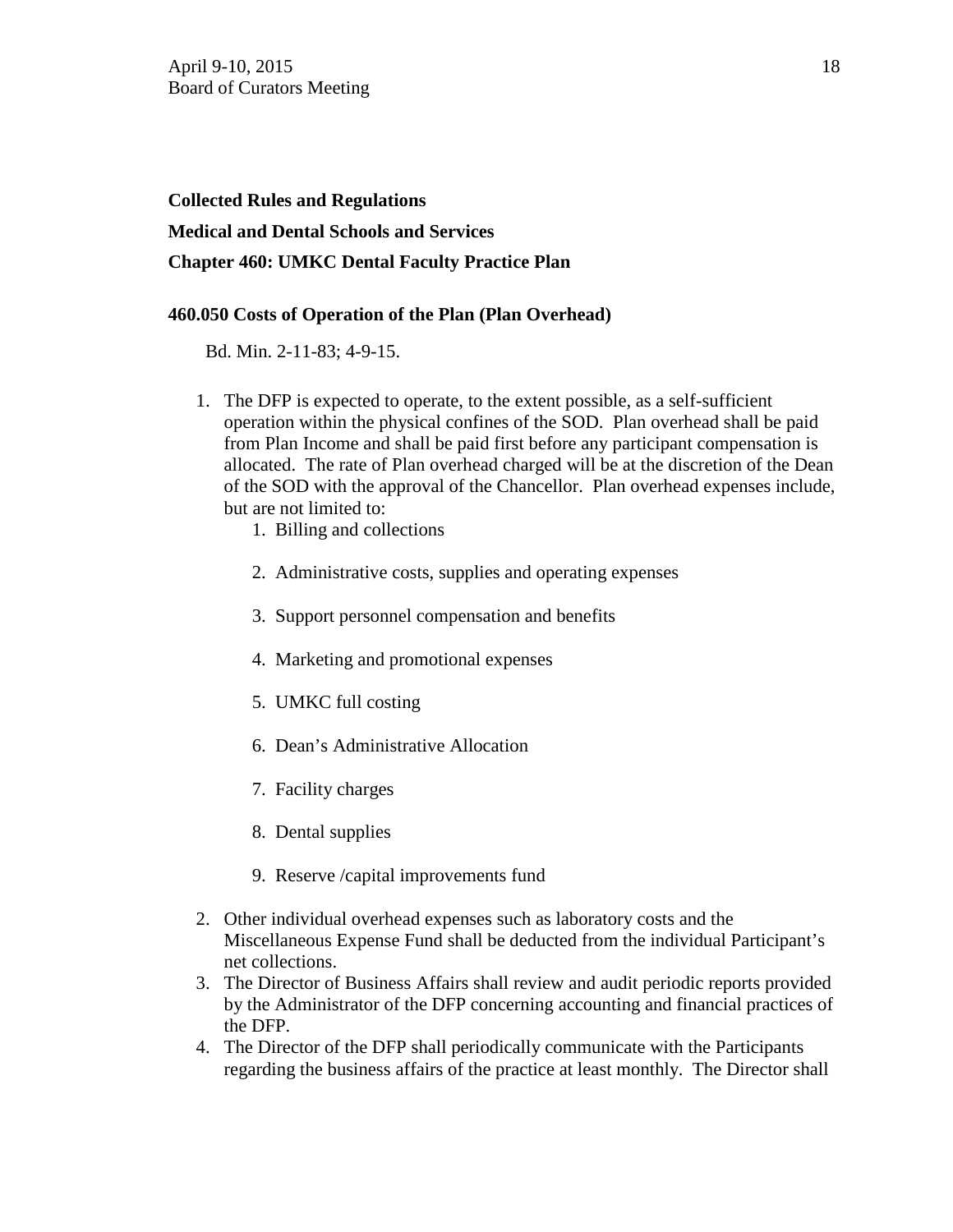**Collected Rules and Regulations**

**Medical and Dental Schools and Services**

**Chapter 460: UMKC Dental Faculty Practice Plan**

**460.050 Costs of Operation of the Plan (Plan Overhead)**

Bd. Min. 2-11-83; 4-9-15.

1. The DFP is expected to operate, to the extent possible, as a self-sufficient operation within the physical confines of the SOD. Plan overhead shall be paid from Plan Income and shall be paid first before any participant compensation is allocated. The rate of Plan overhead charged will be at the discretion of the Dean of the SOD with the approval of the Chancellor. Plan overhead expenses include, but are not limited to:
   1. Billing and collections
   2. Administrative costs, supplies and operating expenses
   3. Support personnel compensation and benefits
   4. Marketing and promotional expenses
   5. UMKC full costing
   6. Dean's Administrative Allocation
   7. Facility charges
   8. Dental supplies
   9. Reserve /capital improvements fund
2. Other individual overhead expenses such as laboratory costs and the Miscellaneous Expense Fund shall be deducted from the individual Participant's net collections.
3. The Director of Business Affairs shall review and audit periodic reports provided by the Administrator of the DFP concerning accounting and financial practices of the DFP.
4. The Director of the DFP shall periodically communicate with the Participants regarding the business affairs of the practice at least monthly. The Director shall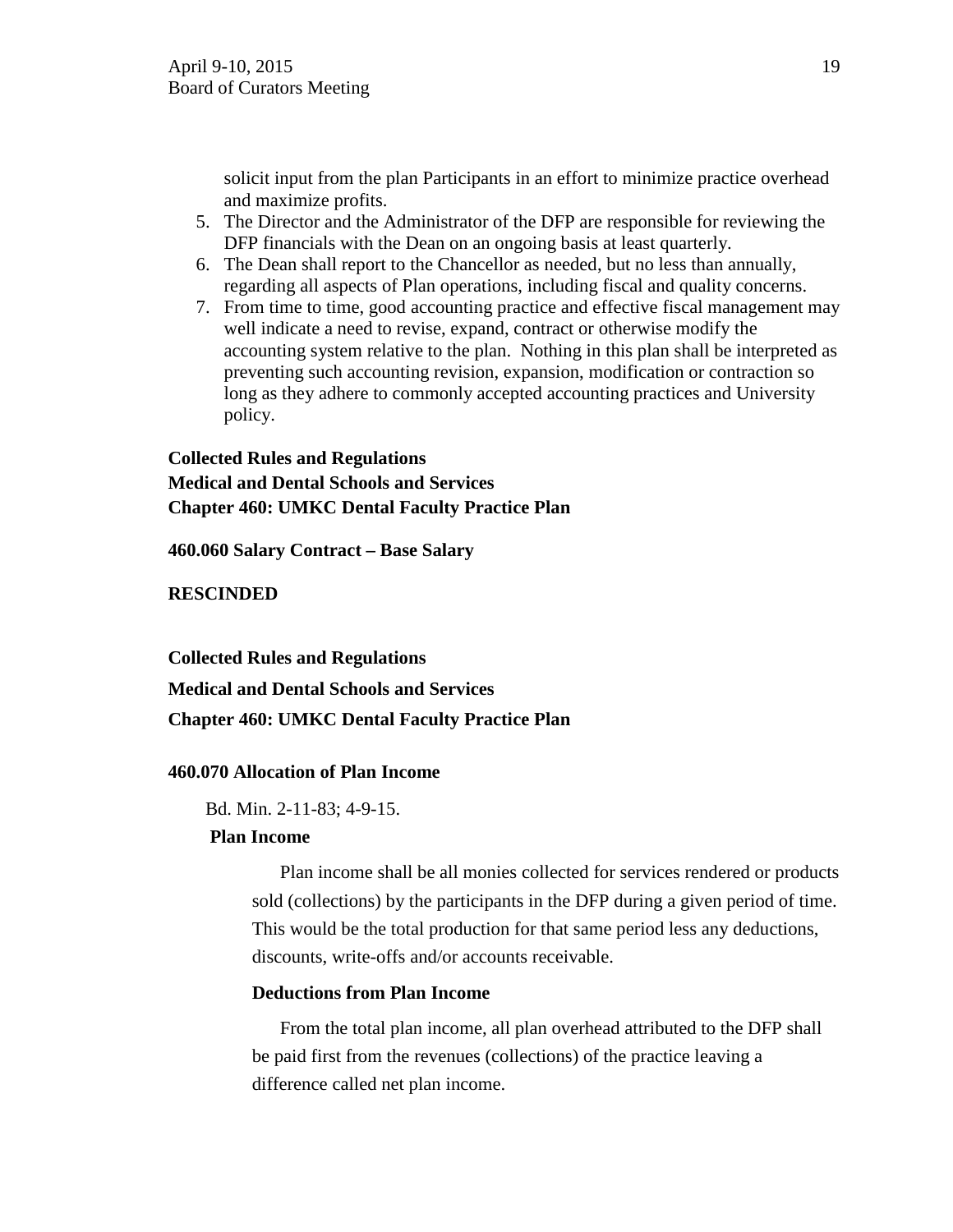solicit input from the plan Participants in an effort to minimize practice overhead and maximize profits.

5. The Director and the Administrator of the DFP are responsible for reviewing the DFP financials with the Dean on an ongoing basis at least quarterly.
6. The Dean shall report to the Chancellor as needed, but no less than annually, regarding all aspects of Plan operations, including fiscal and quality concerns.
7. From time to time, good accounting practice and effective fiscal management may well indicate a need to revise, expand, contract or otherwise modify the accounting system relative to the plan. Nothing in this plan shall be interpreted as preventing such accounting revision, expansion, modification or contraction so long as they adhere to commonly accepted accounting practices and University policy.

**Collected Rules and Regulations**
**Medical and Dental Schools and Services**
**Chapter 460: UMKC Dental Faculty Practice Plan**

**460.060 Salary Contract – Base Salary**

**RESCINDED**

**Collected Rules and Regulations**

**Medical and Dental Schools and Services**

**Chapter 460: UMKC Dental Faculty Practice Plan**

**460.070 Allocation of Plan Income**

Bd. Min. 2-11-83; 4-9-15.

**Plan Income**

Plan income shall be all monies collected for services rendered or products sold (collections) by the participants in the DFP during a given period of time. This would be the total production for that same period less any deductions, discounts, write-offs and/or accounts receivable.

**Deductions from Plan Income**

From the total plan income, all plan overhead attributed to the DFP shall be paid first from the revenues (collections) of the practice leaving a difference called net plan income.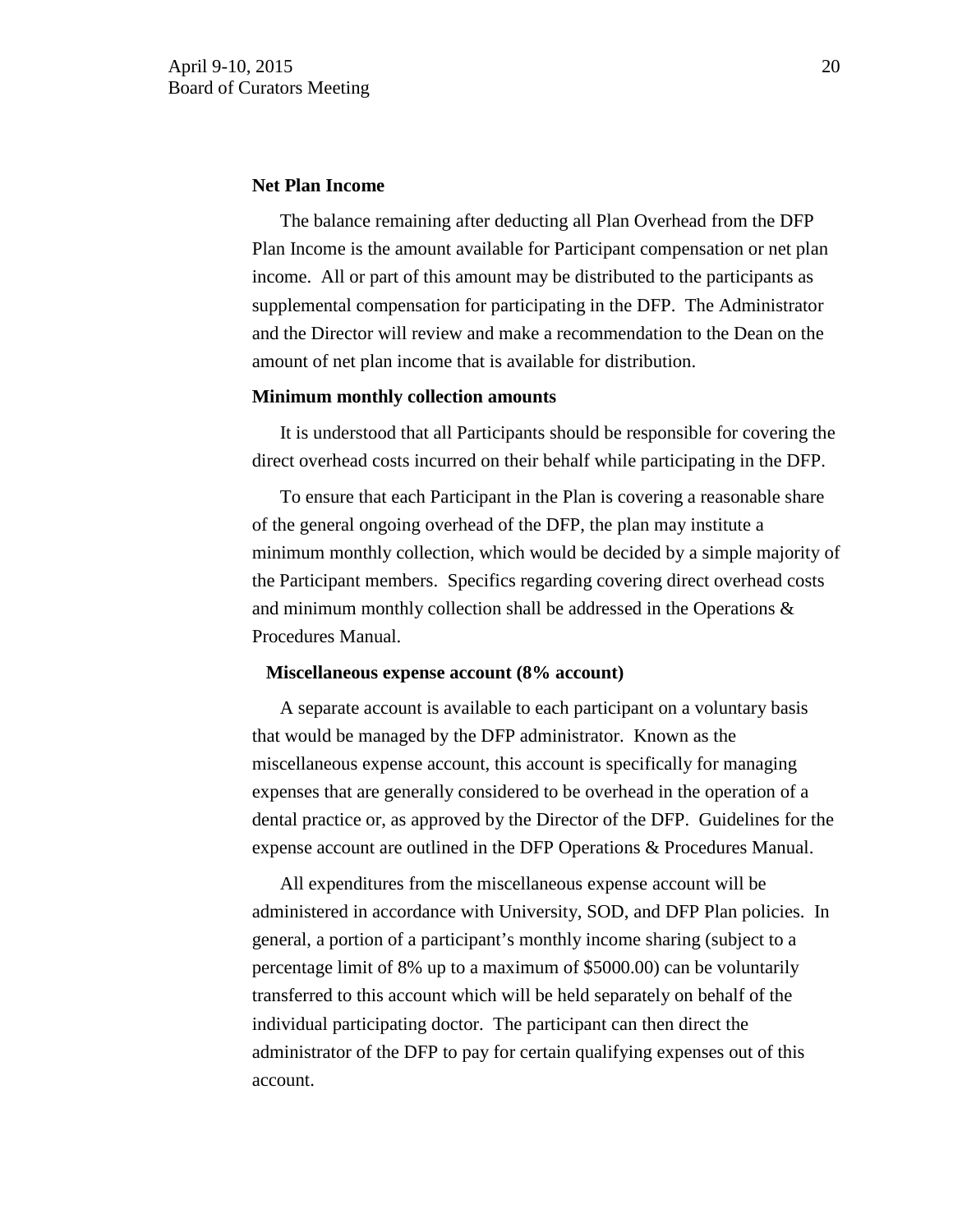**Net Plan Income**

The balance remaining after deducting all Plan Overhead from the DFP Plan Income is the amount available for Participant compensation or net plan income. All or part of this amount may be distributed to the participants as supplemental compensation for participating in the DFP. The Administrator and the Director will review and make a recommendation to the Dean on the amount of net plan income that is available for distribution.

**Minimum monthly collection amounts**

It is understood that all Participants should be responsible for covering the direct overhead costs incurred on their behalf while participating in the DFP.

To ensure that each Participant in the Plan is covering a reasonable share of the general ongoing overhead of the DFP, the plan may institute a minimum monthly collection, which would be decided by a simple majority of the Participant members. Specifics regarding covering direct overhead costs and minimum monthly collection shall be addressed in the Operations & Procedures Manual.

**Miscellaneous expense account (8% account)**

A separate account is available to each participant on a voluntary basis that would be managed by the DFP administrator. Known as the miscellaneous expense account, this account is specifically for managing expenses that are generally considered to be overhead in the operation of a dental practice or, as approved by the Director of the DFP. Guidelines for the expense account are outlined in the DFP Operations & Procedures Manual.

All expenditures from the miscellaneous expense account will be administered in accordance with University, SOD, and DFP Plan policies. In general, a portion of a participant's monthly income sharing (subject to a percentage limit of 8% up to a maximum of $5000.00) can be voluntarily transferred to this account which will be held separately on behalf of the individual participating doctor. The participant can then direct the administrator of the DFP to pay for certain qualifying expenses out of this account.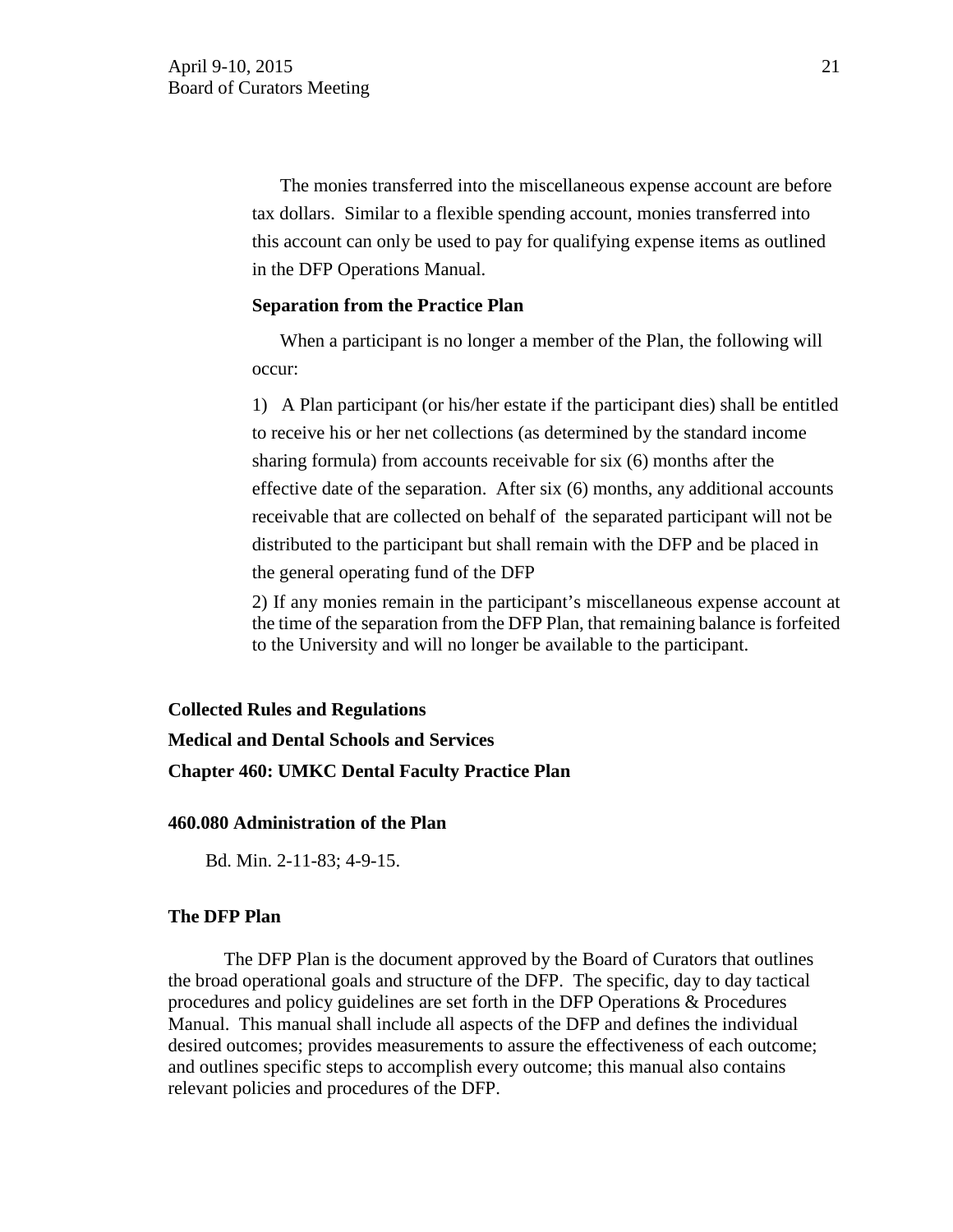The monies transferred into the miscellaneous expense account are before tax dollars. Similar to a flexible spending account, monies transferred into this account can only be used to pay for qualifying expense items as outlined in the DFP Operations Manual.

**Separation from the Practice Plan**

When a participant is no longer a member of the Plan, the following will occur:

1) A Plan participant (or his/her estate if the participant dies) shall be entitled to receive his or her net collections (as determined by the standard income sharing formula) from accounts receivable for six (6) months after the effective date of the separation. After six (6) months, any additional accounts receivable that are collected on behalf of the separated participant will not be distributed to the participant but shall remain with the DFP and be placed in the general operating fund of the DFP

2) If any monies remain in the participant's miscellaneous expense account at the time of the separation from the DFP Plan, that remaining balance is forfeited to the University and will no longer be available to the participant.

**Collected Rules and Regulations**

**Medical and Dental Schools and Services**

**Chapter 460: UMKC Dental Faculty Practice Plan**

**460.080 Administration of the Plan**

Bd. Min. 2-11-83; 4-9-15.

**The DFP Plan**

The DFP Plan is the document approved by the Board of Curators that outlines the broad operational goals and structure of the DFP. The specific, day to day tactical procedures and policy guidelines are set forth in the DFP Operations & Procedures Manual. This manual shall include all aspects of the DFP and defines the individual desired outcomes; provides measurements to assure the effectiveness of each outcome; and outlines specific steps to accomplish every outcome; this manual also contains relevant policies and procedures of the DFP.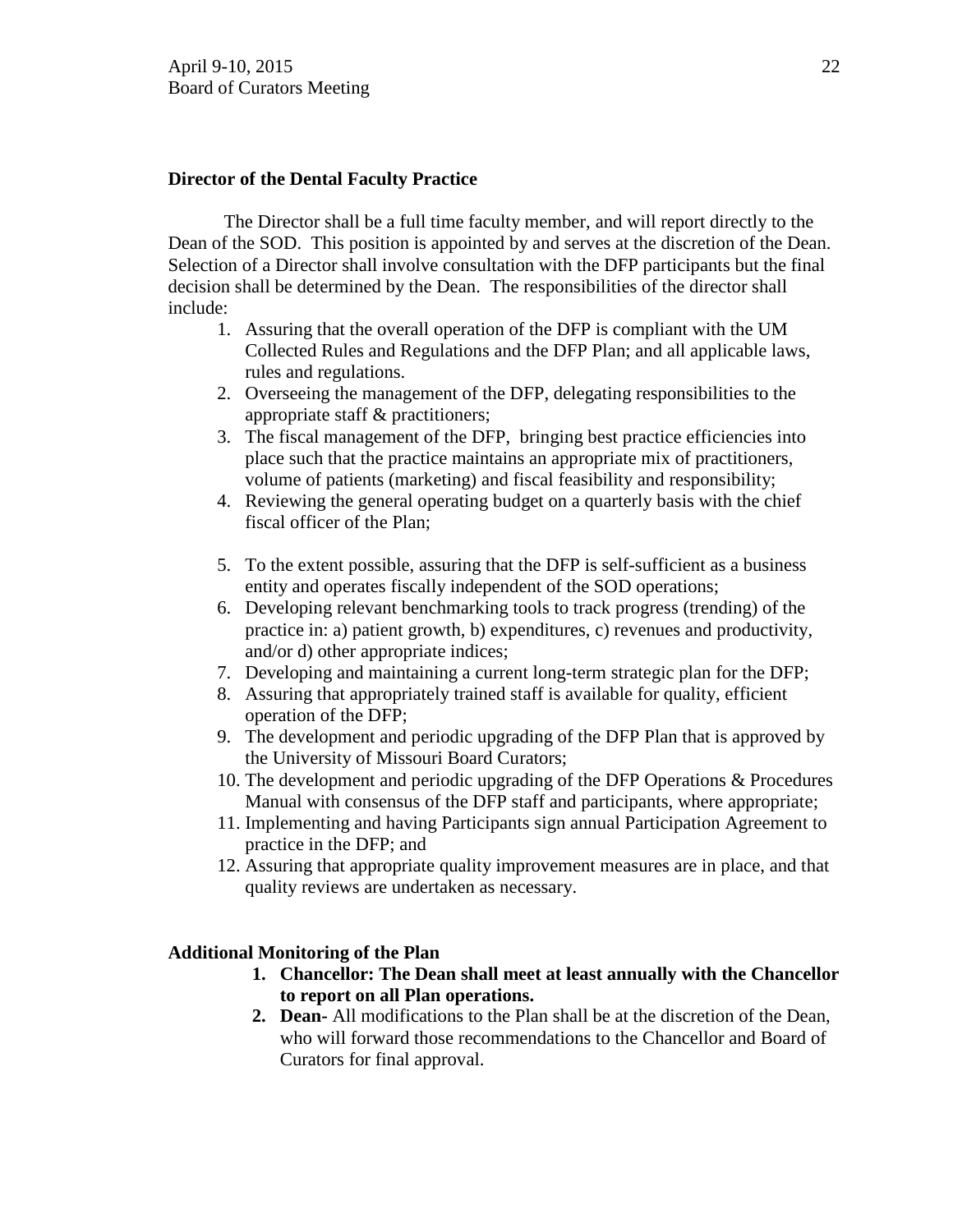**Director of the Dental Faculty Practice**

The Director shall be a full time faculty member, and will report directly to the Dean of the SOD. This position is appointed by and serves at the discretion of the Dean. Selection of a Director shall involve consultation with the DFP participants but the final decision shall be determined by the Dean. The responsibilities of the director shall include:

1. Assuring that the overall operation of the DFP is compliant with the UM Collected Rules and Regulations and the DFP Plan; and all applicable laws, rules and regulations.
2. Overseeing the management of the DFP, delegating responsibilities to the appropriate staff & practitioners;
3. The fiscal management of the DFP, bringing best practice efficiencies into place such that the practice maintains an appropriate mix of practitioners, volume of patients (marketing) and fiscal feasibility and responsibility;
4. Reviewing the general operating budget on a quarterly basis with the chief fiscal officer of the Plan;
5. To the extent possible, assuring that the DFP is self-sufficient as a business entity and operates fiscally independent of the SOD operations;
6. Developing relevant benchmarking tools to track progress (trending) of the practice in: a) patient growth, b) expenditures, c) revenues and productivity, and/or d) other appropriate indices;
7. Developing and maintaining a current long-term strategic plan for the DFP;
8. Assuring that appropriately trained staff is available for quality, efficient operation of the DFP;
9. The development and periodic upgrading of the DFP Plan that is approved by the University of Missouri Board Curators;
10. The development and periodic upgrading of the DFP Operations & Procedures Manual with consensus of the DFP staff and participants, where appropriate;
11. Implementing and having Participants sign annual Participation Agreement to practice in the DFP; and
12. Assuring that appropriate quality improvement measures are in place, and that quality reviews are undertaken as necessary.

**Additional Monitoring of the Plan**

1. **Chancellor: The Dean shall meet at least annually with the Chancellor to report on all Plan operations.**
2. **Dean**- All modifications to the Plan shall be at the discretion of the Dean, who will forward those recommendations to the Chancellor and Board of Curators for final approval.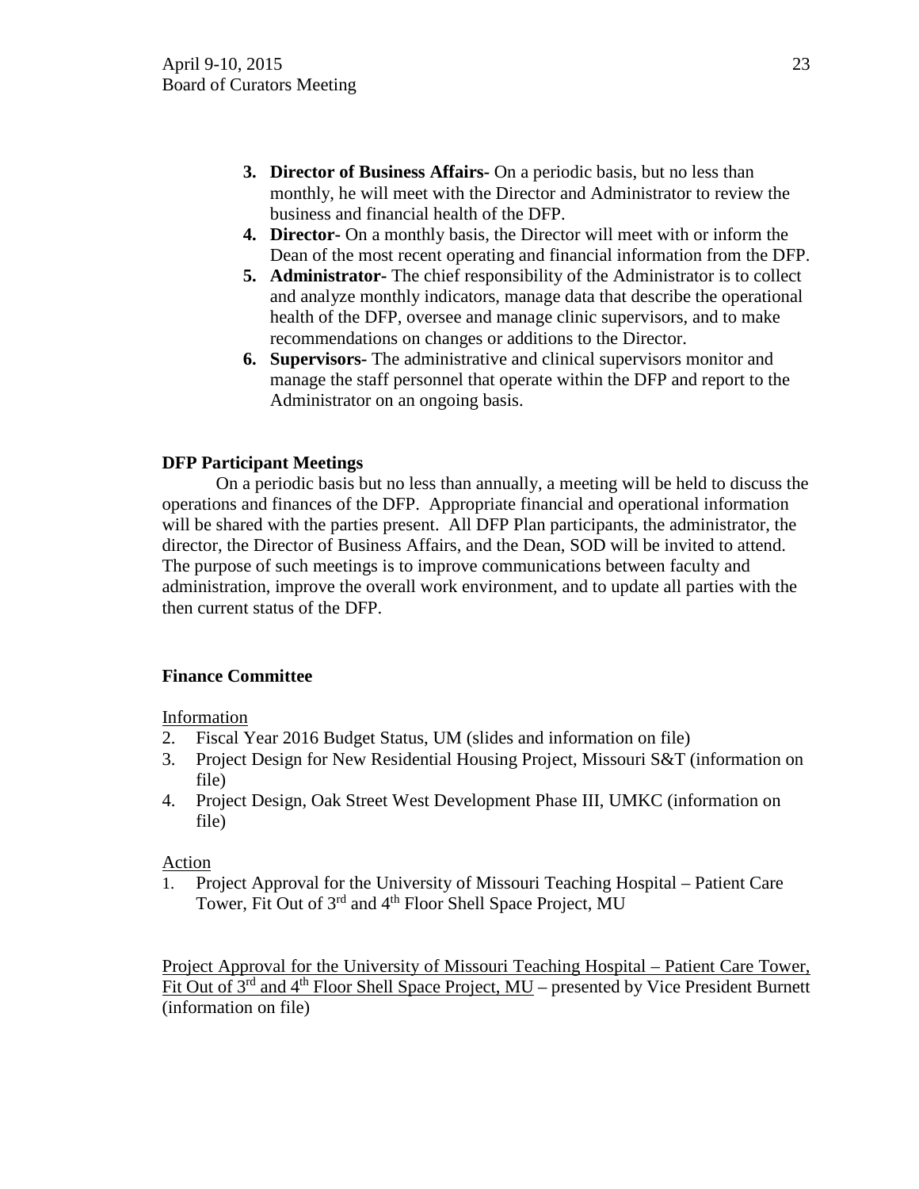3. **Director of Business Affairs-** On a periodic basis, but no less than monthly, he will meet with the Director and Administrator to review the business and financial health of the DFP.
4. **Director-** On a monthly basis, the Director will meet with or inform the Dean of the most recent operating and financial information from the DFP.
5. **Administrator-** The chief responsibility of the Administrator is to collect and analyze monthly indicators, manage data that describe the operational health of the DFP, oversee and manage clinic supervisors, and to make recommendations on changes or additions to the Director.
6. **Supervisors-** The administrative and clinical supervisors monitor and manage the staff personnel that operate within the DFP and report to the Administrator on an ongoing basis.

**DFP Participant Meetings**

On a periodic basis but no less than annually, a meeting will be held to discuss the operations and finances of the DFP. Appropriate financial and operational information will be shared with the parties present. All DFP Plan participants, the administrator, the director, the Director of Business Affairs, and the Dean, SOD will be invited to attend. The purpose of such meetings is to improve communications between faculty and administration, improve the overall work environment, and to update all parties with the then current status of the DFP.

**Finance Committee**

Information

2. Fiscal Year 2016 Budget Status, UM (slides and information on file)
3. Project Design for New Residential Housing Project, Missouri S&T (information on file)
4. Project Design, Oak Street West Development Phase III, UMKC (information on file)

Action

1. Project Approval for the University of Missouri Teaching Hospital – Patient Care Tower, Fit Out of 3rd and 4th Floor Shell Space Project, MU

Project Approval for the University of Missouri Teaching Hospital – Patient Care Tower, Fit Out of 3rd and 4th Floor Shell Space Project, MU – presented by Vice President Burnett (information on file)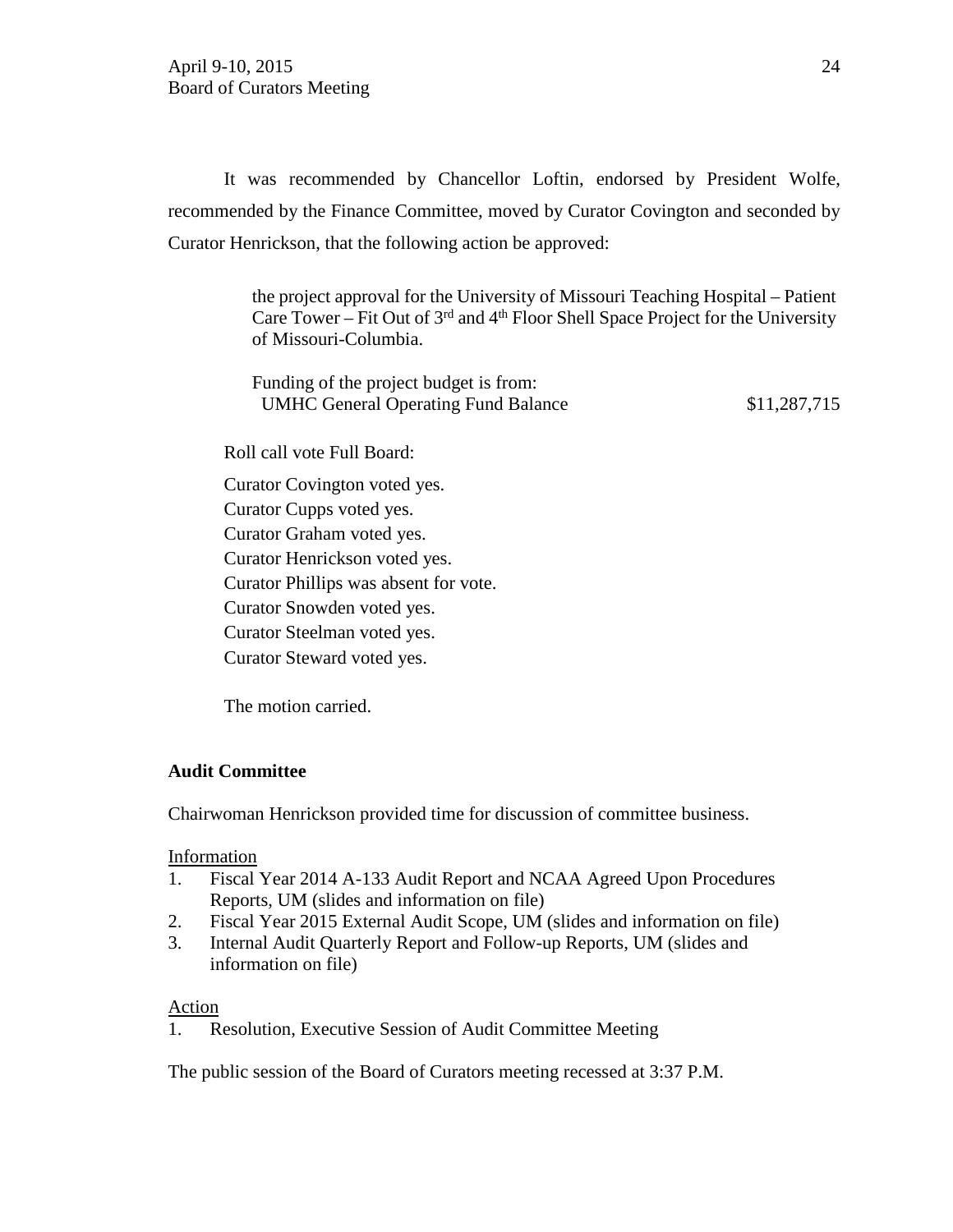It was recommended by Chancellor Loftin, endorsed by President Wolfe, recommended by the Finance Committee, moved by Curator Covington and seconded by Curator Henrickson, that the following action be approved:

> the project approval for the University of Missouri Teaching Hospital – Patient Care Tower – Fit Out of 3rd and 4th Floor Shell Space Project for the University of Missouri-Columbia.
>
> Funding of the project budget is from:
> UMHC General Operating Fund Balance $11,287,715

Roll call vote Full Board:

Curator Covington voted yes.
Curator Cupps voted yes.
Curator Graham voted yes.
Curator Henrickson voted yes.
Curator Phillips was absent for vote.
Curator Snowden voted yes.
Curator Steelman voted yes.
Curator Steward voted yes.

The motion carried.

**Audit Committee**

Chairwoman Henrickson provided time for discussion of committee business.

Information

1. Fiscal Year 2014 A-133 Audit Report and NCAA Agreed Upon Procedures Reports, UM (slides and information on file)
2. Fiscal Year 2015 External Audit Scope, UM (slides and information on file)
3. Internal Audit Quarterly Report and Follow-up Reports, UM (slides and information on file)

Action

1. Resolution, Executive Session of Audit Committee Meeting

The public session of the Board of Curators meeting recessed at 3:37 P.M.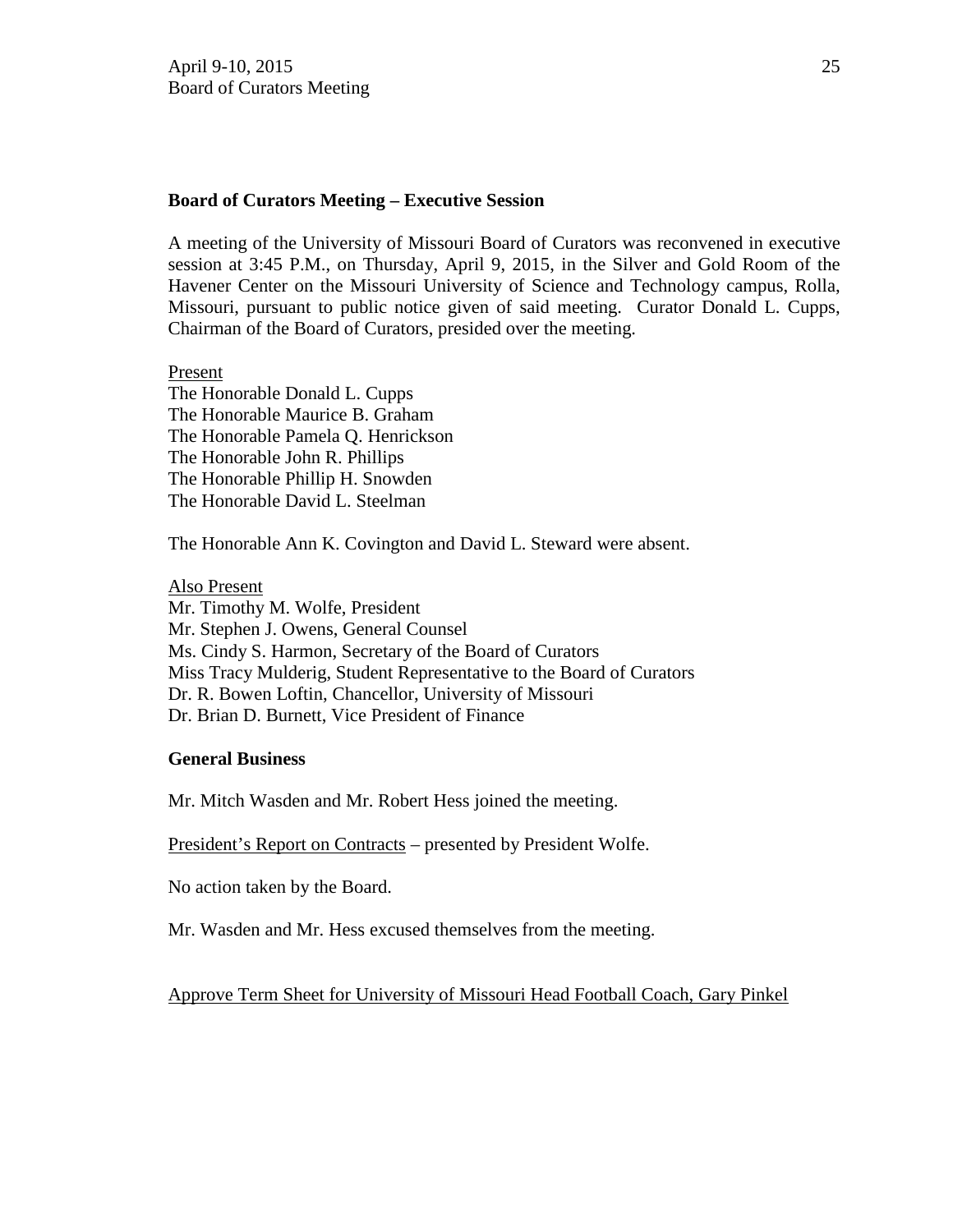## Board of Curators Meeting – Executive Session

A meeting of the University of Missouri Board of Curators was reconvened in executive session at 3:45 P.M., on Thursday, April 9, 2015, in the Silver and Gold Room of the Havener Center on the Missouri University of Science and Technology campus, Rolla, Missouri, pursuant to public notice given of said meeting. Curator Donald L. Cupps, Chairman of the Board of Curators, presided over the meeting.

Present
The Honorable Donald L. Cupps
The Honorable Maurice B. Graham
The Honorable Pamela Q. Henrickson
The Honorable John R. Phillips
The Honorable Phillip H. Snowden
The Honorable David L. Steelman

The Honorable Ann K. Covington and David L. Steward were absent.

Also Present
Mr. Timothy M. Wolfe, President
Mr. Stephen J. Owens, General Counsel
Ms. Cindy S. Harmon, Secretary of the Board of Curators
Miss Tracy Mulderig, Student Representative to the Board of Curators
Dr. R. Bowen Loftin, Chancellor, University of Missouri
Dr. Brian D. Burnett, Vice President of Finance

### General Business

Mr. Mitch Wasden and Mr. Robert Hess joined the meeting.

President's Report on Contracts – presented by President Wolfe.

No action taken by the Board.

Mr. Wasden and Mr. Hess excused themselves from the meeting.

Approve Term Sheet for University of Missouri Head Football Coach, Gary Pinkel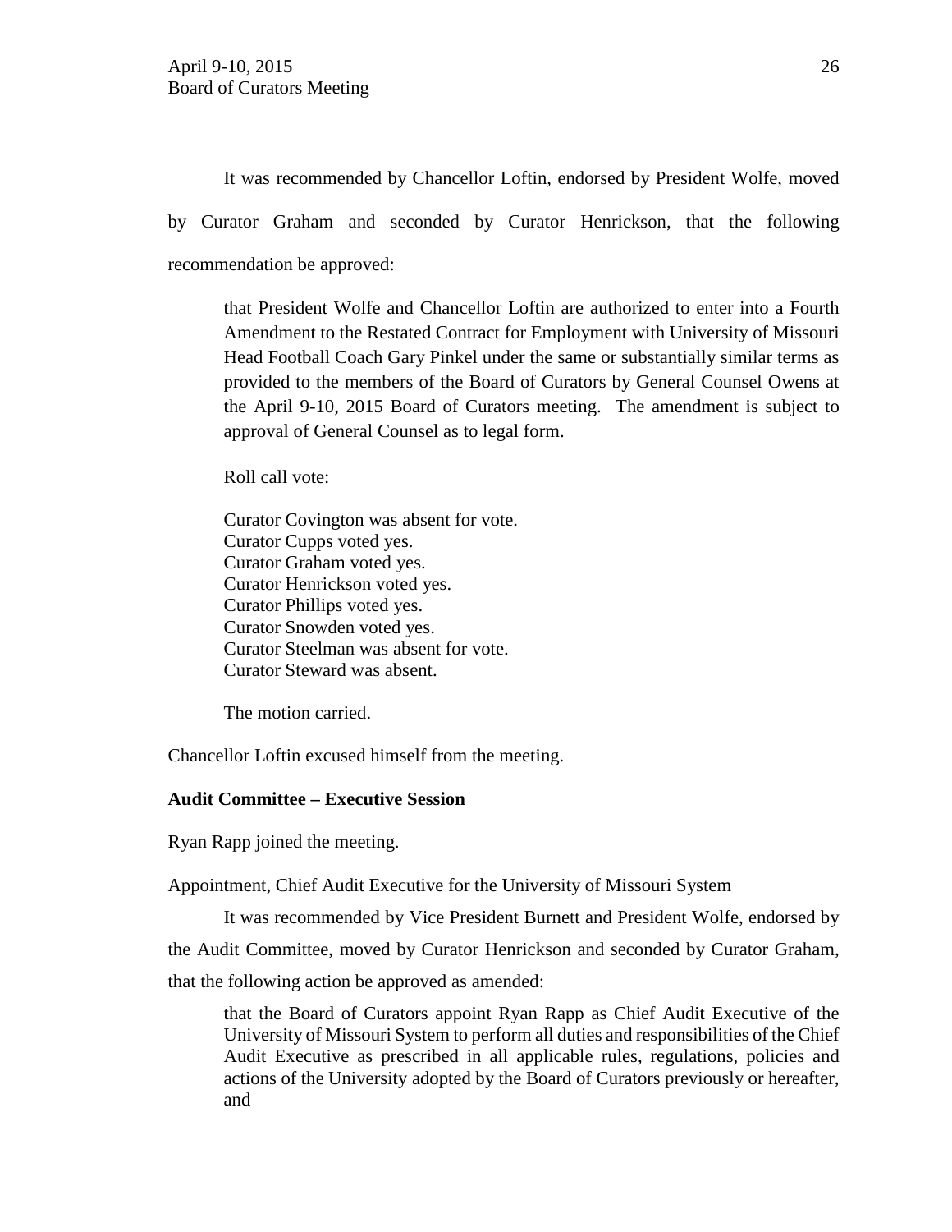It was recommended by Chancellor Loftin, endorsed by President Wolfe, moved by Curator Graham and seconded by Curator Henrickson, that the following recommendation be approved:

> that President Wolfe and Chancellor Loftin are authorized to enter into a Fourth Amendment to the Restated Contract for Employment with University of Missouri Head Football Coach Gary Pinkel under the same or substantially similar terms as provided to the members of the Board of Curators by General Counsel Owens at the April 9-10, 2015 Board of Curators meeting. The amendment is subject to approval of General Counsel as to legal form.
>
> Roll call vote:
>
> Curator Covington was absent for vote.
> Curator Cupps voted yes.
> Curator Graham voted yes.
> Curator Henrickson voted yes.
> Curator Phillips voted yes.
> Curator Snowden voted yes.
> Curator Steelman was absent for vote.
> Curator Steward was absent.
>
> The motion carried.

Chancellor Loftin excused himself from the meeting.

**Audit Committee – Executive Session**

Ryan Rapp joined the meeting.

Appointment, Chief Audit Executive for the University of Missouri System

It was recommended by Vice President Burnett and President Wolfe, endorsed by the Audit Committee, moved by Curator Henrickson and seconded by Curator Graham, that the following action be approved as amended:

> that the Board of Curators appoint Ryan Rapp as Chief Audit Executive of the University of Missouri System to perform all duties and responsibilities of the Chief Audit Executive as prescribed in all applicable rules, regulations, policies and actions of the University adopted by the Board of Curators previously or hereafter, and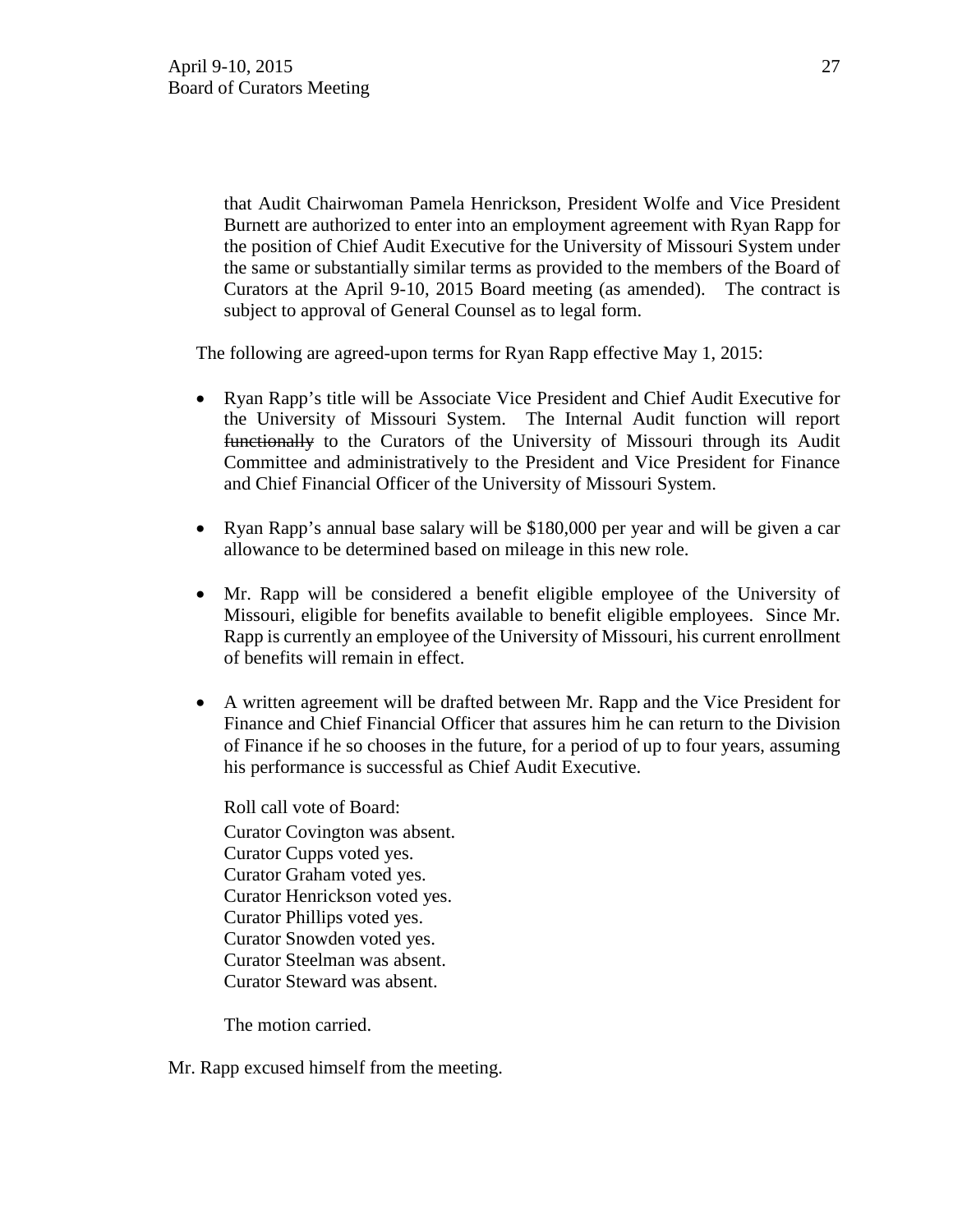that Audit Chairwoman Pamela Henrickson, President Wolfe and Vice President Burnett are authorized to enter into an employment agreement with Ryan Rapp for the position of Chief Audit Executive for the University of Missouri System under the same or substantially similar terms as provided to the members of the Board of Curators at the April 9-10, 2015 Board meeting (as amended). The contract is subject to approval of General Counsel as to legal form.

The following are agreed-upon terms for Ryan Rapp effective May 1, 2015:

- Ryan Rapp's title will be Associate Vice President and Chief Audit Executive for the University of Missouri System. The Internal Audit function will report ~~functionally~~ to the Curators of the University of Missouri through its Audit Committee and administratively to the President and Vice President for Finance and Chief Financial Officer of the University of Missouri System.

- Ryan Rapp's annual base salary will be $180,000 per year and will be given a car allowance to be determined based on mileage in this new role.

- Mr. Rapp will be considered a benefit eligible employee of the University of Missouri, eligible for benefits available to benefit eligible employees. Since Mr. Rapp is currently an employee of the University of Missouri, his current enrollment of benefits will remain in effect.

- A written agreement will be drafted between Mr. Rapp and the Vice President for Finance and Chief Financial Officer that assures him he can return to the Division of Finance if he so chooses in the future, for a period of up to four years, assuming his performance is successful as Chief Audit Executive.

Roll call vote of Board:
Curator Covington was absent.
Curator Cupps voted yes.
Curator Graham voted yes.
Curator Henrickson voted yes.
Curator Phillips voted yes.
Curator Snowden voted yes.
Curator Steelman was absent.
Curator Steward was absent.

The motion carried.

Mr. Rapp excused himself from the meeting.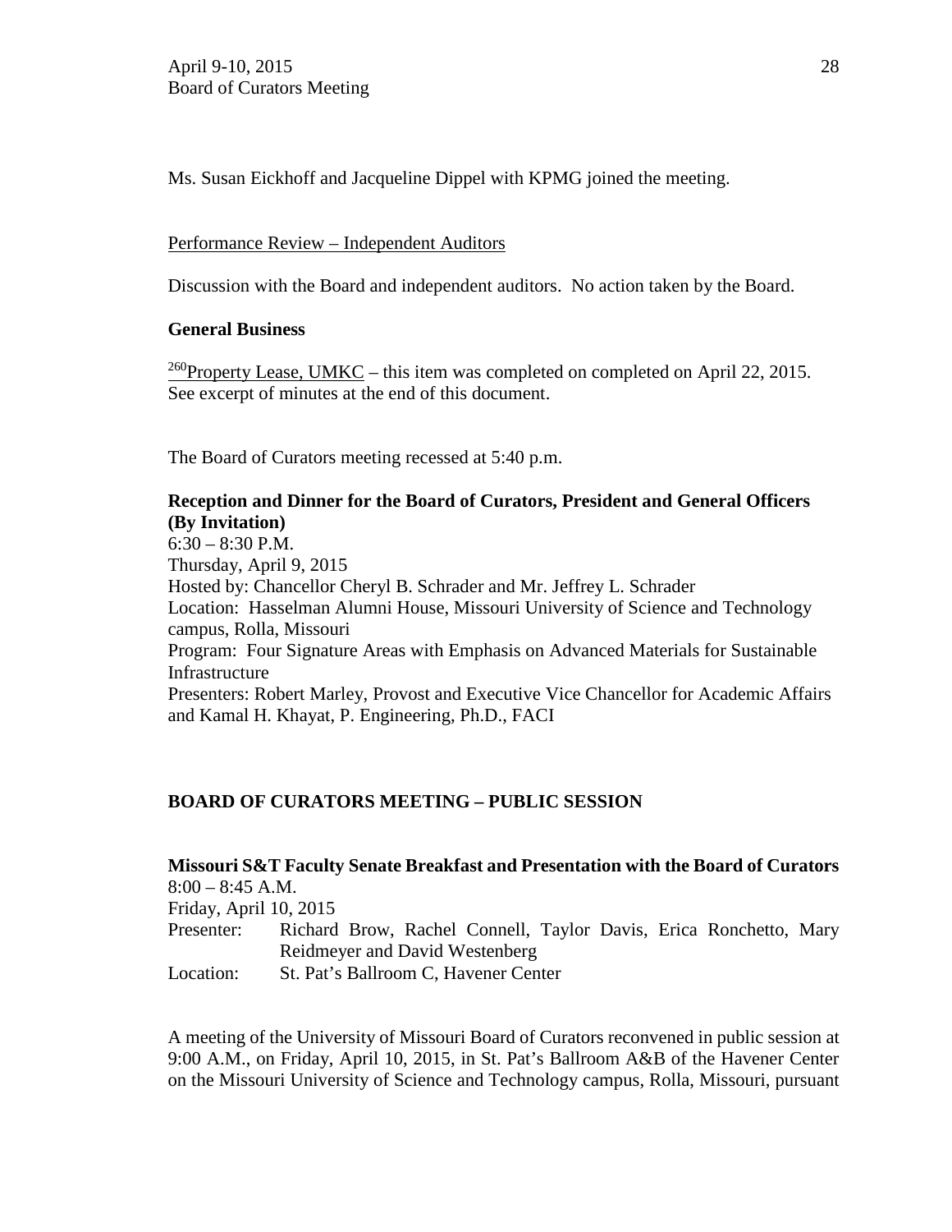Ms. Susan Eickhoff and Jacqueline Dippel with KPMG joined the meeting.

Performance Review – Independent Auditors

Discussion with the Board and independent auditors. No action taken by the Board.

**General Business**

[260]Property Lease, UMKC – this item was completed on completed on April 22, 2015. See excerpt of minutes at the end of this document.

The Board of Curators meeting recessed at 5:40 p.m.

**Reception and Dinner for the Board of Curators, President and General Officers (By Invitation)**
6:30 – 8:30 P.M.
Thursday, April 9, 2015
Hosted by: Chancellor Cheryl B. Schrader and Mr. Jeffrey L. Schrader
Location: Hasselman Alumni House, Missouri University of Science and Technology campus, Rolla, Missouri
Program: Four Signature Areas with Emphasis on Advanced Materials for Sustainable Infrastructure
Presenters: Robert Marley, Provost and Executive Vice Chancellor for Academic Affairs and Kamal H. Khayat, P. Engineering, Ph.D., FACI

**BOARD OF CURATORS MEETING – PUBLIC SESSION**

**Missouri S&T Faculty Senate Breakfast and Presentation with the Board of Curators**
8:00 – 8:45 A.M.
Friday, April 10, 2015
Presenter: Richard Brow, Rachel Connell, Taylor Davis, Erica Ronchetto, Mary Reidmeyer and David Westenberg
Location: St. Pat's Ballroom C, Havener Center

A meeting of the University of Missouri Board of Curators reconvened in public session at 9:00 A.M., on Friday, April 10, 2015, in St. Pat's Ballroom A&B of the Havener Center on the Missouri University of Science and Technology campus, Rolla, Missouri, pursuant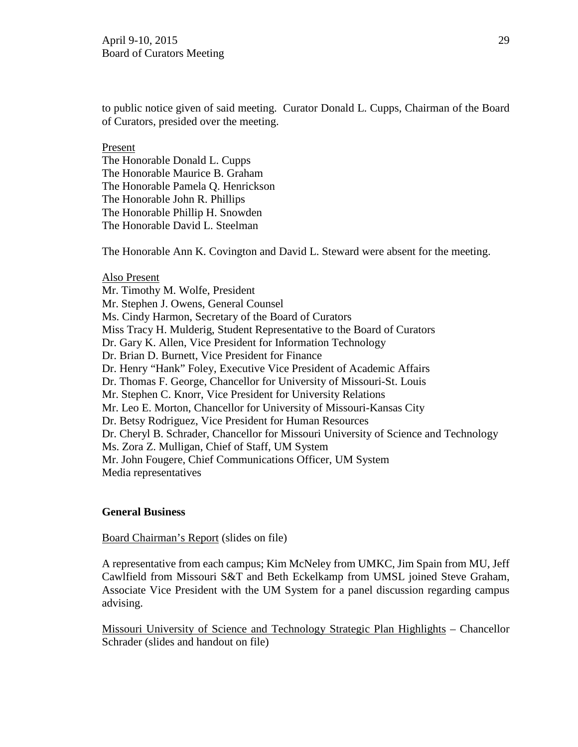to public notice given of said meeting. Curator Donald L. Cupps, Chairman of the Board of Curators, presided over the meeting.

<u>Present</u>
The Honorable Donald L. Cupps
The Honorable Maurice B. Graham
The Honorable Pamela Q. Henrickson
The Honorable John R. Phillips
The Honorable Phillip H. Snowden
The Honorable David L. Steelman

The Honorable Ann K. Covington and David L. Steward were absent for the meeting.

<u>Also Present</u>
Mr. Timothy M. Wolfe, President
Mr. Stephen J. Owens, General Counsel
Ms. Cindy Harmon, Secretary of the Board of Curators
Miss Tracy H. Mulderig, Student Representative to the Board of Curators
Dr. Gary K. Allen, Vice President for Information Technology
Dr. Brian D. Burnett, Vice President for Finance
Dr. Henry "Hank" Foley, Executive Vice President of Academic Affairs
Dr. Thomas F. George, Chancellor for University of Missouri-St. Louis
Mr. Stephen C. Knorr, Vice President for University Relations
Mr. Leo E. Morton, Chancellor for University of Missouri-Kansas City
Dr. Betsy Rodriguez, Vice President for Human Resources
Dr. Cheryl B. Schrader, Chancellor for Missouri University of Science and Technology
Ms. Zora Z. Mulligan, Chief of Staff, UM System
Mr. John Fougere, Chief Communications Officer, UM System
Media representatives

**General Business**

<u>Board Chairman's Report</u> (slides on file)

A representative from each campus; Kim McNeley from UMKC, Jim Spain from MU, Jeff Cawlfield from Missouri S&T and Beth Eckelkamp from UMSL joined Steve Graham, Associate Vice President with the UM System for a panel discussion regarding campus advising.

<u>Missouri University of Science and Technology Strategic Plan Highlights</u> – Chancellor Schrader (slides and handout on file)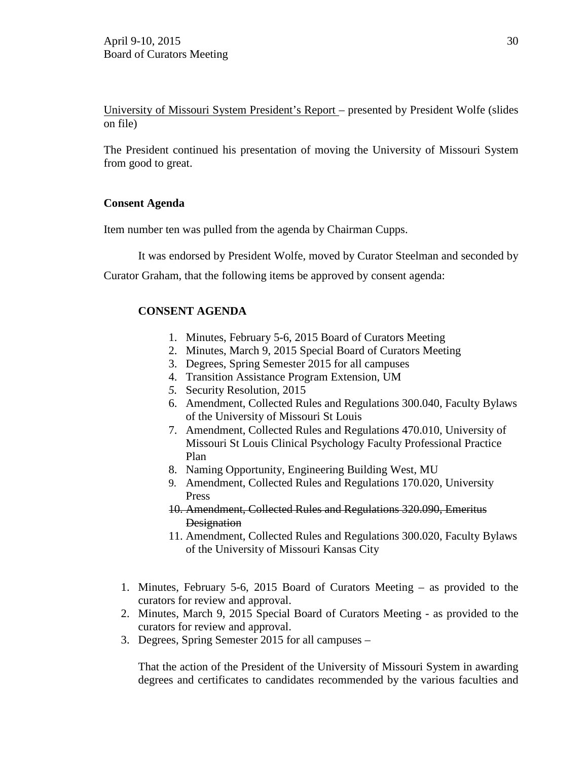University of Missouri System President's Report – presented by President Wolfe (slides on file)

The President continued his presentation of moving the University of Missouri System from good to great.

**Consent Agenda**

Item number ten was pulled from the agenda by Chairman Cupps.

It was endorsed by President Wolfe, moved by Curator Steelman and seconded by Curator Graham, that the following items be approved by consent agenda:

**CONSENT AGENDA**

1. Minutes, February 5-6, 2015 Board of Curators Meeting
2. Minutes, March 9, 2015 Special Board of Curators Meeting
3. Degrees, Spring Semester 2015 for all campuses
4. Transition Assistance Program Extension, UM
5. Security Resolution, 2015
6. Amendment, Collected Rules and Regulations 300.040, Faculty Bylaws of the University of Missouri St Louis
7. Amendment, Collected Rules and Regulations 470.010, University of Missouri St Louis Clinical Psychology Faculty Professional Practice Plan
8. Naming Opportunity, Engineering Building West, MU
9. Amendment, Collected Rules and Regulations 170.020, University Press
10. ~~Amendment, Collected Rules and Regulations 320.090, Emeritus Designation~~
11. Amendment, Collected Rules and Regulations 300.020, Faculty Bylaws of the University of Missouri Kansas City

1. Minutes, February 5-6, 2015 Board of Curators Meeting – as provided to the curators for review and approval.
2. Minutes, March 9, 2015 Special Board of Curators Meeting - as provided to the curators for review and approval.
3. Degrees, Spring Semester 2015 for all campuses –

   That the action of the President of the University of Missouri System in awarding degrees and certificates to candidates recommended by the various faculties and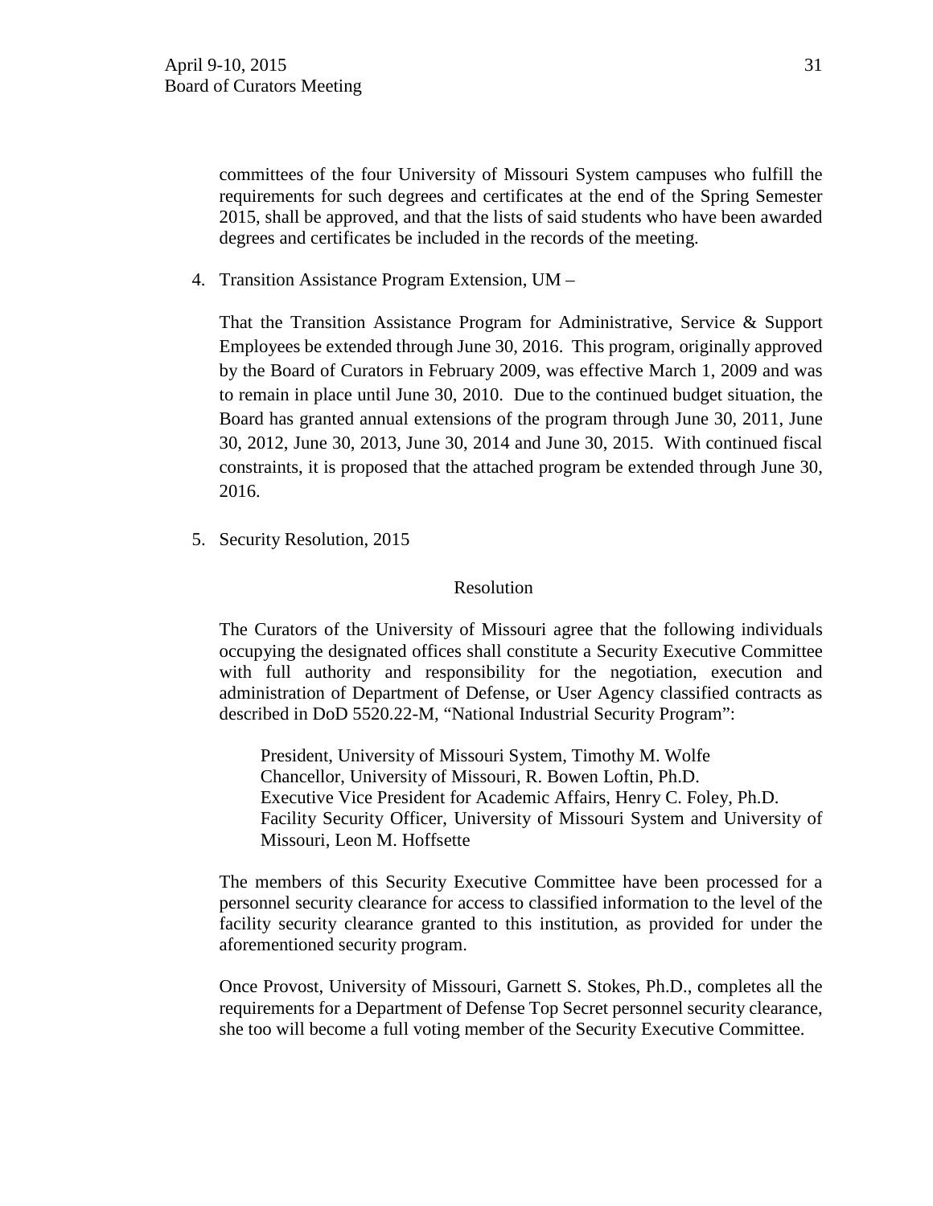committees of the four University of Missouri System campuses who fulfill the requirements for such degrees and certificates at the end of the Spring Semester 2015, shall be approved, and that the lists of said students who have been awarded degrees and certificates be included in the records of the meeting.

4. Transition Assistance Program Extension, UM –

   That the Transition Assistance Program for Administrative, Service & Support Employees be extended through June 30, 2016. This program, originally approved by the Board of Curators in February 2009, was effective March 1, 2009 and was to remain in place until June 30, 2010. Due to the continued budget situation, the Board has granted annual extensions of the program through June 30, 2011, June 30, 2012, June 30, 2013, June 30, 2014 and June 30, 2015. With continued fiscal constraints, it is proposed that the attached program be extended through June 30, 2016.

5. Security Resolution, 2015

   Resolution

   The Curators of the University of Missouri agree that the following individuals occupying the designated offices shall constitute a Security Executive Committee with full authority and responsibility for the negotiation, execution and administration of Department of Defense, or User Agency classified contracts as described in DoD 5520.22-M, "National Industrial Security Program":

   > President, University of Missouri System, Timothy M. Wolfe  
   > Chancellor, University of Missouri, R. Bowen Loftin, Ph.D.  
   > Executive Vice President for Academic Affairs, Henry C. Foley, Ph.D.  
   > Facility Security Officer, University of Missouri System and University of Missouri, Leon M. Hoffsette

   The members of this Security Executive Committee have been processed for a personnel security clearance for access to classified information to the level of the facility security clearance granted to this institution, as provided for under the aforementioned security program.

   Once Provost, University of Missouri, Garnett S. Stokes, Ph.D., completes all the requirements for a Department of Defense Top Secret personnel security clearance, she too will become a full voting member of the Security Executive Committee.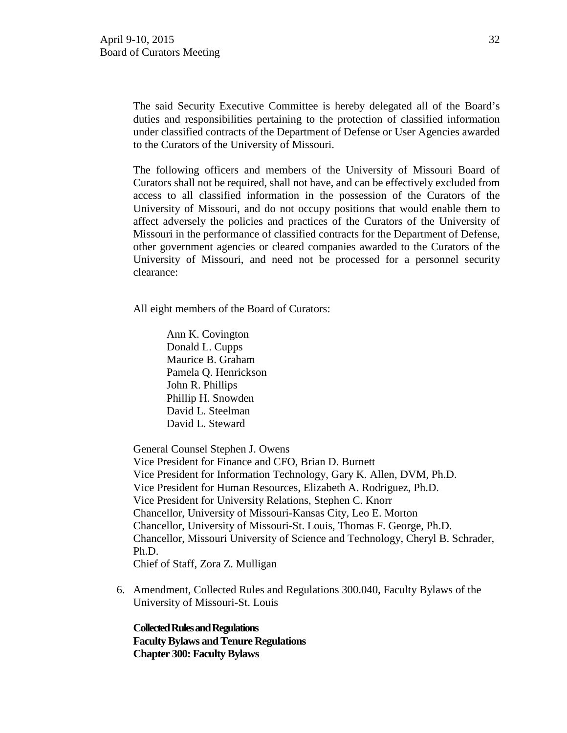The said Security Executive Committee is hereby delegated all of the Board's duties and responsibilities pertaining to the protection of classified information under classified contracts of the Department of Defense or User Agencies awarded to the Curators of the University of Missouri.

The following officers and members of the University of Missouri Board of Curators shall not be required, shall not have, and can be effectively excluded from access to all classified information in the possession of the Curators of the University of Missouri, and do not occupy positions that would enable them to affect adversely the policies and practices of the Curators of the University of Missouri in the performance of classified contracts for the Department of Defense, other government agencies or cleared companies awarded to the Curators of the University of Missouri, and need not be processed for a personnel security clearance:

All eight members of the Board of Curators:

Ann K. Covington
Donald L. Cupps
Maurice B. Graham
Pamela Q. Henrickson
John R. Phillips
Phillip H. Snowden
David L. Steelman
David L. Steward

General Counsel Stephen J. Owens
Vice President for Finance and CFO, Brian D. Burnett
Vice President for Information Technology, Gary K. Allen, DVM, Ph.D.
Vice President for Human Resources, Elizabeth A. Rodriguez, Ph.D.
Vice President for University Relations, Stephen C. Knorr
Chancellor, University of Missouri-Kansas City, Leo E. Morton
Chancellor, University of Missouri-St. Louis, Thomas F. George, Ph.D.
Chancellor, Missouri University of Science and Technology, Cheryl B. Schrader, Ph.D.
Chief of Staff, Zora Z. Mulligan

6. Amendment, Collected Rules and Regulations 300.040, Faculty Bylaws of the University of Missouri-St. Louis

**Collected Rules and Regulations**
**Faculty Bylaws and Tenure Regulations**
**Chapter 300: Faculty Bylaws**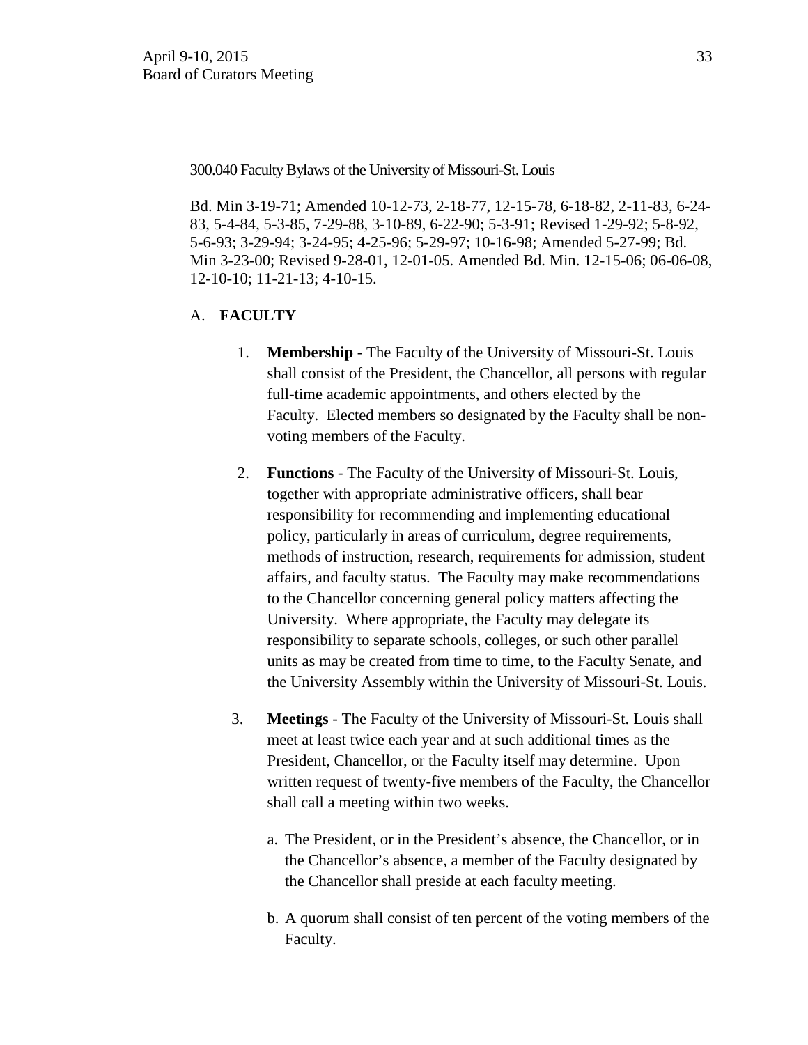300.040 Faculty Bylaws of the University of Missouri-St. Louis

Bd. Min 3-19-71; Amended 10-12-73, 2-18-77, 12-15-78, 6-18-82, 2-11-83, 6-24-83, 5-4-84, 5-3-85, 7-29-88, 3-10-89, 6-22-90; 5-3-91; Revised 1-29-92; 5-8-92, 5-6-93; 3-29-94; 3-24-95; 4-25-96; 5-29-97; 10-16-98; Amended 5-27-99; Bd. Min 3-23-00; Revised 9-28-01, 12-01-05. Amended Bd. Min. 12-15-06; 06-06-08, 12-10-10; 11-21-13; 4-10-15.

## A. FACULTY

1. **Membership** - The Faculty of the University of Missouri-St. Louis shall consist of the President, the Chancellor, all persons with regular full-time academic appointments, and others elected by the Faculty. Elected members so designated by the Faculty shall be non-voting members of the Faculty.

2. **Functions** - The Faculty of the University of Missouri-St. Louis, together with appropriate administrative officers, shall bear responsibility for recommending and implementing educational policy, particularly in areas of curriculum, degree requirements, methods of instruction, research, requirements for admission, student affairs, and faculty status. The Faculty may make recommendations to the Chancellor concerning general policy matters affecting the University. Where appropriate, the Faculty may delegate its responsibility to separate schools, colleges, or such other parallel units as may be created from time to time, to the Faculty Senate, and the University Assembly within the University of Missouri-St. Louis.

3. **Meetings** - The Faculty of the University of Missouri-St. Louis shall meet at least twice each year and at such additional times as the President, Chancellor, or the Faculty itself may determine. Upon written request of twenty-five members of the Faculty, the Chancellor shall call a meeting within two weeks.

   a. The President, or in the President's absence, the Chancellor, or in the Chancellor's absence, a member of the Faculty designated by the Chancellor shall preside at each faculty meeting.

   b. A quorum shall consist of ten percent of the voting members of the Faculty.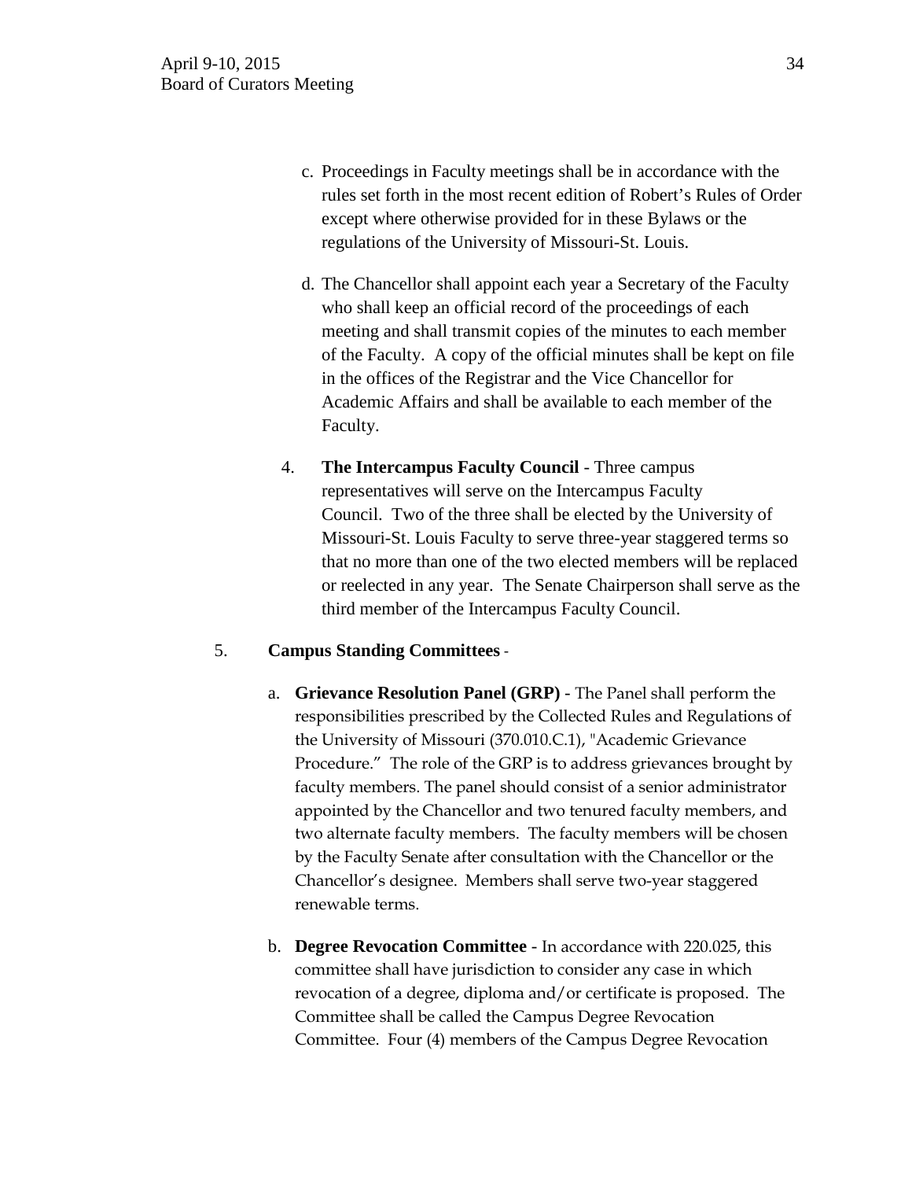c. Proceedings in Faculty meetings shall be in accordance with the rules set forth in the most recent edition of Robert's Rules of Order except where otherwise provided for in these Bylaws or the regulations of the University of Missouri-St. Louis.

d. The Chancellor shall appoint each year a Secretary of the Faculty who shall keep an official record of the proceedings of each meeting and shall transmit copies of the minutes to each member of the Faculty. A copy of the official minutes shall be kept on file in the offices of the Registrar and the Vice Chancellor for Academic Affairs and shall be available to each member of the Faculty.

4. **The Intercampus Faculty Council** - Three campus representatives will serve on the Intercampus Faculty Council. Two of the three shall be elected by the University of Missouri-St. Louis Faculty to serve three-year staggered terms so that no more than one of the two elected members will be replaced or reelected in any year. The Senate Chairperson shall serve as the third member of the Intercampus Faculty Council.

5. **Campus Standing Committees** -

a. **Grievance Resolution Panel (GRP) -** The Panel shall perform the responsibilities prescribed by the Collected Rules and Regulations of the University of Missouri (370.010.C.1), "Academic Grievance Procedure." The role of the GRP is to address grievances brought by faculty members. The panel should consist of a senior administrator appointed by the Chancellor and two tenured faculty members, and two alternate faculty members. The faculty members will be chosen by the Faculty Senate after consultation with the Chancellor or the Chancellor's designee. Members shall serve two-year staggered renewable terms.

b. **Degree Revocation Committee -** In accordance with 220.025, this committee shall have jurisdiction to consider any case in which revocation of a degree, diploma and/or certificate is proposed. The Committee shall be called the Campus Degree Revocation Committee. Four (4) members of the Campus Degree Revocation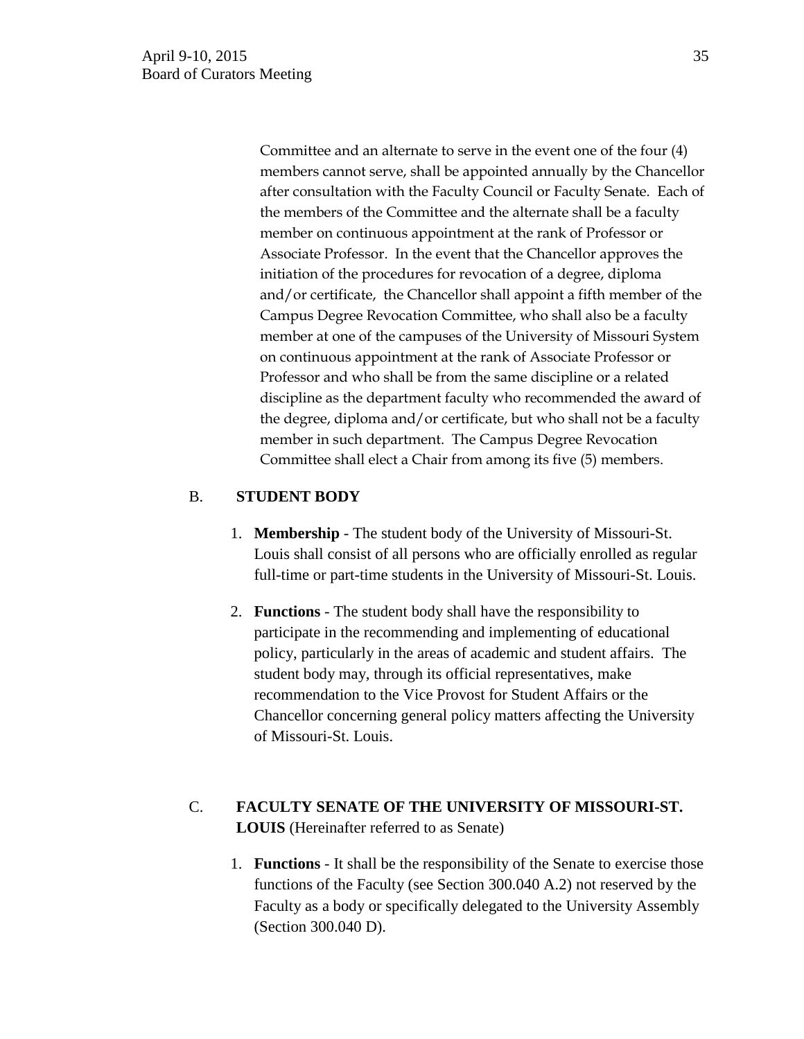Committee and an alternate to serve in the event one of the four (4) members cannot serve, shall be appointed annually by the Chancellor after consultation with the Faculty Council or Faculty Senate. Each of the members of the Committee and the alternate shall be a faculty member on continuous appointment at the rank of Professor or Associate Professor. In the event that the Chancellor approves the initiation of the procedures for revocation of a degree, diploma and/or certificate, the Chancellor shall appoint a fifth member of the Campus Degree Revocation Committee, who shall also be a faculty member at one of the campuses of the University of Missouri System on continuous appointment at the rank of Associate Professor or Professor and who shall be from the same discipline or a related discipline as the department faculty who recommended the award of the degree, diploma and/or certificate, but who shall not be a faculty member in such department. The Campus Degree Revocation Committee shall elect a Chair from among its five (5) members.

B. **STUDENT BODY**

1. **Membership** - The student body of the University of Missouri-St. Louis shall consist of all persons who are officially enrolled as regular full-time or part-time students in the University of Missouri-St. Louis.

2. **Functions** - The student body shall have the responsibility to participate in the recommending and implementing of educational policy, particularly in the areas of academic and student affairs. The student body may, through its official representatives, make recommendation to the Vice Provost for Student Affairs or the Chancellor concerning general policy matters affecting the University of Missouri-St. Louis.

C. **FACULTY SENATE OF THE UNIVERSITY OF MISSOURI-ST. LOUIS** (Hereinafter referred to as Senate)

1. **Functions** - It shall be the responsibility of the Senate to exercise those functions of the Faculty (see Section 300.040 A.2) not reserved by the Faculty as a body or specifically delegated to the University Assembly (Section 300.040 D).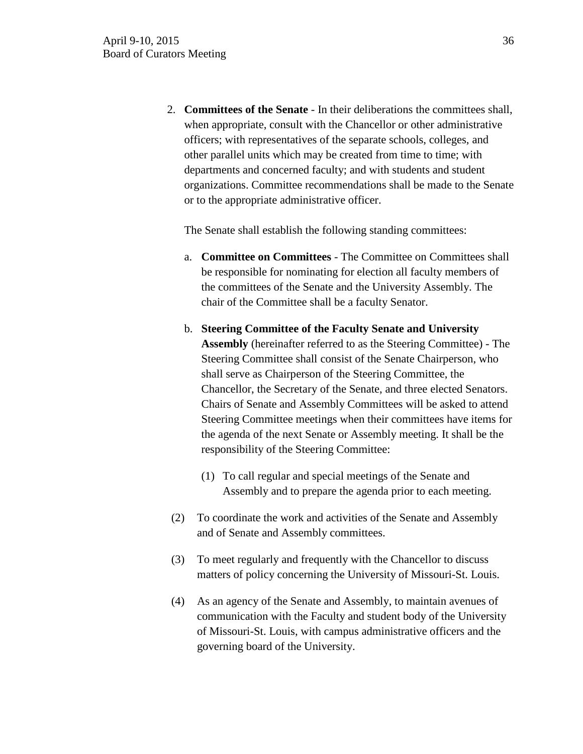2. **Committees of the Senate** - In their deliberations the committees shall, when appropriate, consult with the Chancellor or other administrative officers; with representatives of the separate schools, colleges, and other parallel units which may be created from time to time; with departments and concerned faculty; and with students and student organizations. Committee recommendations shall be made to the Senate or to the appropriate administrative officer.

   The Senate shall establish the following standing committees:

   a. **Committee on Committees** - The Committee on Committees shall be responsible for nominating for election all faculty members of the committees of the Senate and the University Assembly. The chair of the Committee shall be a faculty Senator.

   b. **Steering Committee of the Faculty Senate and University Assembly** (hereinafter referred to as the Steering Committee) - The Steering Committee shall consist of the Senate Chairperson, who shall serve as Chairperson of the Steering Committee, the Chancellor, the Secretary of the Senate, and three elected Senators. Chairs of Senate and Assembly Committees will be asked to attend Steering Committee meetings when their committees have items for the agenda of the next Senate or Assembly meeting. It shall be the responsibility of the Steering Committee:

      (1) To call regular and special meetings of the Senate and Assembly and to prepare the agenda prior to each meeting.

      (2) To coordinate the work and activities of the Senate and Assembly and of Senate and Assembly committees.

      (3) To meet regularly and frequently with the Chancellor to discuss matters of policy concerning the University of Missouri-St. Louis.

      (4) As an agency of the Senate and Assembly, to maintain avenues of communication with the Faculty and student body of the University of Missouri-St. Louis, with campus administrative officers and the governing board of the University.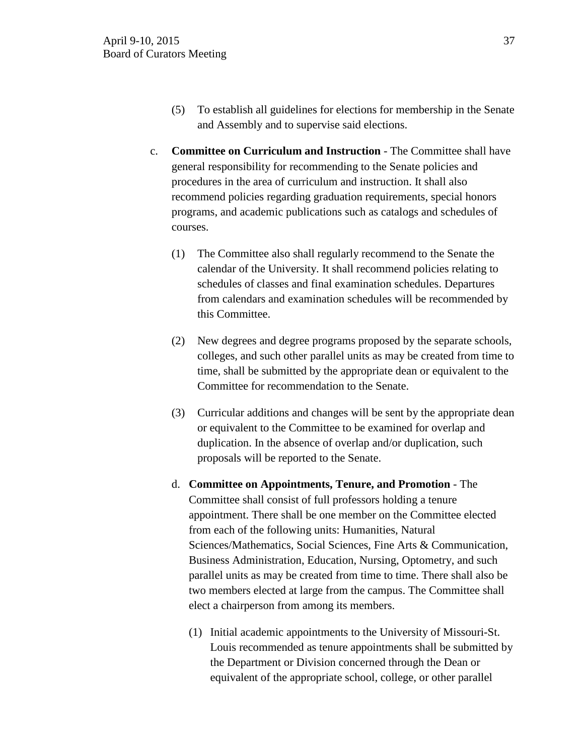(5) To establish all guidelines for elections for membership in the Senate and Assembly and to supervise said elections.

c. **Committee on Curriculum and Instruction** - The Committee shall have general responsibility for recommending to the Senate policies and procedures in the area of curriculum and instruction. It shall also recommend policies regarding graduation requirements, special honors programs, and academic publications such as catalogs and schedules of courses.

   (1) The Committee also shall regularly recommend to the Senate the calendar of the University. It shall recommend policies relating to schedules of classes and final examination schedules. Departures from calendars and examination schedules will be recommended by this Committee.

   (2) New degrees and degree programs proposed by the separate schools, colleges, and such other parallel units as may be created from time to time, shall be submitted by the appropriate dean or equivalent to the Committee for recommendation to the Senate.

   (3) Curricular additions and changes will be sent by the appropriate dean or equivalent to the Committee to be examined for overlap and duplication. In the absence of overlap and/or duplication, such proposals will be reported to the Senate.

d. **Committee on Appointments, Tenure, and Promotion** - The Committee shall consist of full professors holding a tenure appointment. There shall be one member on the Committee elected from each of the following units: Humanities, Natural Sciences/Mathematics, Social Sciences, Fine Arts & Communication, Business Administration, Education, Nursing, Optometry, and such parallel units as may be created from time to time. There shall also be two members elected at large from the campus. The Committee shall elect a chairperson from among its members.

   (1) Initial academic appointments to the University of Missouri-St. Louis recommended as tenure appointments shall be submitted by the Department or Division concerned through the Dean or equivalent of the appropriate school, college, or other parallel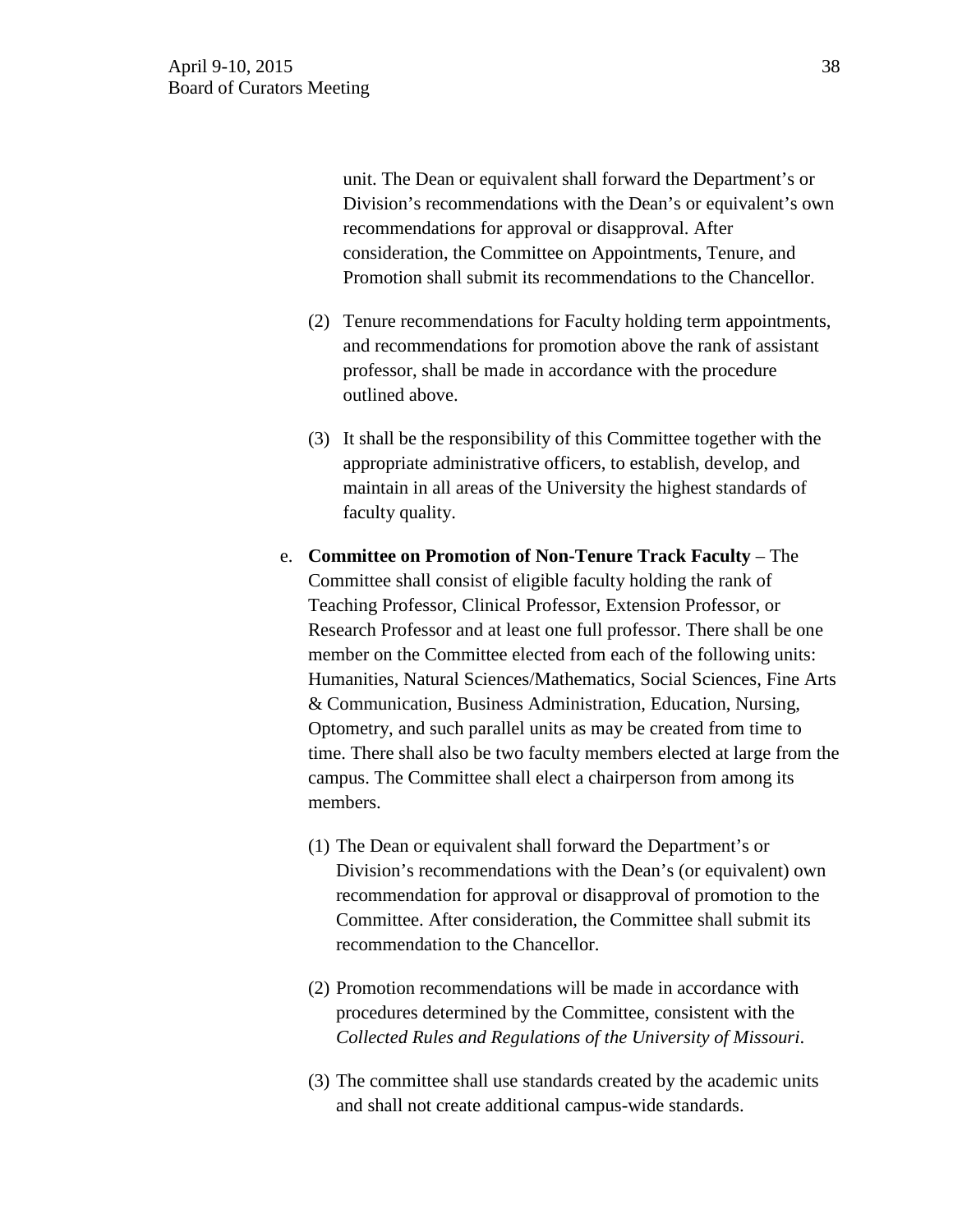unit. The Dean or equivalent shall forward the Department's or Division's recommendations with the Dean's or equivalent's own recommendations for approval or disapproval. After consideration, the Committee on Appointments, Tenure, and Promotion shall submit its recommendations to the Chancellor.

(2) Tenure recommendations for Faculty holding term appointments, and recommendations for promotion above the rank of assistant professor, shall be made in accordance with the procedure outlined above.

(3) It shall be the responsibility of this Committee together with the appropriate administrative officers, to establish, develop, and maintain in all areas of the University the highest standards of faculty quality.

e. **Committee on Promotion of Non-Tenure Track Faculty** – The Committee shall consist of eligible faculty holding the rank of Teaching Professor, Clinical Professor, Extension Professor, or Research Professor and at least one full professor. There shall be one member on the Committee elected from each of the following units: Humanities, Natural Sciences/Mathematics, Social Sciences, Fine Arts & Communication, Business Administration, Education, Nursing, Optometry, and such parallel units as may be created from time to time. There shall also be two faculty members elected at large from the campus. The Committee shall elect a chairperson from among its members.

(1) The Dean or equivalent shall forward the Department's or Division's recommendations with the Dean's (or equivalent) own recommendation for approval or disapproval of promotion to the Committee. After consideration, the Committee shall submit its recommendation to the Chancellor.

(2) Promotion recommendations will be made in accordance with procedures determined by the Committee, consistent with the *Collected Rules and Regulations of the University of Missouri*.

(3) The committee shall use standards created by the academic units and shall not create additional campus-wide standards.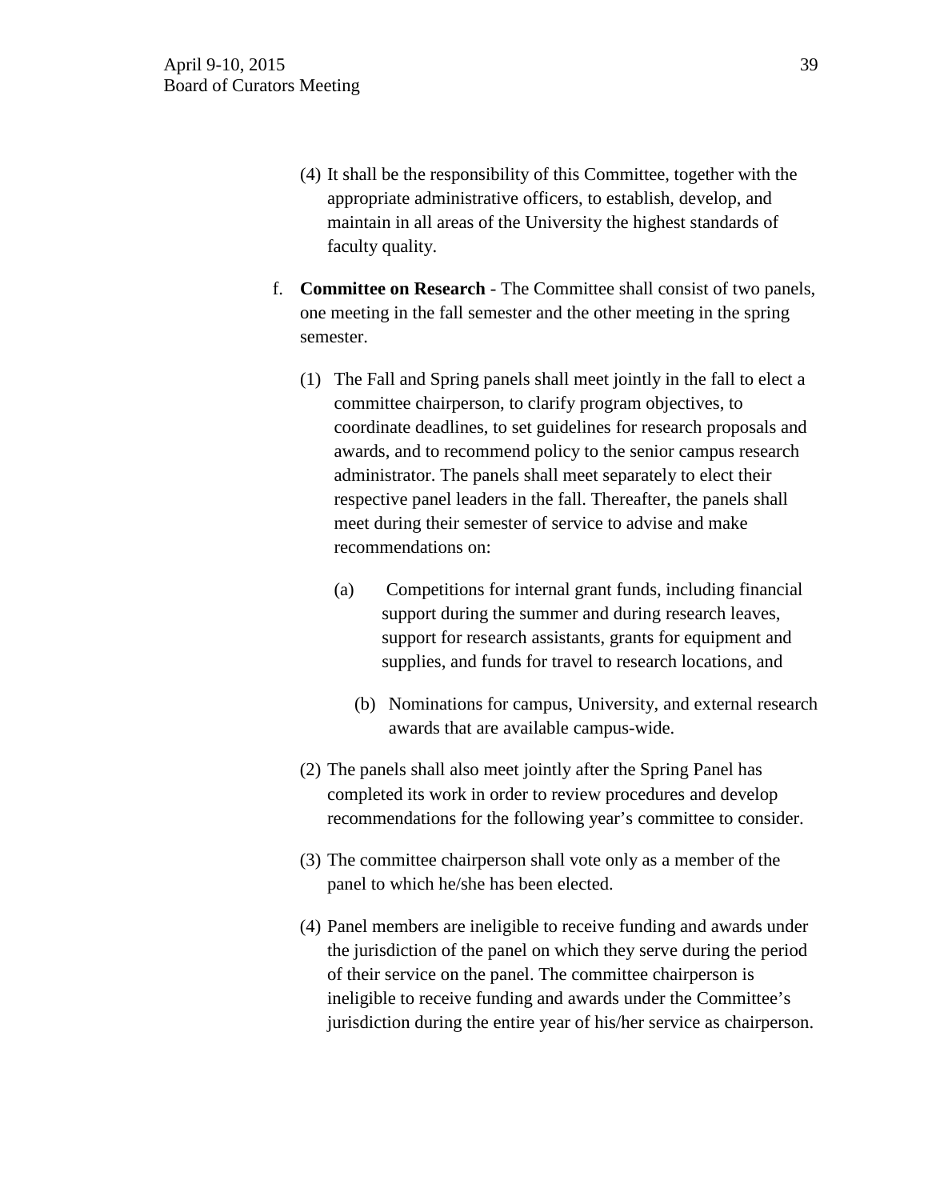(4) It shall be the responsibility of this Committee, together with the appropriate administrative officers, to establish, develop, and maintain in all areas of the University the highest standards of faculty quality.

f. **Committee on Research** - The Committee shall consist of two panels, one meeting in the fall semester and the other meeting in the spring semester.

   (1) The Fall and Spring panels shall meet jointly in the fall to elect a committee chairperson, to clarify program objectives, to coordinate deadlines, to set guidelines for research proposals and awards, and to recommend policy to the senior campus research administrator. The panels shall meet separately to elect their respective panel leaders in the fall. Thereafter, the panels shall meet during their semester of service to advise and make recommendations on:

      (a) Competitions for internal grant funds, including financial support during the summer and during research leaves, support for research assistants, grants for equipment and supplies, and funds for travel to research locations, and

      (b) Nominations for campus, University, and external research awards that are available campus-wide.

   (2) The panels shall also meet jointly after the Spring Panel has completed its work in order to review procedures and develop recommendations for the following year's committee to consider.

   (3) The committee chairperson shall vote only as a member of the panel to which he/she has been elected.

   (4) Panel members are ineligible to receive funding and awards under the jurisdiction of the panel on which they serve during the period of their service on the panel. The committee chairperson is ineligible to receive funding and awards under the Committee's jurisdiction during the entire year of his/her service as chairperson.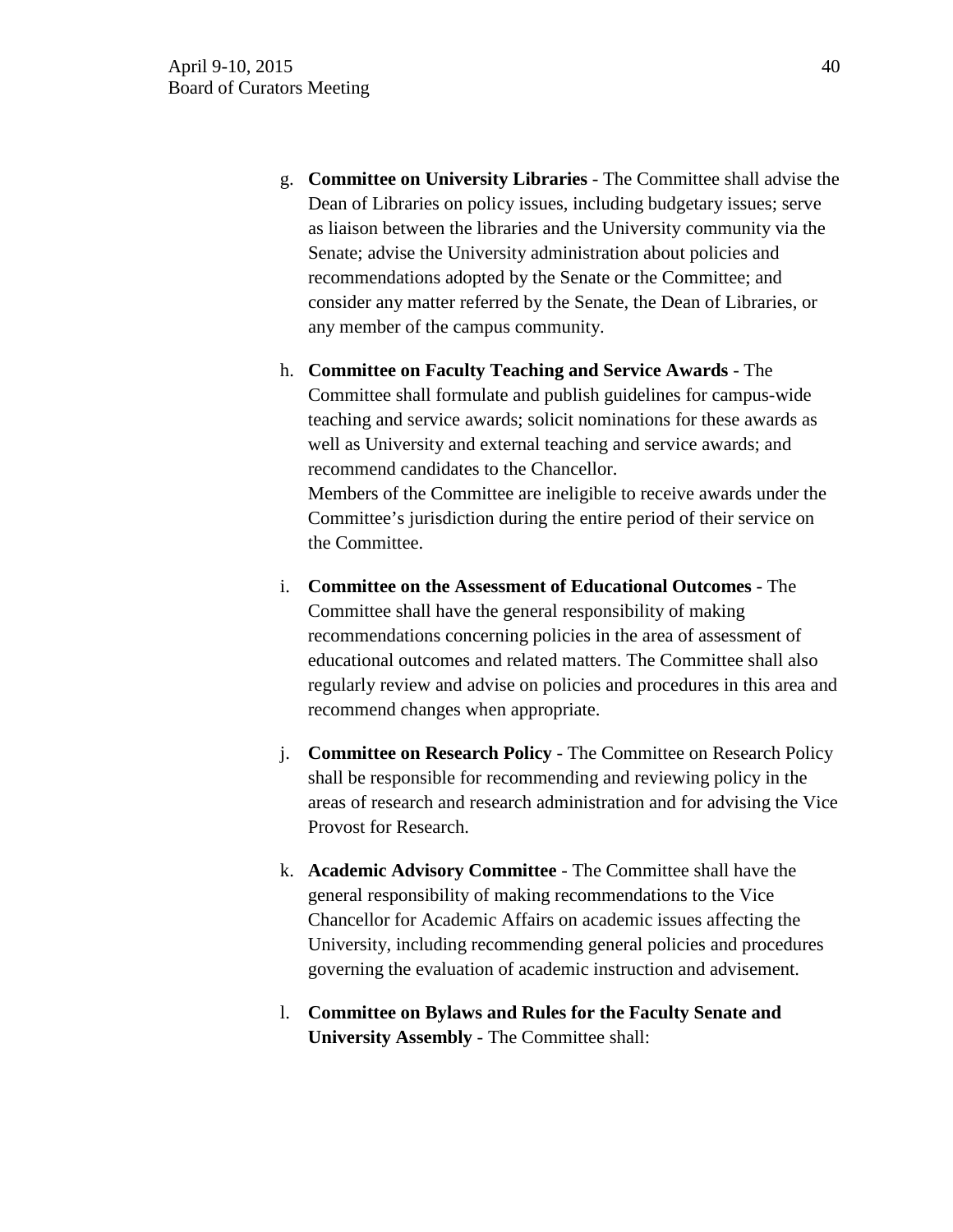g. **Committee on University Libraries** - The Committee shall advise the Dean of Libraries on policy issues, including budgetary issues; serve as liaison between the libraries and the University community via the Senate; advise the University administration about policies and recommendations adopted by the Senate or the Committee; and consider any matter referred by the Senate, the Dean of Libraries, or any member of the campus community.

h. **Committee on Faculty Teaching and Service Awards** - The Committee shall formulate and publish guidelines for campus-wide teaching and service awards; solicit nominations for these awards as well as University and external teaching and service awards; and recommend candidates to the Chancellor.
Members of the Committee are ineligible to receive awards under the Committee's jurisdiction during the entire period of their service on the Committee.

i. **Committee on the Assessment of Educational Outcomes** - The Committee shall have the general responsibility of making recommendations concerning policies in the area of assessment of educational outcomes and related matters. The Committee shall also regularly review and advise on policies and procedures in this area and recommend changes when appropriate.

j. **Committee on Research Policy** - The Committee on Research Policy shall be responsible for recommending and reviewing policy in the areas of research and research administration and for advising the Vice Provost for Research.

k. **Academic Advisory Committee** - The Committee shall have the general responsibility of making recommendations to the Vice Chancellor for Academic Affairs on academic issues affecting the University, including recommending general policies and procedures governing the evaluation of academic instruction and advisement.

l. **Committee on Bylaws and Rules for the Faculty Senate and University Assembly** - The Committee shall: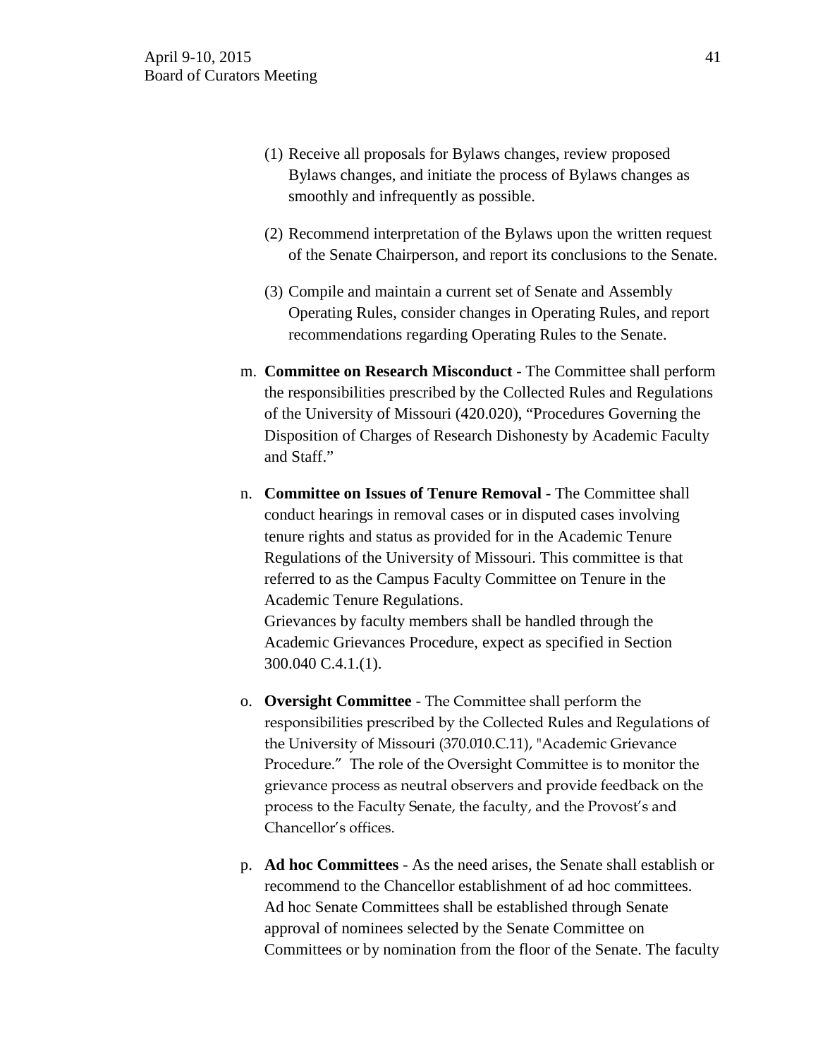(1) Receive all proposals for Bylaws changes, review proposed Bylaws changes, and initiate the process of Bylaws changes as smoothly and infrequently as possible.

(2) Recommend interpretation of the Bylaws upon the written request of the Senate Chairperson, and report its conclusions to the Senate.

(3) Compile and maintain a current set of Senate and Assembly Operating Rules, consider changes in Operating Rules, and report recommendations regarding Operating Rules to the Senate.

m. **Committee on Research Misconduct** - The Committee shall perform the responsibilities prescribed by the Collected Rules and Regulations of the University of Missouri (420.020), "Procedures Governing the Disposition of Charges of Research Dishonesty by Academic Faculty and Staff."

n. **Committee on Issues of Tenure Removal** - The Committee shall conduct hearings in removal cases or in disputed cases involving tenure rights and status as provided for in the Academic Tenure Regulations of the University of Missouri. This committee is that referred to as the Campus Faculty Committee on Tenure in the Academic Tenure Regulations.
Grievances by faculty members shall be handled through the Academic Grievances Procedure, expect as specified in Section 300.040 C.4.1.(1).

o. **Oversight Committee** - The Committee shall perform the responsibilities prescribed by the Collected Rules and Regulations of the University of Missouri (370.010.C.11), "Academic Grievance Procedure." The role of the Oversight Committee is to monitor the grievance process as neutral observers and provide feedback on the process to the Faculty Senate, the faculty, and the Provost's and Chancellor's offices.

p. **Ad hoc Committees** - As the need arises, the Senate shall establish or recommend to the Chancellor establishment of ad hoc committees. Ad hoc Senate Committees shall be established through Senate approval of nominees selected by the Senate Committee on Committees or by nomination from the floor of the Senate. The faculty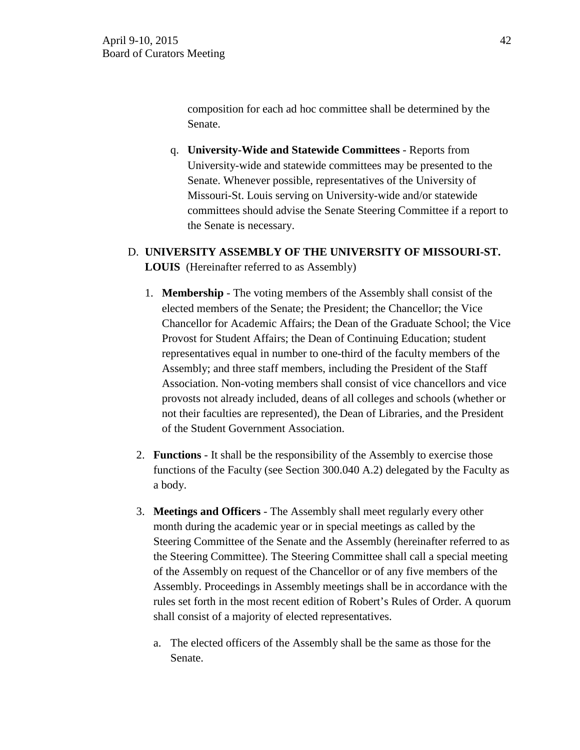composition for each ad hoc committee shall be determined by the Senate.

q. **University-Wide and Statewide Committees** - Reports from University-wide and statewide committees may be presented to the Senate. Whenever possible, representatives of the University of Missouri-St. Louis serving on University-wide and/or statewide committees should advise the Senate Steering Committee if a report to the Senate is necessary.

D. **UNIVERSITY ASSEMBLY OF THE UNIVERSITY OF MISSOURI-ST. LOUIS** (Hereinafter referred to as Assembly)

1. **Membership** - The voting members of the Assembly shall consist of the elected members of the Senate; the President; the Chancellor; the Vice Chancellor for Academic Affairs; the Dean of the Graduate School; the Vice Provost for Student Affairs; the Dean of Continuing Education; student representatives equal in number to one-third of the faculty members of the Assembly; and three staff members, including the President of the Staff Association. Non-voting members shall consist of vice chancellors and vice provosts not already included, deans of all colleges and schools (whether or not their faculties are represented), the Dean of Libraries, and the President of the Student Government Association.

2. **Functions** - It shall be the responsibility of the Assembly to exercise those functions of the Faculty (see Section 300.040 A.2) delegated by the Faculty as a body.

3. **Meetings and Officers** - The Assembly shall meet regularly every other month during the academic year or in special meetings as called by the Steering Committee of the Senate and the Assembly (hereinafter referred to as the Steering Committee). The Steering Committee shall call a special meeting of the Assembly on request of the Chancellor or of any five members of the Assembly. Proceedings in Assembly meetings shall be in accordance with the rules set forth in the most recent edition of Robert's Rules of Order. A quorum shall consist of a majority of elected representatives.

   a. The elected officers of the Assembly shall be the same as those for the Senate.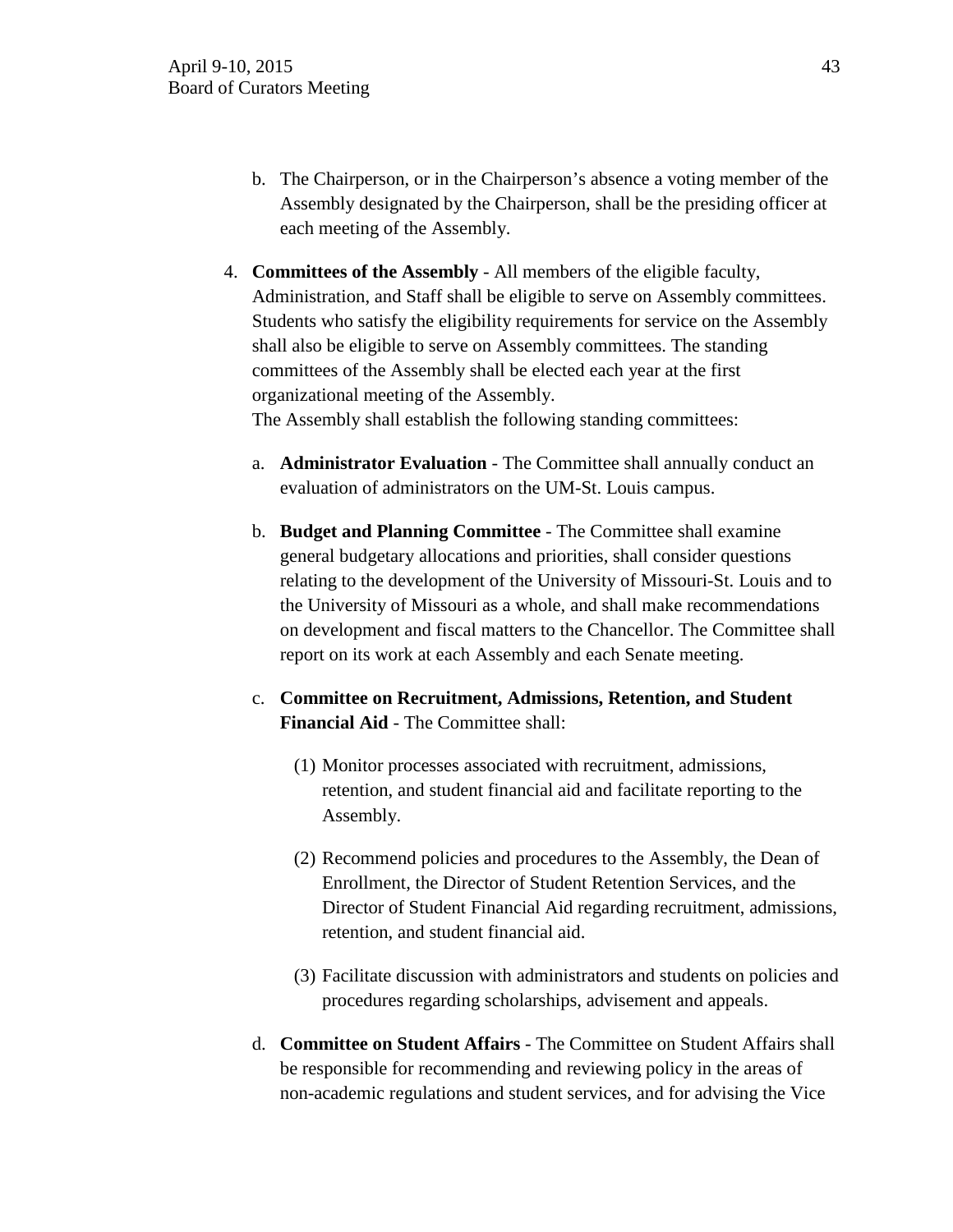b. The Chairperson, or in the Chairperson's absence a voting member of the Assembly designated by the Chairperson, shall be the presiding officer at each meeting of the Assembly.

4. **Committees of the Assembly** - All members of the eligible faculty, Administration, and Staff shall be eligible to serve on Assembly committees. Students who satisfy the eligibility requirements for service on the Assembly shall also be eligible to serve on Assembly committees. The standing committees of the Assembly shall be elected each year at the first organizational meeting of the Assembly.
   The Assembly shall establish the following standing committees:

   a. **Administrator Evaluation** - The Committee shall annually conduct an evaluation of administrators on the UM-St. Louis campus.

   b. **Budget and Planning Committee** - The Committee shall examine general budgetary allocations and priorities, shall consider questions relating to the development of the University of Missouri-St. Louis and to the University of Missouri as a whole, and shall make recommendations on development and fiscal matters to the Chancellor. The Committee shall report on its work at each Assembly and each Senate meeting.

   c. **Committee on Recruitment, Admissions, Retention, and Student Financial Aid** - The Committee shall:

      (1) Monitor processes associated with recruitment, admissions, retention, and student financial aid and facilitate reporting to the Assembly.

      (2) Recommend policies and procedures to the Assembly, the Dean of Enrollment, the Director of Student Retention Services, and the Director of Student Financial Aid regarding recruitment, admissions, retention, and student financial aid.

      (3) Facilitate discussion with administrators and students on policies and procedures regarding scholarships, advisement and appeals.

   d. **Committee on Student Affairs** - The Committee on Student Affairs shall be responsible for recommending and reviewing policy in the areas of non-academic regulations and student services, and for advising the Vice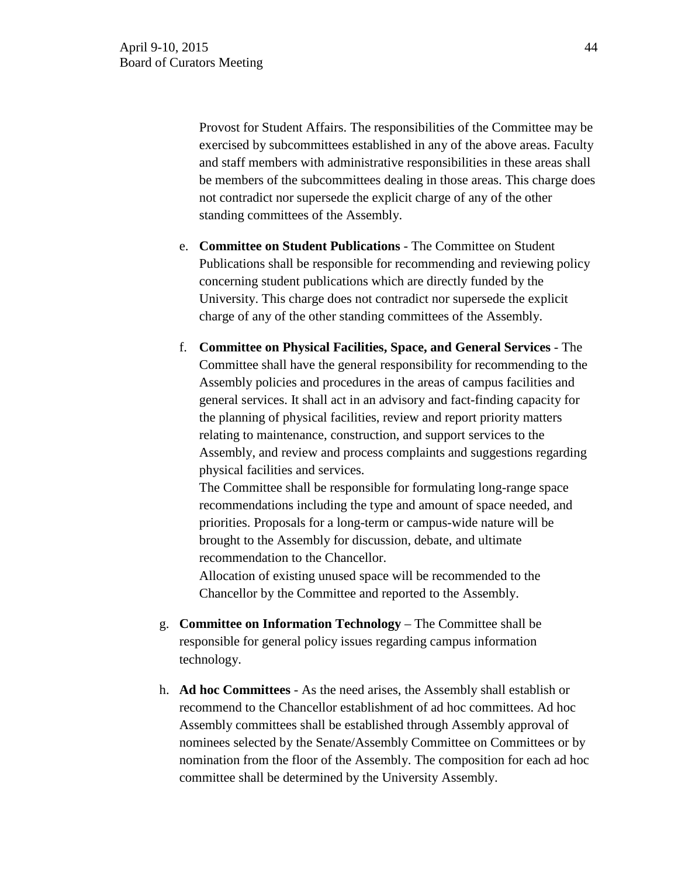Provost for Student Affairs. The responsibilities of the Committee may be exercised by subcommittees established in any of the above areas. Faculty and staff members with administrative responsibilities in these areas shall be members of the subcommittees dealing in those areas. This charge does not contradict nor supersede the explicit charge of any of the other standing committees of the Assembly.

e. **Committee on Student Publications** - The Committee on Student Publications shall be responsible for recommending and reviewing policy concerning student publications which are directly funded by the University. This charge does not contradict nor supersede the explicit charge of any of the other standing committees of the Assembly.

f. **Committee on Physical Facilities, Space, and General Services** - The Committee shall have the general responsibility for recommending to the Assembly policies and procedures in the areas of campus facilities and general services. It shall act in an advisory and fact-finding capacity for the planning of physical facilities, review and report priority matters relating to maintenance, construction, and support services to the Assembly, and review and process complaints and suggestions regarding physical facilities and services.
The Committee shall be responsible for formulating long-range space recommendations including the type and amount of space needed, and priorities. Proposals for a long-term or campus-wide nature will be brought to the Assembly for discussion, debate, and ultimate recommendation to the Chancellor.
Allocation of existing unused space will be recommended to the Chancellor by the Committee and reported to the Assembly.

g. **Committee on Information Technology** – The Committee shall be responsible for general policy issues regarding campus information technology.

h. **Ad hoc Committees** - As the need arises, the Assembly shall establish or recommend to the Chancellor establishment of ad hoc committees. Ad hoc Assembly committees shall be established through Assembly approval of nominees selected by the Senate/Assembly Committee on Committees or by nomination from the floor of the Assembly. The composition for each ad hoc committee shall be determined by the University Assembly.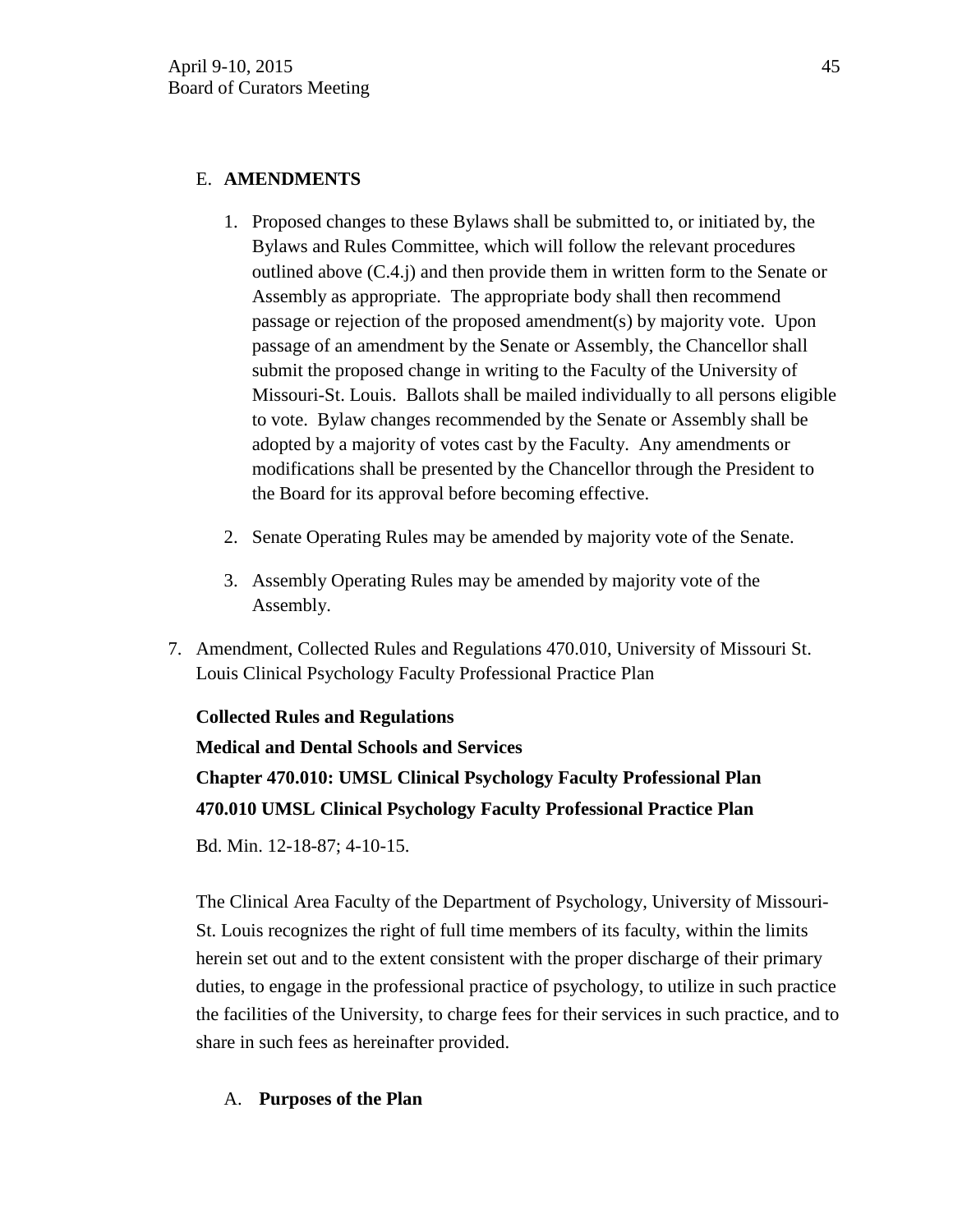E. **AMENDMENTS**

1. Proposed changes to these Bylaws shall be submitted to, or initiated by, the Bylaws and Rules Committee, which will follow the relevant procedures outlined above (C.4.j) and then provide them in written form to the Senate or Assembly as appropriate. The appropriate body shall then recommend passage or rejection of the proposed amendment(s) by majority vote. Upon passage of an amendment by the Senate or Assembly, the Chancellor shall submit the proposed change in writing to the Faculty of the University of Missouri-St. Louis. Ballots shall be mailed individually to all persons eligible to vote. Bylaw changes recommended by the Senate or Assembly shall be adopted by a majority of votes cast by the Faculty. Any amendments or modifications shall be presented by the Chancellor through the President to the Board for its approval before becoming effective.

2. Senate Operating Rules may be amended by majority vote of the Senate.

3. Assembly Operating Rules may be amended by majority vote of the Assembly.

7. Amendment, Collected Rules and Regulations 470.010, University of Missouri St. Louis Clinical Psychology Faculty Professional Practice Plan

**Collected Rules and Regulations**

**Medical and Dental Schools and Services**

**Chapter 470.010: UMSL Clinical Psychology Faculty Professional Plan**

**470.010 UMSL Clinical Psychology Faculty Professional Practice Plan**

Bd. Min. 12-18-87; 4-10-15.

The Clinical Area Faculty of the Department of Psychology, University of Missouri-St. Louis recognizes the right of full time members of its faculty, within the limits herein set out and to the extent consistent with the proper discharge of their primary duties, to engage in the professional practice of psychology, to utilize in such practice the facilities of the University, to charge fees for their services in such practice, and to share in such fees as hereinafter provided.

A. **Purposes of the Plan**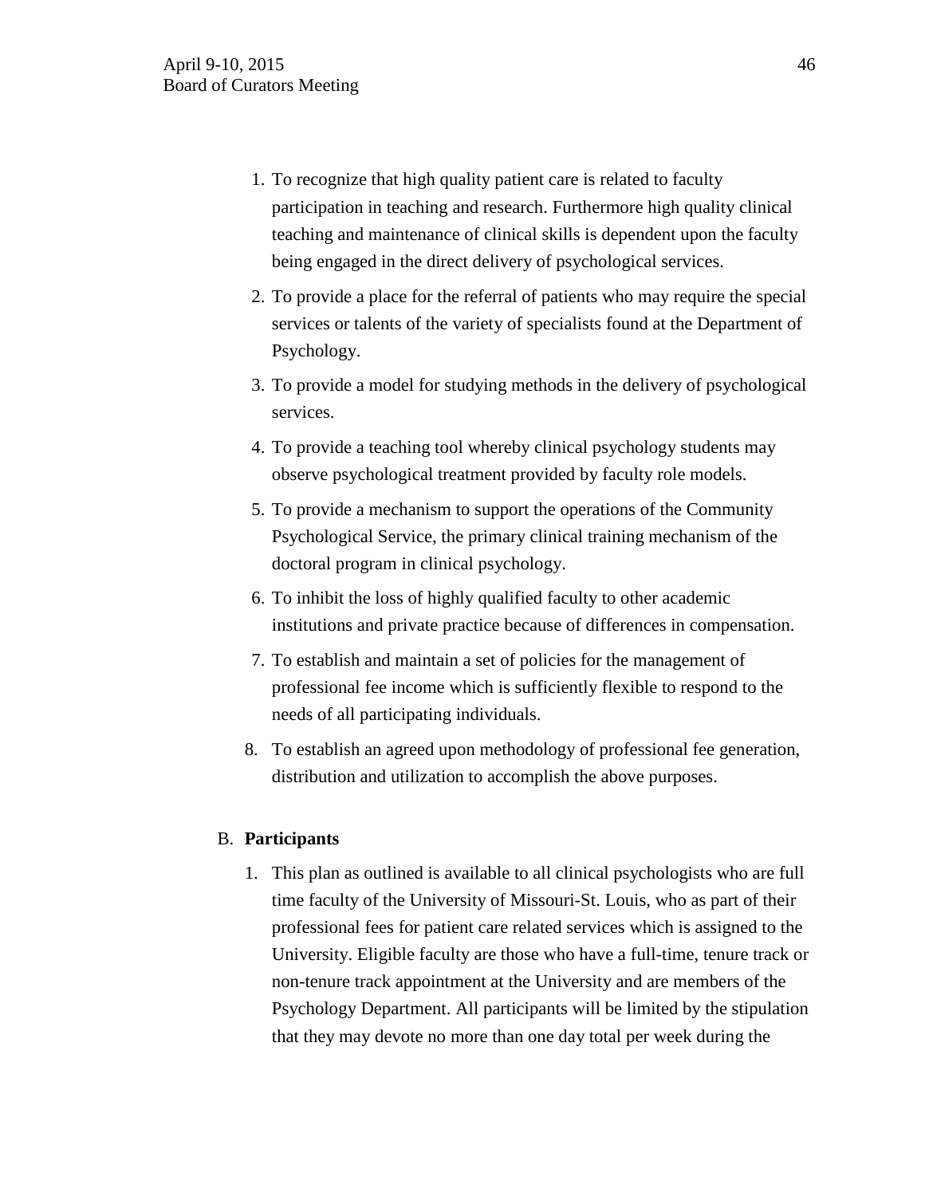1. To recognize that high quality patient care is related to faculty participation in teaching and research. Furthermore high quality clinical teaching and maintenance of clinical skills is dependent upon the faculty being engaged in the direct delivery of psychological services.
2. To provide a place for the referral of patients who may require the special services or talents of the variety of specialists found at the Department of Psychology.
3. To provide a model for studying methods in the delivery of psychological services.
4. To provide a teaching tool whereby clinical psychology students may observe psychological treatment provided by faculty role models.
5. To provide a mechanism to support the operations of the Community Psychological Service, the primary clinical training mechanism of the doctoral program in clinical psychology.
6. To inhibit the loss of highly qualified faculty to other academic institutions and private practice because of differences in compensation.
7. To establish and maintain a set of policies for the management of professional fee income which is sufficiently flexible to respond to the needs of all participating individuals.
8. To establish an agreed upon methodology of professional fee generation, distribution and utilization to accomplish the above purposes.

B. **Participants**

1. This plan as outlined is available to all clinical psychologists who are full time faculty of the University of Missouri-St. Louis, who as part of their professional fees for patient care related services which is assigned to the University. Eligible faculty are those who have a full-time, tenure track or non-tenure track appointment at the University and are members of the Psychology Department. All participants will be limited by the stipulation that they may devote no more than one day total per week during the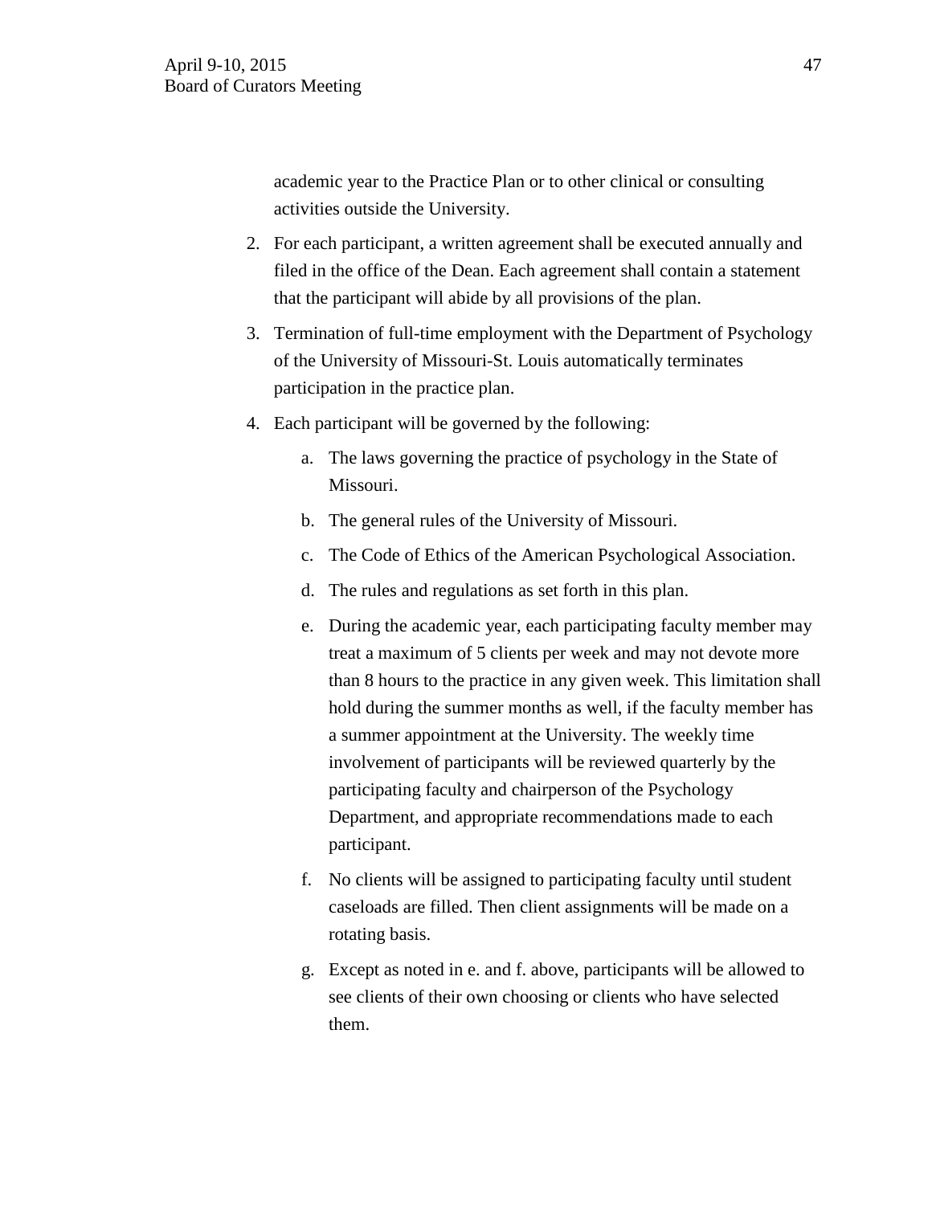academic year to the Practice Plan or to other clinical or consulting activities outside the University.

2. For each participant, a written agreement shall be executed annually and filed in the office of the Dean. Each agreement shall contain a statement that the participant will abide by all provisions of the plan.

3. Termination of full-time employment with the Department of Psychology of the University of Missouri-St. Louis automatically terminates participation in the practice plan.

4. Each participant will be governed by the following:

   a. The laws governing the practice of psychology in the State of Missouri.

   b. The general rules of the University of Missouri.

   c. The Code of Ethics of the American Psychological Association.

   d. The rules and regulations as set forth in this plan.

   e. During the academic year, each participating faculty member may treat a maximum of 5 clients per week and may not devote more than 8 hours to the practice in any given week. This limitation shall hold during the summer months as well, if the faculty member has a summer appointment at the University. The weekly time involvement of participants will be reviewed quarterly by the participating faculty and chairperson of the Psychology Department, and appropriate recommendations made to each participant.

   f. No clients will be assigned to participating faculty until student caseloads are filled. Then client assignments will be made on a rotating basis.

   g. Except as noted in e. and f. above, participants will be allowed to see clients of their own choosing or clients who have selected them.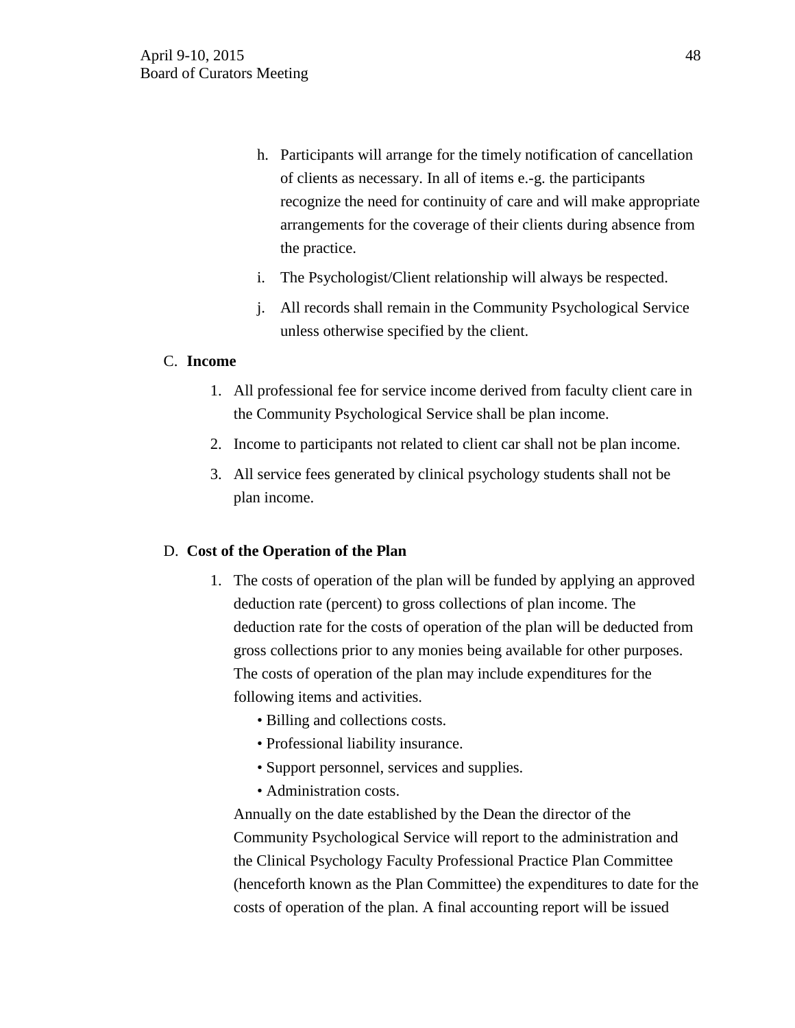h. Participants will arrange for the timely notification of cancellation of clients as necessary. In all of items e.-g. the participants recognize the need for continuity of care and will make appropriate arrangements for the coverage of their clients during absence from the practice.

i. The Psychologist/Client relationship will always be respected.

j. All records shall remain in the Community Psychological Service unless otherwise specified by the client.

C. **Income**

1. All professional fee for service income derived from faculty client care in the Community Psychological Service shall be plan income.
2. Income to participants not related to client car shall not be plan income.
3. All service fees generated by clinical psychology students shall not be plan income.

D. **Cost of the Operation of the Plan**

1. The costs of operation of the plan will be funded by applying an approved deduction rate (percent) to gross collections of plan income. The deduction rate for the costs of operation of the plan will be deducted from gross collections prior to any monies being available for other purposes. The costs of operation of the plan may include expenditures for the following items and activities.
   - Billing and collections costs.
   - Professional liability insurance.
   - Support personnel, services and supplies.
   - Administration costs.

   Annually on the date established by the Dean the director of the Community Psychological Service will report to the administration and the Clinical Psychology Faculty Professional Practice Plan Committee (henceforth known as the Plan Committee) the expenditures to date for the costs of operation of the plan. A final accounting report will be issued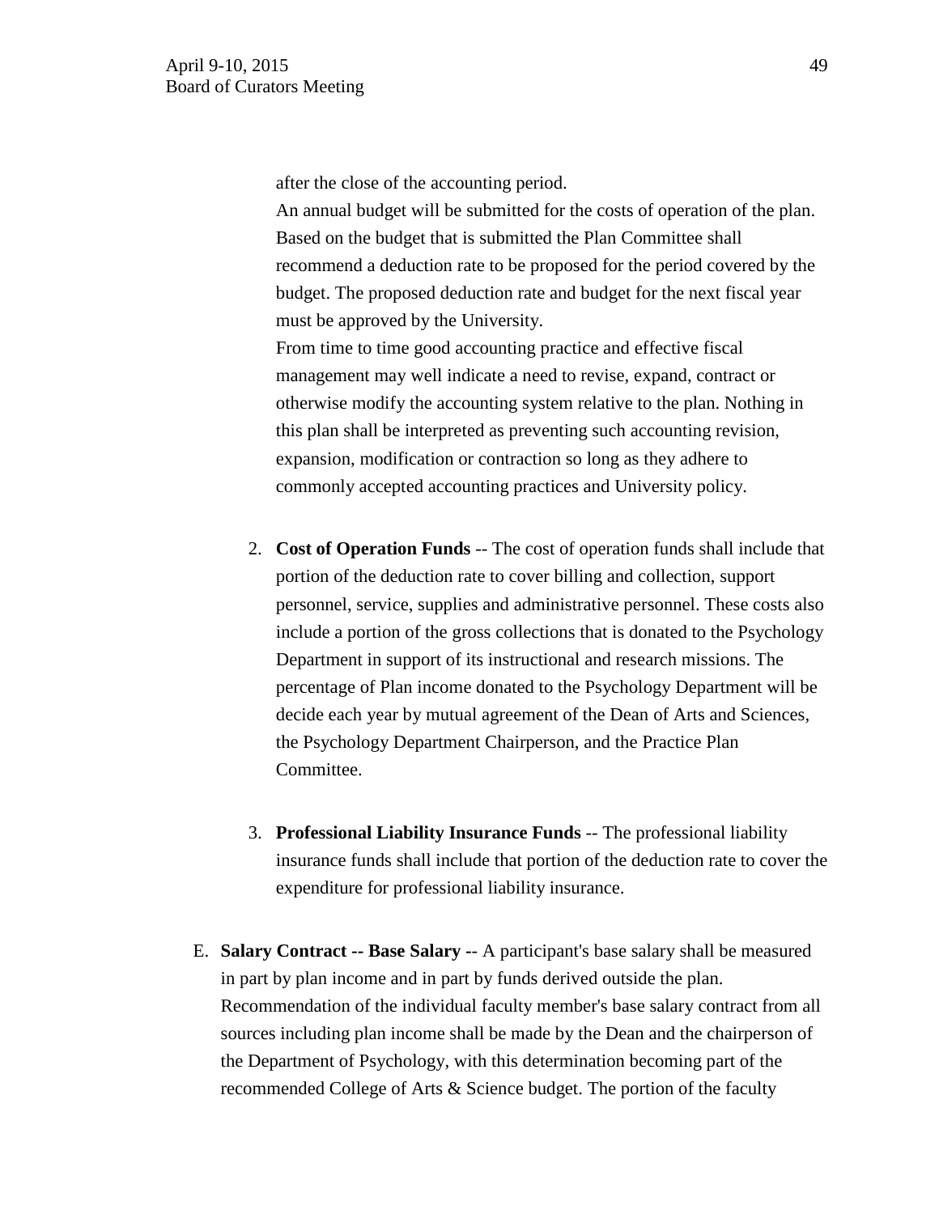after the close of the accounting period.

An annual budget will be submitted for the costs of operation of the plan. Based on the budget that is submitted the Plan Committee shall recommend a deduction rate to be proposed for the period covered by the budget. The proposed deduction rate and budget for the next fiscal year must be approved by the University.

From time to time good accounting practice and effective fiscal management may well indicate a need to revise, expand, contract or otherwise modify the accounting system relative to the plan. Nothing in this plan shall be interpreted as preventing such accounting revision, expansion, modification or contraction so long as they adhere to commonly accepted accounting practices and University policy.

2. **Cost of Operation Funds** -- The cost of operation funds shall include that portion of the deduction rate to cover billing and collection, support personnel, service, supplies and administrative personnel. These costs also include a portion of the gross collections that is donated to the Psychology Department in support of its instructional and research missions. The percentage of Plan income donated to the Psychology Department will be decide each year by mutual agreement of the Dean of Arts and Sciences, the Psychology Department Chairperson, and the Practice Plan Committee.

3. **Professional Liability Insurance Funds** -- The professional liability insurance funds shall include that portion of the deduction rate to cover the expenditure for professional liability insurance.

E. **Salary Contract -- Base Salary** -- A participant's base salary shall be measured in part by plan income and in part by funds derived outside the plan. Recommendation of the individual faculty member's base salary contract from all sources including plan income shall be made by the Dean and the chairperson of the Department of Psychology, with this determination becoming part of the recommended College of Arts & Science budget. The portion of the faculty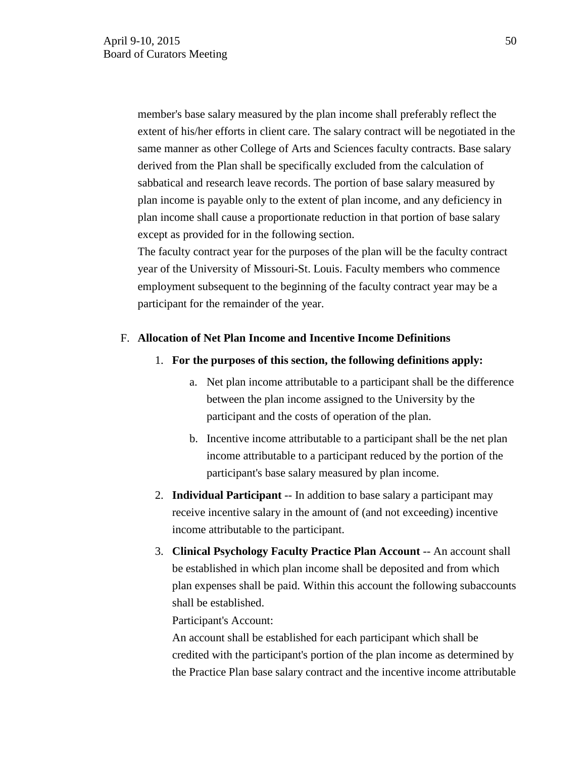member's base salary measured by the plan income shall preferably reflect the extent of his/her efforts in client care. The salary contract will be negotiated in the same manner as other College of Arts and Sciences faculty contracts. Base salary derived from the Plan shall be specifically excluded from the calculation of sabbatical and research leave records. The portion of base salary measured by plan income is payable only to the extent of plan income, and any deficiency in plan income shall cause a proportionate reduction in that portion of base salary except as provided for in the following section.

The faculty contract year for the purposes of the plan will be the faculty contract year of the University of Missouri-St. Louis. Faculty members who commence employment subsequent to the beginning of the faculty contract year may be a participant for the remainder of the year.

F. **Allocation of Net Plan Income and Incentive Income Definitions**

1. **For the purposes of this section, the following definitions apply:**

   a. Net plan income attributable to a participant shall be the difference between the plan income assigned to the University by the participant and the costs of operation of the plan.

   b. Incentive income attributable to a participant shall be the net plan income attributable to a participant reduced by the portion of the participant's base salary measured by plan income.

2. **Individual Participant** -- In addition to base salary a participant may receive incentive salary in the amount of (and not exceeding) incentive income attributable to the participant.

3. **Clinical Psychology Faculty Practice Plan Account** -- An account shall be established in which plan income shall be deposited and from which plan expenses shall be paid. Within this account the following subaccounts shall be established.

   Participant's Account:

   An account shall be established for each participant which shall be credited with the participant's portion of the plan income as determined by the Practice Plan base salary contract and the incentive income attributable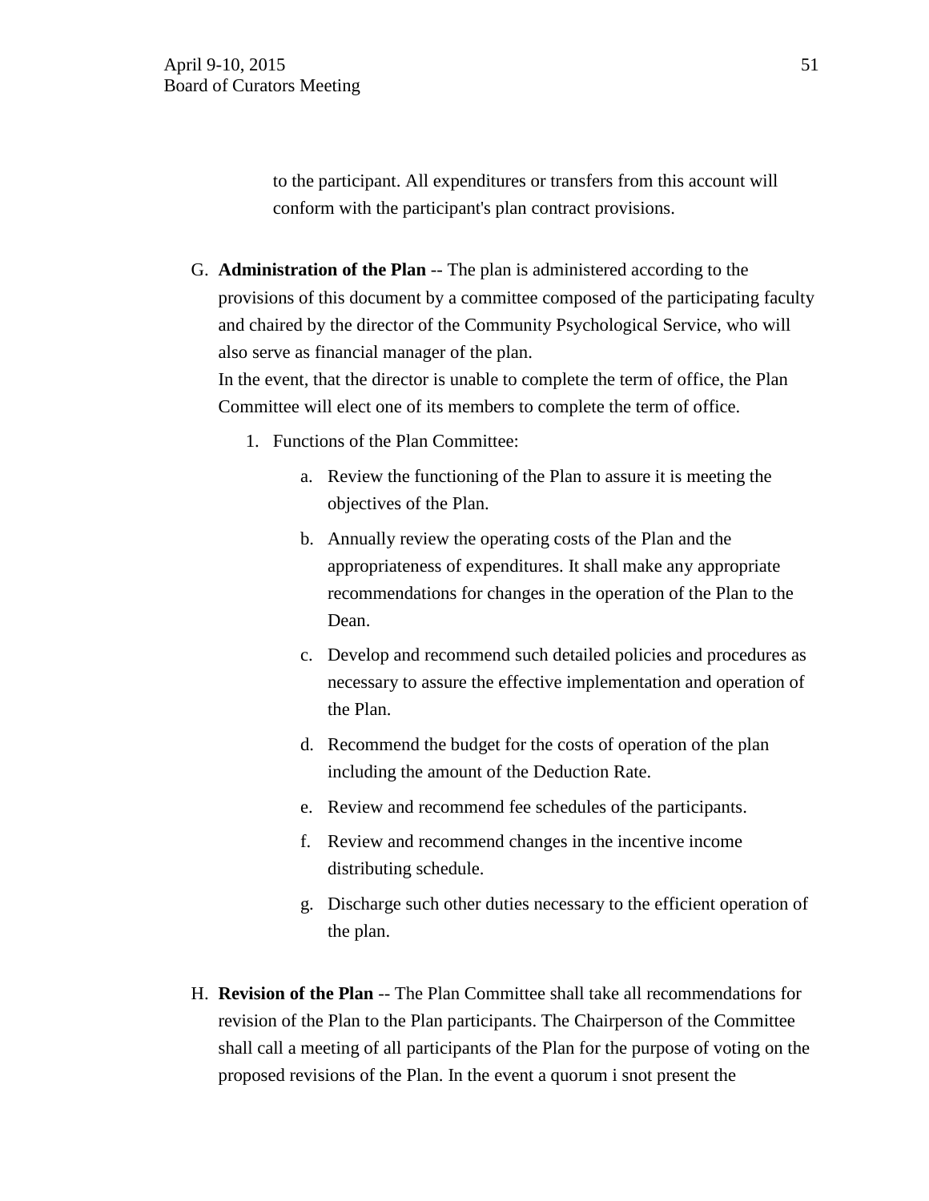to the participant. All expenditures or transfers from this account will conform with the participant's plan contract provisions.

G. **Administration of the Plan** -- The plan is administered according to the provisions of this document by a committee composed of the participating faculty and chaired by the director of the Community Psychological Service, who will also serve as financial manager of the plan.
   In the event, that the director is unable to complete the term of office, the Plan Committee will elect one of its members to complete the term of office.

   1. Functions of the Plan Committee:

      a. Review the functioning of the Plan to assure it is meeting the objectives of the Plan.

      b. Annually review the operating costs of the Plan and the appropriateness of expenditures. It shall make any appropriate recommendations for changes in the operation of the Plan to the Dean.

      c. Develop and recommend such detailed policies and procedures as necessary to assure the effective implementation and operation of the Plan.

      d. Recommend the budget for the costs of operation of the plan including the amount of the Deduction Rate.

      e. Review and recommend fee schedules of the participants.

      f. Review and recommend changes in the incentive income distributing schedule.

      g. Discharge such other duties necessary to the efficient operation of the plan.

H. **Revision of the Plan** -- The Plan Committee shall take all recommendations for revision of the Plan to the Plan participants. The Chairperson of the Committee shall call a meeting of all participants of the Plan for the purpose of voting on the proposed revisions of the Plan. In the event a quorum i snot present the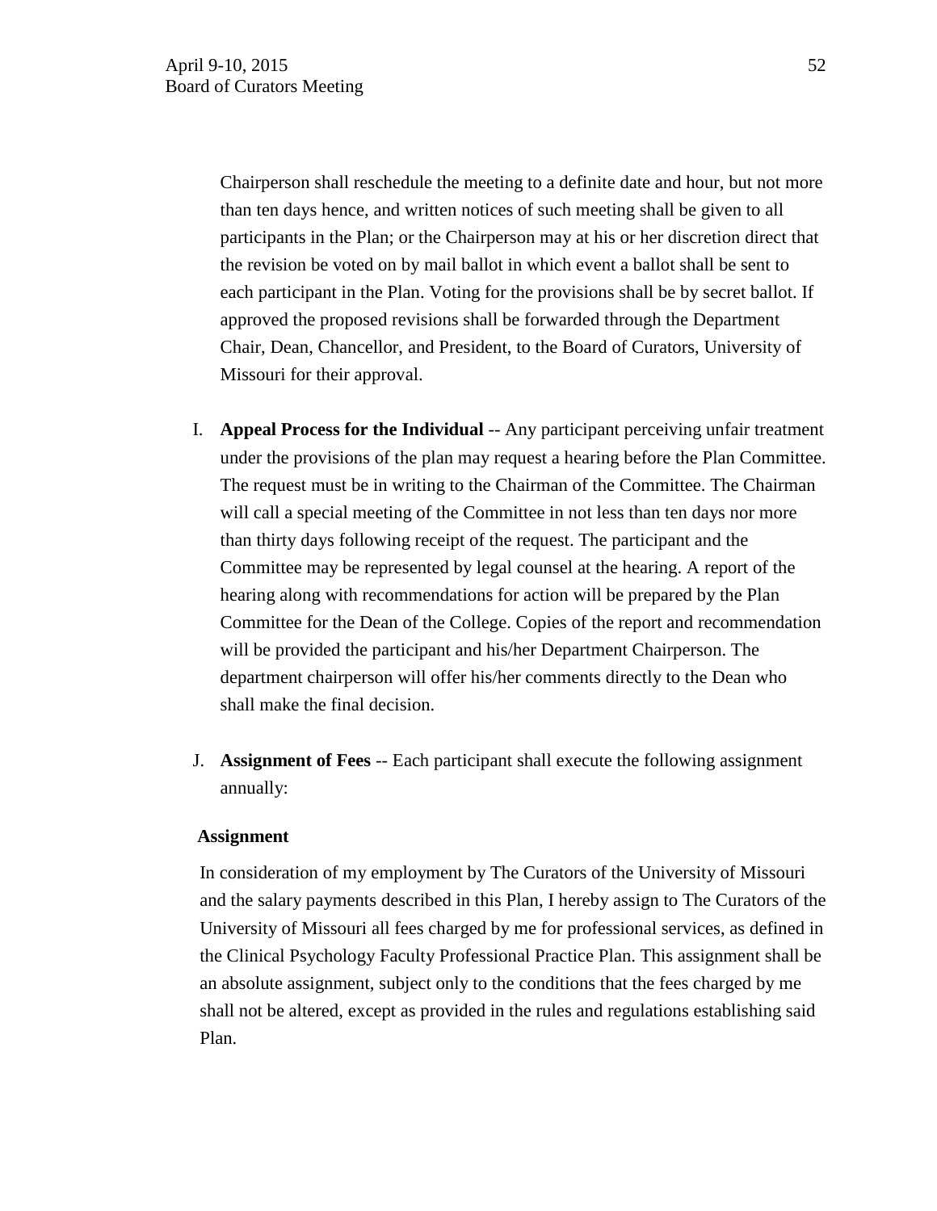Chairperson shall reschedule the meeting to a definite date and hour, but not more than ten days hence, and written notices of such meeting shall be given to all participants in the Plan; or the Chairperson may at his or her discretion direct that the revision be voted on by mail ballot in which event a ballot shall be sent to each participant in the Plan. Voting for the provisions shall be by secret ballot. If approved the proposed revisions shall be forwarded through the Department Chair, Dean, Chancellor, and President, to the Board of Curators, University of Missouri for their approval.

I. **Appeal Process for the Individual** -- Any participant perceiving unfair treatment under the provisions of the plan may request a hearing before the Plan Committee. The request must be in writing to the Chairman of the Committee. The Chairman will call a special meeting of the Committee in not less than ten days nor more than thirty days following receipt of the request. The participant and the Committee may be represented by legal counsel at the hearing. A report of the hearing along with recommendations for action will be prepared by the Plan Committee for the Dean of the College. Copies of the report and recommendation will be provided the participant and his/her Department Chairperson. The department chairperson will offer his/her comments directly to the Dean who shall make the final decision.

J. **Assignment of Fees** -- Each participant shall execute the following assignment annually:

**Assignment**

In consideration of my employment by The Curators of the University of Missouri and the salary payments described in this Plan, I hereby assign to The Curators of the University of Missouri all fees charged by me for professional services, as defined in the Clinical Psychology Faculty Professional Practice Plan. This assignment shall be an absolute assignment, subject only to the conditions that the fees charged by me shall not be altered, except as provided in the rules and regulations establishing said Plan.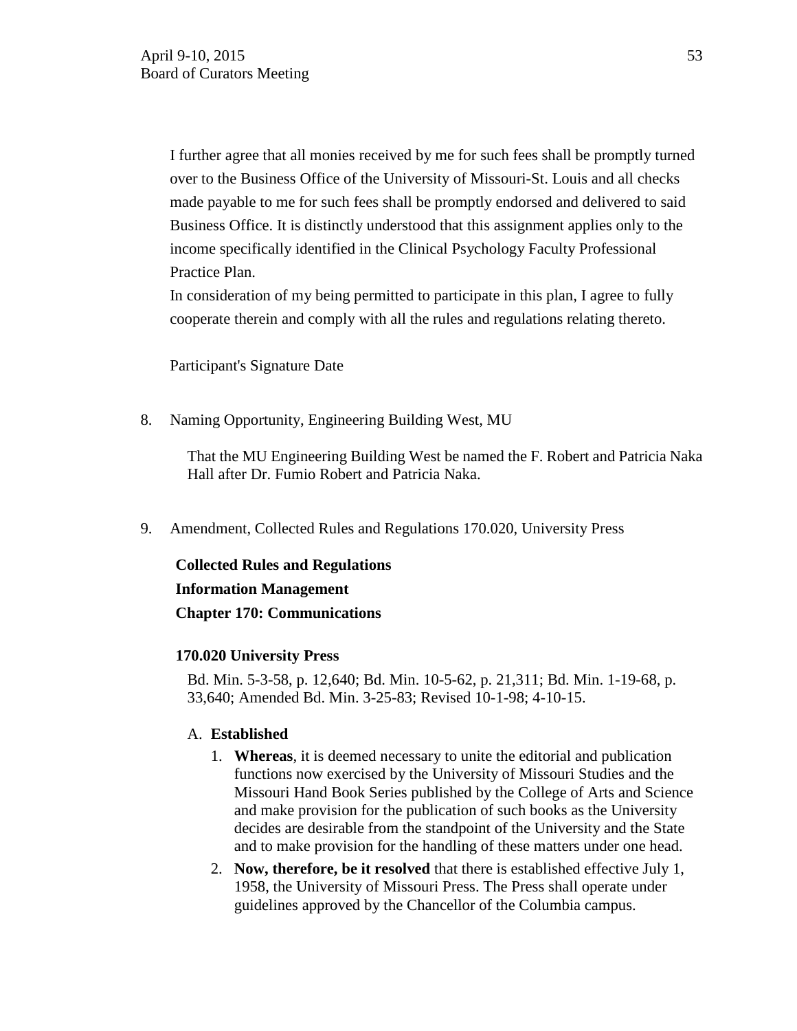I further agree that all monies received by me for such fees shall be promptly turned over to the Business Office of the University of Missouri-St. Louis and all checks made payable to me for such fees shall be promptly endorsed and delivered to said Business Office. It is distinctly understood that this assignment applies only to the income specifically identified in the Clinical Psychology Faculty Professional Practice Plan.

In consideration of my being permitted to participate in this plan, I agree to fully cooperate therein and comply with all the rules and regulations relating thereto.

Participant's Signature Date

8. Naming Opportunity, Engineering Building West, MU

   That the MU Engineering Building West be named the F. Robert and Patricia Naka Hall after Dr. Fumio Robert and Patricia Naka.

9. Amendment, Collected Rules and Regulations 170.020, University Press

**Collected Rules and Regulations**

**Information Management**

**Chapter 170: Communications**

**170.020 University Press**

Bd. Min. 5-3-58, p. 12,640; Bd. Min. 10-5-62, p. 21,311; Bd. Min. 1-19-68, p. 33,640; Amended Bd. Min. 3-25-83; Revised 10-1-98; 4-10-15.

A. **Established**

   1. **Whereas**, it is deemed necessary to unite the editorial and publication functions now exercised by the University of Missouri Studies and the Missouri Hand Book Series published by the College of Arts and Science and make provision for the publication of such books as the University decides are desirable from the standpoint of the University and the State and to make provision for the handling of these matters under one head.
   2. **Now, therefore, be it resolved** that there is established effective July 1, 1958, the University of Missouri Press. The Press shall operate under guidelines approved by the Chancellor of the Columbia campus.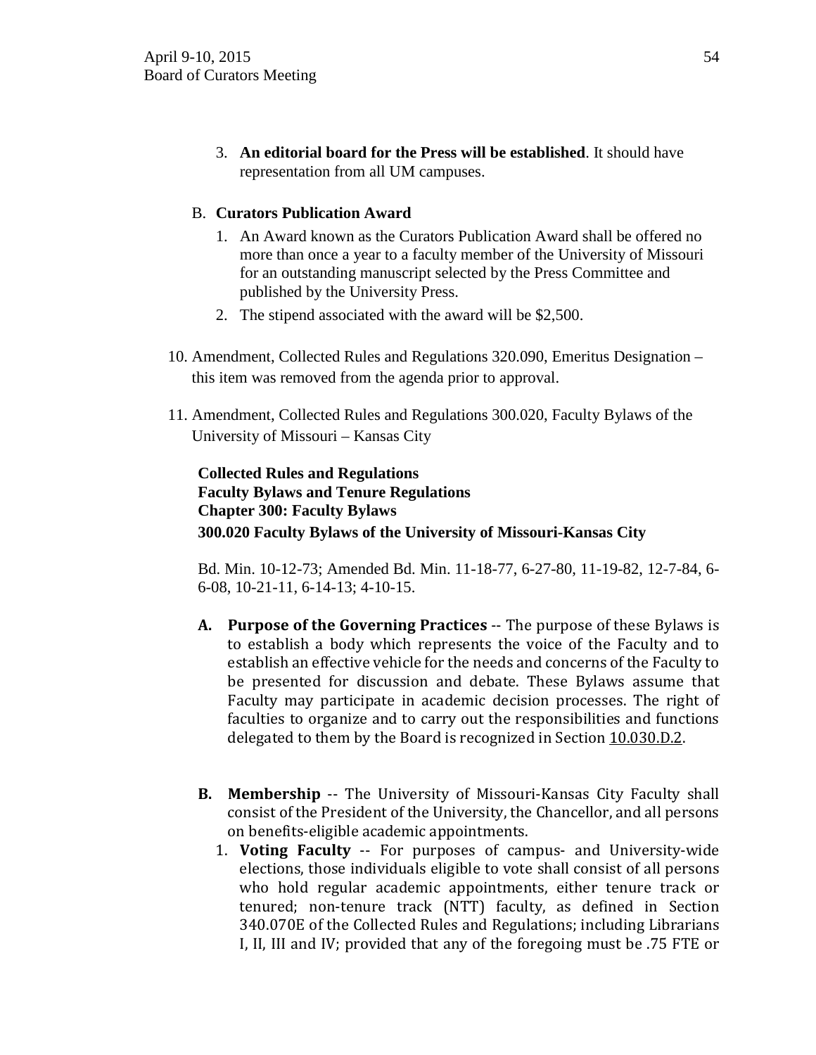3. **An editorial board for the Press will be established**. It should have representation from all UM campuses.

B. **Curators Publication Award**

1. An Award known as the Curators Publication Award shall be offered no more than once a year to a faculty member of the University of Missouri for an outstanding manuscript selected by the Press Committee and published by the University Press.
2. The stipend associated with the award will be $2,500.

10. Amendment, Collected Rules and Regulations 320.090, Emeritus Designation – this item was removed from the agenda prior to approval.

11. Amendment, Collected Rules and Regulations 300.020, Faculty Bylaws of the University of Missouri – Kansas City

**Collected Rules and Regulations**
**Faculty Bylaws and Tenure Regulations**
**Chapter 300: Faculty Bylaws**
**300.020 Faculty Bylaws of the University of Missouri-Kansas City**

Bd. Min. 10-12-73; Amended Bd. Min. 11-18-77, 6-27-80, 11-19-82, 12-7-84, 6-6-08, 10-21-11, 6-14-13; 4-10-15.

**A. Purpose of the Governing Practices** -- The purpose of these Bylaws is to establish a body which represents the voice of the Faculty and to establish an effective vehicle for the needs and concerns of the Faculty to be presented for discussion and debate. These Bylaws assume that Faculty may participate in academic decision processes. The right of faculties to organize and to carry out the responsibilities and functions delegated to them by the Board is recognized in Section 10.030.D.2.

**B. Membership** -- The University of Missouri-Kansas City Faculty shall consist of the President of the University, the Chancellor, and all persons on benefits-eligible academic appointments.

1. **Voting Faculty** -- For purposes of campus- and University-wide elections, those individuals eligible to vote shall consist of all persons who hold regular academic appointments, either tenure track or tenured; non-tenure track (NTT) faculty, as defined in Section 340.070E of the Collected Rules and Regulations; including Librarians I, II, III and IV; provided that any of the foregoing must be .75 FTE or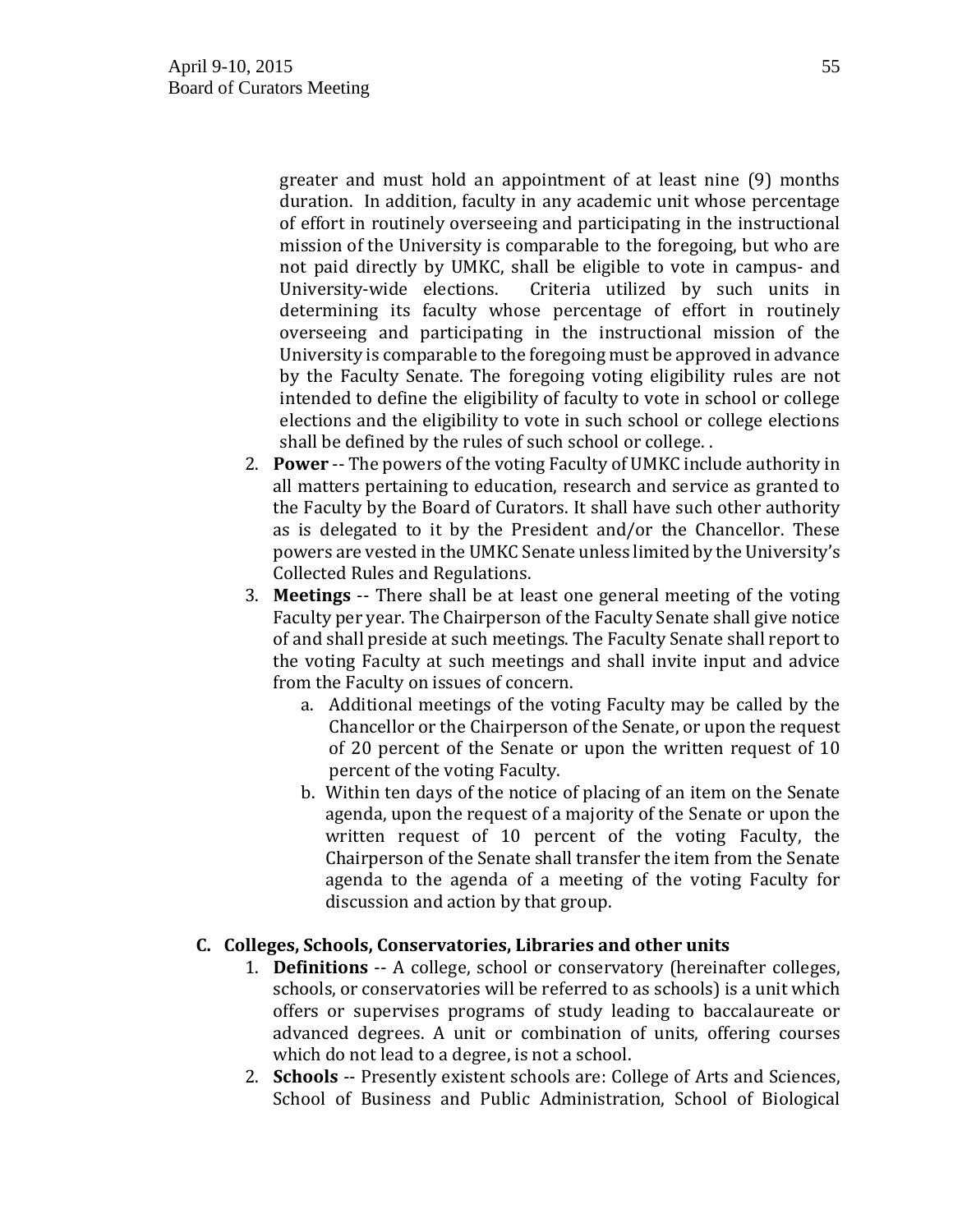greater and must hold an appointment of at least nine (9) months duration. In addition, faculty in any academic unit whose percentage of effort in routinely overseeing and participating in the instructional mission of the University is comparable to the foregoing, but who are not paid directly by UMKC, shall be eligible to vote in campus- and University-wide elections. Criteria utilized by such units in determining its faculty whose percentage of effort in routinely overseeing and participating in the instructional mission of the University is comparable to the foregoing must be approved in advance by the Faculty Senate. The foregoing voting eligibility rules are not intended to define the eligibility of faculty to vote in school or college elections and the eligibility to vote in such school or college elections shall be defined by the rules of such school or college. .

2. **Power** -- The powers of the voting Faculty of UMKC include authority in all matters pertaining to education, research and service as granted to the Faculty by the Board of Curators. It shall have such other authority as is delegated to it by the President and/or the Chancellor. These powers are vested in the UMKC Senate unless limited by the University's Collected Rules and Regulations.
3. **Meetings** -- There shall be at least one general meeting of the voting Faculty per year. The Chairperson of the Faculty Senate shall give notice of and shall preside at such meetings. The Faculty Senate shall report to the voting Faculty at such meetings and shall invite input and advice from the Faculty on issues of concern.
   a. Additional meetings of the voting Faculty may be called by the Chancellor or the Chairperson of the Senate, or upon the request of 20 percent of the Senate or upon the written request of 10 percent of the voting Faculty.
   b. Within ten days of the notice of placing of an item on the Senate agenda, upon the request of a majority of the Senate or upon the written request of 10 percent of the voting Faculty, the Chairperson of the Senate shall transfer the item from the Senate agenda to the agenda of a meeting of the voting Faculty for discussion and action by that group.

**C. Colleges, Schools, Conservatories, Libraries and other units**

1. **Definitions** -- A college, school or conservatory (hereinafter colleges, schools, or conservatories will be referred to as schools) is a unit which offers or supervises programs of study leading to baccalaureate or advanced degrees. A unit or combination of units, offering courses which do not lead to a degree, is not a school.
2. **Schools** -- Presently existent schools are: College of Arts and Sciences, School of Business and Public Administration, School of Biological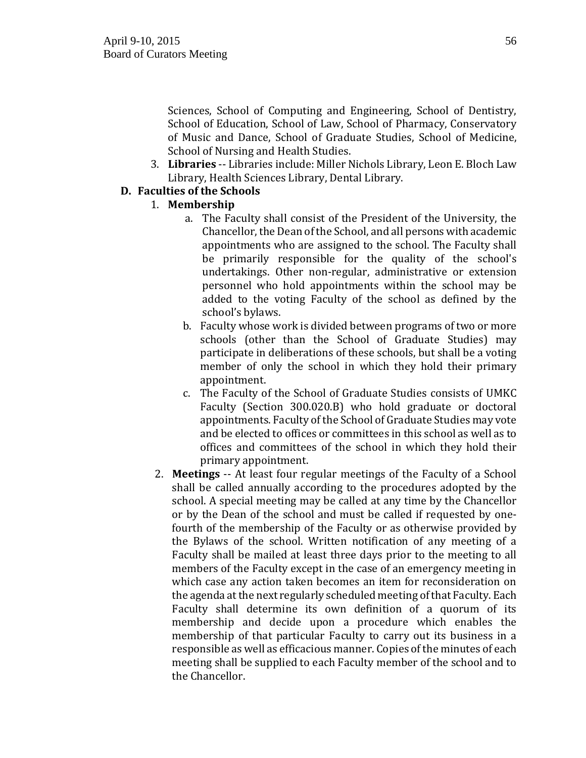Sciences, School of Computing and Engineering, School of Dentistry, School of Education, School of Law, School of Pharmacy, Conservatory of Music and Dance, School of Graduate Studies, School of Medicine, School of Nursing and Health Studies.

3. **Libraries** -- Libraries include: Miller Nichols Library, Leon E. Bloch Law Library, Health Sciences Library, Dental Library.

**D. Faculties of the Schools**

1. **Membership**
   a. The Faculty shall consist of the President of the University, the Chancellor, the Dean of the School, and all persons with academic appointments who are assigned to the school. The Faculty shall be primarily responsible for the quality of the school's undertakings. Other non-regular, administrative or extension personnel who hold appointments within the school may be added to the voting Faculty of the school as defined by the school's bylaws.
   b. Faculty whose work is divided between programs of two or more schools (other than the School of Graduate Studies) may participate in deliberations of these schools, but shall be a voting member of only the school in which they hold their primary appointment.
   c. The Faculty of the School of Graduate Studies consists of UMKC Faculty (Section 300.020.B) who hold graduate or doctoral appointments. Faculty of the School of Graduate Studies may vote and be elected to offices or committees in this school as well as to offices and committees of the school in which they hold their primary appointment.
2. **Meetings** -- At least four regular meetings of the Faculty of a School shall be called annually according to the procedures adopted by the school. A special meeting may be called at any time by the Chancellor or by the Dean of the school and must be called if requested by one-fourth of the membership of the Faculty or as otherwise provided by the Bylaws of the school. Written notification of any meeting of a Faculty shall be mailed at least three days prior to the meeting to all members of the Faculty except in the case of an emergency meeting in which case any action taken becomes an item for reconsideration on the agenda at the next regularly scheduled meeting of that Faculty. Each Faculty shall determine its own definition of a quorum of its membership and decide upon a procedure which enables the membership of that particular Faculty to carry out its business in a responsible as well as efficacious manner. Copies of the minutes of each meeting shall be supplied to each Faculty member of the school and to the Chancellor.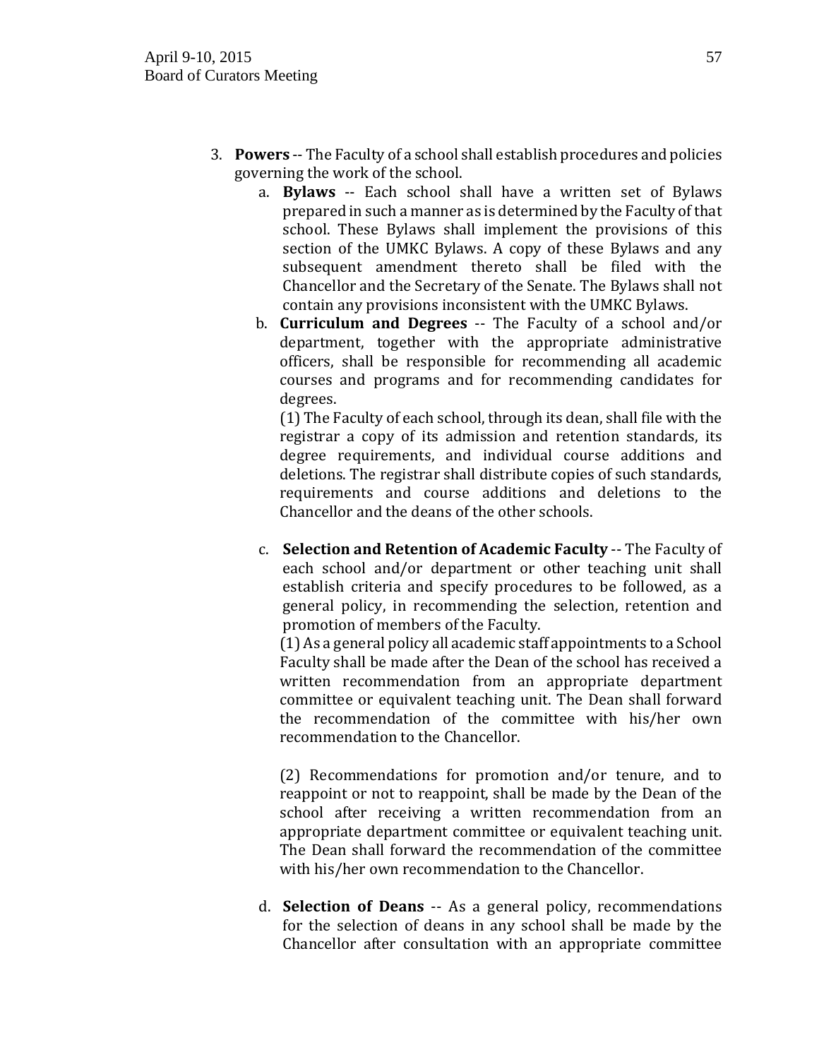3. **Powers** -- The Faculty of a school shall establish procedures and policies governing the work of the school.
    a. **Bylaws** -- Each school shall have a written set of Bylaws prepared in such a manner as is determined by the Faculty of that school. These Bylaws shall implement the provisions of this section of the UMKC Bylaws. A copy of these Bylaws and any subsequent amendment thereto shall be filed with the Chancellor and the Secretary of the Senate. The Bylaws shall not contain any provisions inconsistent with the UMKC Bylaws.
    b. **Curriculum and Degrees** -- The Faculty of a school and/or department, together with the appropriate administrative officers, shall be responsible for recommending all academic courses and programs and for recommending candidates for degrees.
    (1) The Faculty of each school, through its dean, shall file with the registrar a copy of its admission and retention standards, its degree requirements, and individual course additions and deletions. The registrar shall distribute copies of such standards, requirements and course additions and deletions to the Chancellor and the deans of the other schools.

    c. **Selection and Retention of Academic Faculty** -- The Faculty of each school and/or department or other teaching unit shall establish criteria and specify procedures to be followed, as a general policy, in recommending the selection, retention and promotion of members of the Faculty.
    (1) As a general policy all academic staff appointments to a School Faculty shall be made after the Dean of the school has received a written recommendation from an appropriate department committee or equivalent teaching unit. The Dean shall forward the recommendation of the committee with his/her own recommendation to the Chancellor.

    (2) Recommendations for promotion and/or tenure, and to reappoint or not to reappoint, shall be made by the Dean of the school after receiving a written recommendation from an appropriate department committee or equivalent teaching unit. The Dean shall forward the recommendation of the committee with his/her own recommendation to the Chancellor.

    d. **Selection of Deans** -- As a general policy, recommendations for the selection of deans in any school shall be made by the Chancellor after consultation with an appropriate committee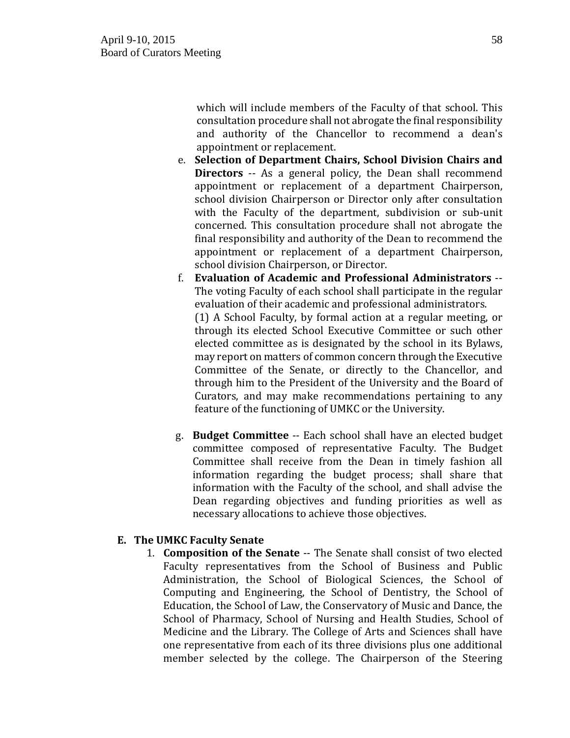which will include members of the Faculty of that school. This consultation procedure shall not abrogate the final responsibility and authority of the Chancellor to recommend a dean's appointment or replacement.

e. **Selection of Department Chairs, School Division Chairs and Directors** -- As a general policy, the Dean shall recommend appointment or replacement of a department Chairperson, school division Chairperson or Director only after consultation with the Faculty of the department, subdivision or sub-unit concerned. This consultation procedure shall not abrogate the final responsibility and authority of the Dean to recommend the appointment or replacement of a department Chairperson, school division Chairperson, or Director.

f. **Evaluation of Academic and Professional Administrators** -- The voting Faculty of each school shall participate in the regular evaluation of their academic and professional administrators.

   (1) A School Faculty, by formal action at a regular meeting, or through its elected School Executive Committee or such other elected committee as is designated by the school in its Bylaws, may report on matters of common concern through the Executive Committee of the Senate, or directly to the Chancellor, and through him to the President of the University and the Board of Curators, and may make recommendations pertaining to any feature of the functioning of UMKC or the University.

g. **Budget Committee** -- Each school shall have an elected budget committee composed of representative Faculty. The Budget Committee shall receive from the Dean in timely fashion all information regarding the budget process; shall share that information with the Faculty of the school, and shall advise the Dean regarding objectives and funding priorities as well as necessary allocations to achieve those objectives.

## E. The UMKC Faculty Senate

1. **Composition of the Senate** -- The Senate shall consist of two elected Faculty representatives from the School of Business and Public Administration, the School of Biological Sciences, the School of Computing and Engineering, the School of Dentistry, the School of Education, the School of Law, the Conservatory of Music and Dance, the School of Pharmacy, School of Nursing and Health Studies, School of Medicine and the Library. The College of Arts and Sciences shall have one representative from each of its three divisions plus one additional member selected by the college. The Chairperson of the Steering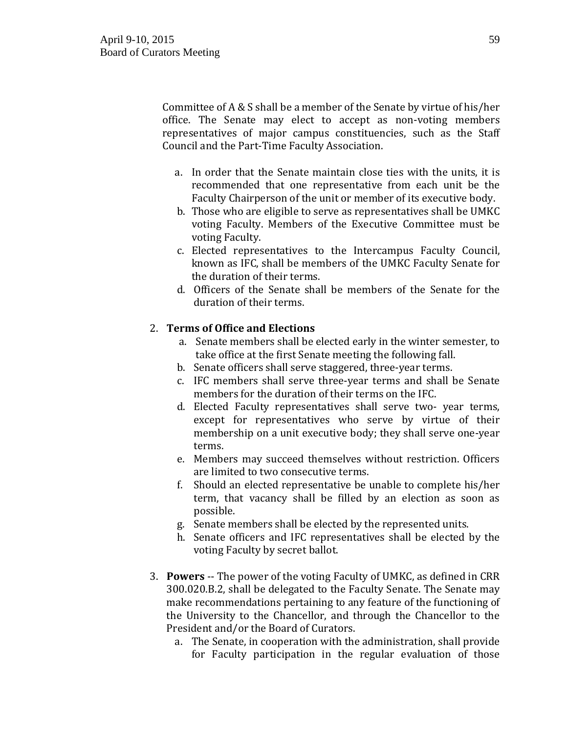Committee of A & S shall be a member of the Senate by virtue of his/her office. The Senate may elect to accept as non-voting members representatives of major campus constituencies, such as the Staff Council and the Part-Time Faculty Association.

a. In order that the Senate maintain close ties with the units, it is recommended that one representative from each unit be the Faculty Chairperson of the unit or member of its executive body.
b. Those who are eligible to serve as representatives shall be UMKC voting Faculty. Members of the Executive Committee must be voting Faculty.
c. Elected representatives to the Intercampus Faculty Council, known as IFC, shall be members of the UMKC Faculty Senate for the duration of their terms.
d. Officers of the Senate shall be members of the Senate for the duration of their terms.

2. **Terms of Office and Elections**
   a. Senate members shall be elected early in the winter semester, to take office at the first Senate meeting the following fall.
   b. Senate officers shall serve staggered, three-year terms.
   c. IFC members shall serve three-year terms and shall be Senate members for the duration of their terms on the IFC.
   d. Elected Faculty representatives shall serve two- year terms, except for representatives who serve by virtue of their membership on a unit executive body; they shall serve one-year terms.
   e. Members may succeed themselves without restriction. Officers are limited to two consecutive terms.
   f. Should an elected representative be unable to complete his/her term, that vacancy shall be filled by an election as soon as possible.
   g. Senate members shall be elected by the represented units.
   h. Senate officers and IFC representatives shall be elected by the voting Faculty by secret ballot.

3. **Powers** -- The power of the voting Faculty of UMKC, as defined in CRR 300.020.B.2, shall be delegated to the Faculty Senate. The Senate may make recommendations pertaining to any feature of the functioning of the University to the Chancellor, and through the Chancellor to the President and/or the Board of Curators.
   a. The Senate, in cooperation with the administration, shall provide for Faculty participation in the regular evaluation of those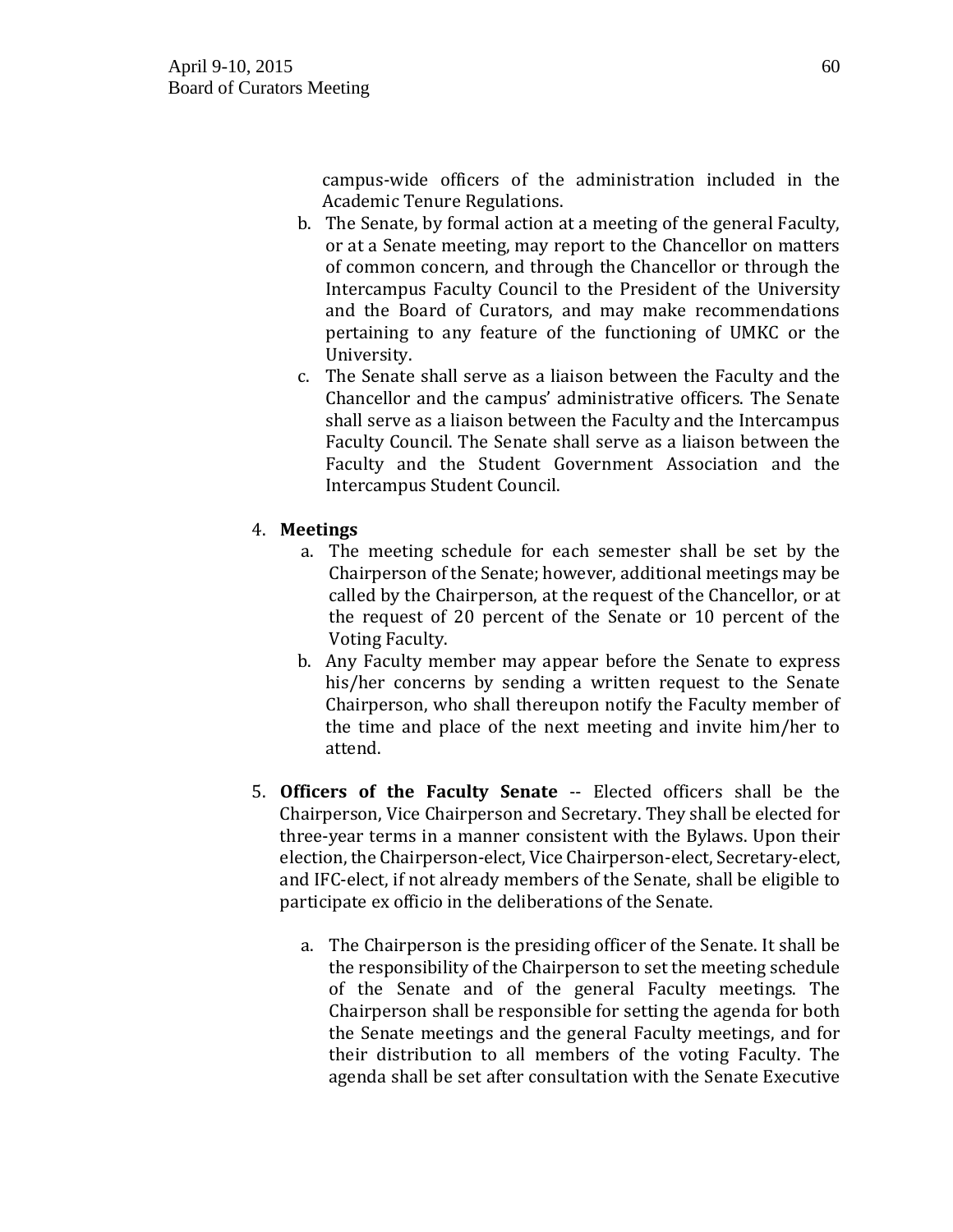campus-wide officers of the administration included in the Academic Tenure Regulations.

b. The Senate, by formal action at a meeting of the general Faculty, or at a Senate meeting, may report to the Chancellor on matters of common concern, and through the Chancellor or through the Intercampus Faculty Council to the President of the University and the Board of Curators, and may make recommendations pertaining to any feature of the functioning of UMKC or the University.
c. The Senate shall serve as a liaison between the Faculty and the Chancellor and the campus' administrative officers. The Senate shall serve as a liaison between the Faculty and the Intercampus Faculty Council. The Senate shall serve as a liaison between the Faculty and the Student Government Association and the Intercampus Student Council.

4. **Meetings**
   a. The meeting schedule for each semester shall be set by the Chairperson of the Senate; however, additional meetings may be called by the Chairperson, at the request of the Chancellor, or at the request of 20 percent of the Senate or 10 percent of the Voting Faculty.
   b. Any Faculty member may appear before the Senate to express his/her concerns by sending a written request to the Senate Chairperson, who shall thereupon notify the Faculty member of the time and place of the next meeting and invite him/her to attend.

5. **Officers of the Faculty Senate** -- Elected officers shall be the Chairperson, Vice Chairperson and Secretary. They shall be elected for three-year terms in a manner consistent with the Bylaws. Upon their election, the Chairperson-elect, Vice Chairperson-elect, Secretary-elect, and IFC-elect, if not already members of the Senate, shall be eligible to participate ex officio in the deliberations of the Senate.

   a. The Chairperson is the presiding officer of the Senate. It shall be the responsibility of the Chairperson to set the meeting schedule of the Senate and of the general Faculty meetings. The Chairperson shall be responsible for setting the agenda for both the Senate meetings and the general Faculty meetings, and for their distribution to all members of the voting Faculty. The agenda shall be set after consultation with the Senate Executive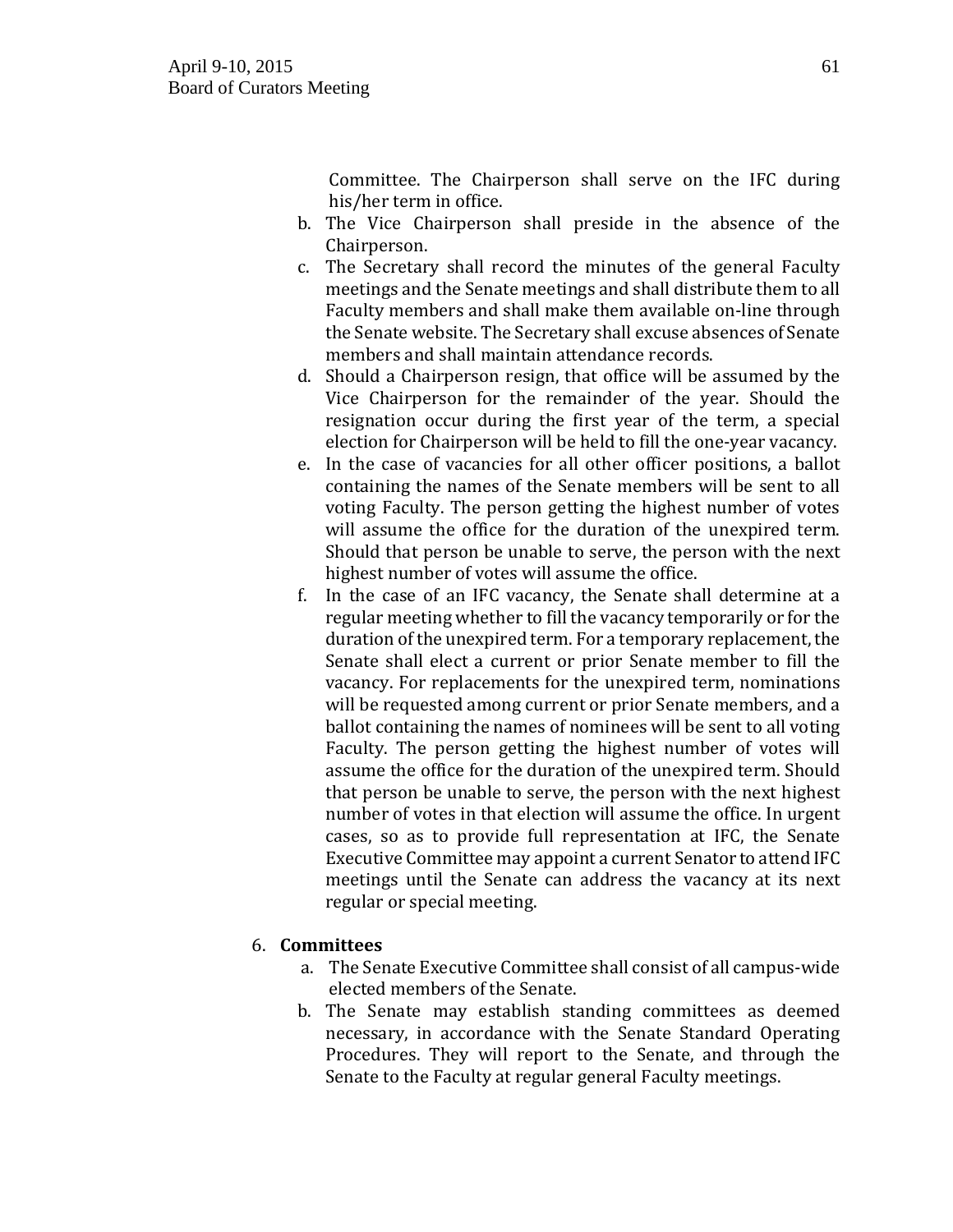Committee. The Chairperson shall serve on the IFC during his/her term in office.

b. The Vice Chairperson shall preside in the absence of the Chairperson.
c. The Secretary shall record the minutes of the general Faculty meetings and the Senate meetings and shall distribute them to all Faculty members and shall make them available on-line through the Senate website. The Secretary shall excuse absences of Senate members and shall maintain attendance records.
d. Should a Chairperson resign, that office will be assumed by the Vice Chairperson for the remainder of the year. Should the resignation occur during the first year of the term, a special election for Chairperson will be held to fill the one-year vacancy.
e. In the case of vacancies for all other officer positions, a ballot containing the names of the Senate members will be sent to all voting Faculty. The person getting the highest number of votes will assume the office for the duration of the unexpired term. Should that person be unable to serve, the person with the next highest number of votes will assume the office.
f. In the case of an IFC vacancy, the Senate shall determine at a regular meeting whether to fill the vacancy temporarily or for the duration of the unexpired term. For a temporary replacement, the Senate shall elect a current or prior Senate member to fill the vacancy. For replacements for the unexpired term, nominations will be requested among current or prior Senate members, and a ballot containing the names of nominees will be sent to all voting Faculty. The person getting the highest number of votes will assume the office for the duration of the unexpired term. Should that person be unable to serve, the person with the next highest number of votes in that election will assume the office. In urgent cases, so as to provide full representation at IFC, the Senate Executive Committee may appoint a current Senator to attend IFC meetings until the Senate can address the vacancy at its next regular or special meeting.

6. **Committees**
   a. The Senate Executive Committee shall consist of all campus-wide elected members of the Senate.
   b. The Senate may establish standing committees as deemed necessary, in accordance with the Senate Standard Operating Procedures. They will report to the Senate, and through the Senate to the Faculty at regular general Faculty meetings.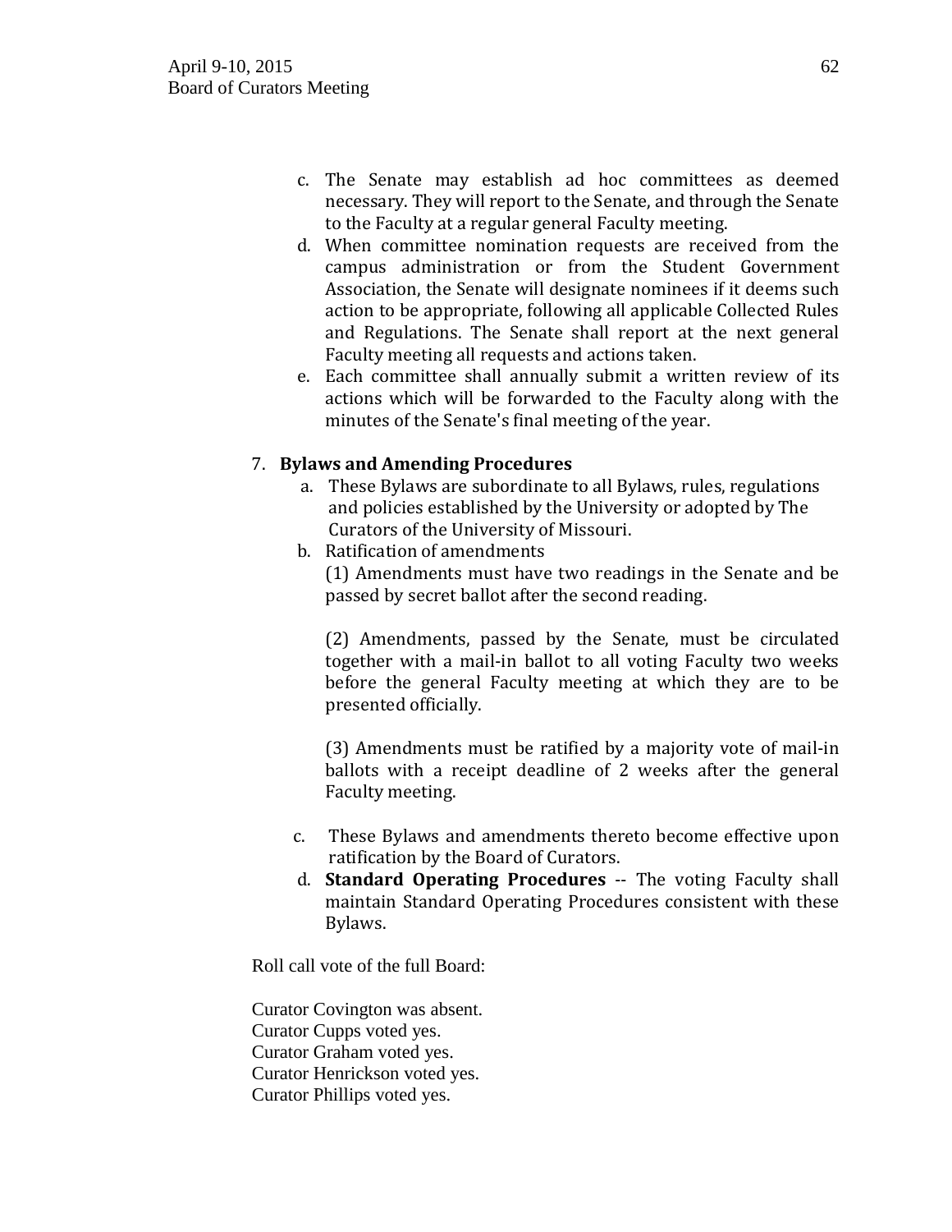c. The Senate may establish ad hoc committees as deemed necessary. They will report to the Senate, and through the Senate to the Faculty at a regular general Faculty meeting.
d. When committee nomination requests are received from the campus administration or from the Student Government Association, the Senate will designate nominees if it deems such action to be appropriate, following all applicable Collected Rules and Regulations. The Senate shall report at the next general Faculty meeting all requests and actions taken.
e. Each committee shall annually submit a written review of its actions which will be forwarded to the Faculty along with the minutes of the Senate's final meeting of the year.

7. **Bylaws and Amending Procedures**
   a. These Bylaws are subordinate to all Bylaws, rules, regulations and policies established by the University or adopted by The Curators of the University of Missouri.
   b. Ratification of amendments

      (1) Amendments must have two readings in the Senate and be passed by secret ballot after the second reading.

      (2) Amendments, passed by the Senate, must be circulated together with a mail-in ballot to all voting Faculty two weeks before the general Faculty meeting at which they are to be presented officially.

      (3) Amendments must be ratified by a majority vote of mail-in ballots with a receipt deadline of 2 weeks after the general Faculty meeting.

   c. These Bylaws and amendments thereto become effective upon ratification by the Board of Curators.
   d. **Standard Operating Procedures** -- The voting Faculty shall maintain Standard Operating Procedures consistent with these Bylaws.

Roll call vote of the full Board:

Curator Covington was absent.
Curator Cupps voted yes.
Curator Graham voted yes.
Curator Henrickson voted yes.
Curator Phillips voted yes.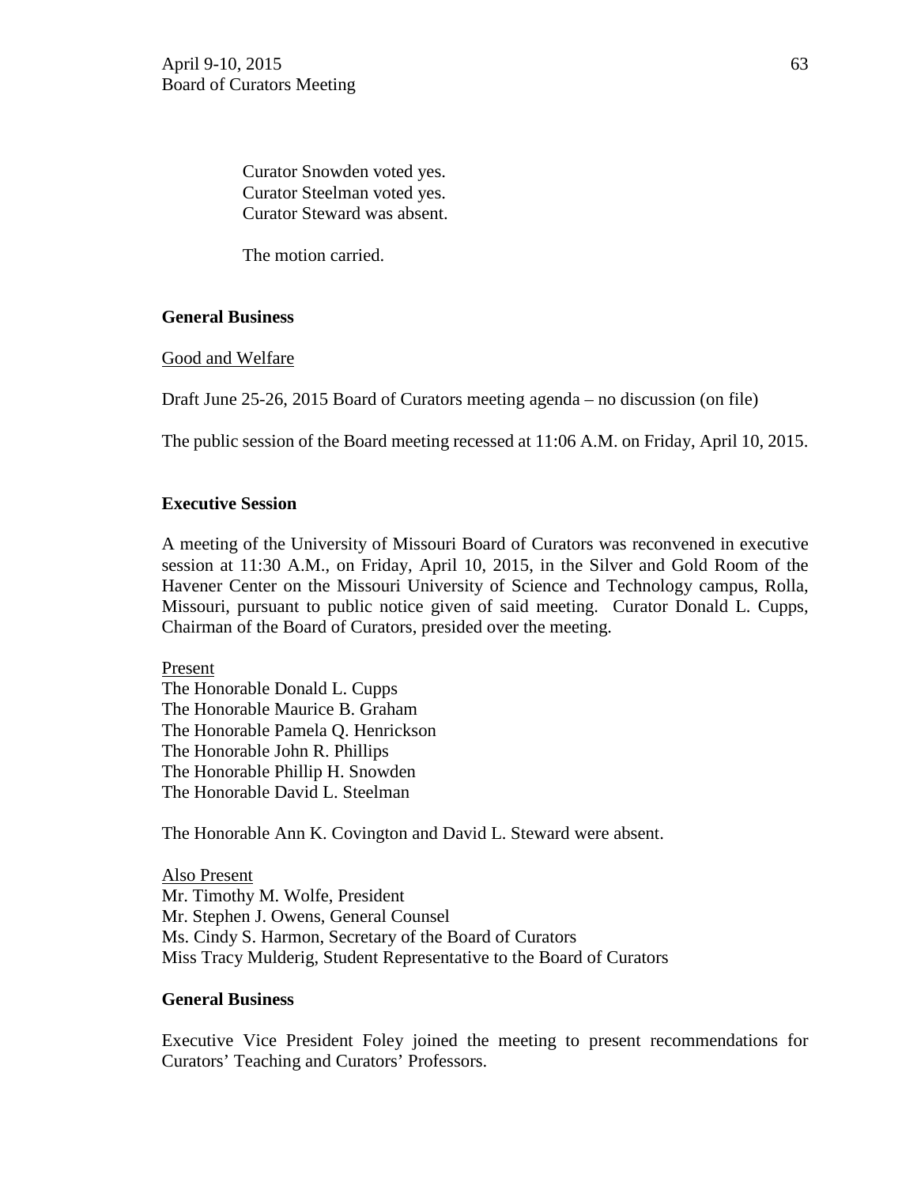Curator Snowden voted yes.
Curator Steelman voted yes.
Curator Steward was absent.

The motion carried.

**General Business**

Good and Welfare

Draft June 25-26, 2015 Board of Curators meeting agenda – no discussion (on file)

The public session of the Board meeting recessed at 11:06 A.M. on Friday, April 10, 2015.

**Executive Session**

A meeting of the University of Missouri Board of Curators was reconvened in executive session at 11:30 A.M., on Friday, April 10, 2015, in the Silver and Gold Room of the Havener Center on the Missouri University of Science and Technology campus, Rolla, Missouri, pursuant to public notice given of said meeting. Curator Donald L. Cupps, Chairman of the Board of Curators, presided over the meeting.

Present
The Honorable Donald L. Cupps
The Honorable Maurice B. Graham
The Honorable Pamela Q. Henrickson
The Honorable John R. Phillips
The Honorable Phillip H. Snowden
The Honorable David L. Steelman

The Honorable Ann K. Covington and David L. Steward were absent.

Also Present
Mr. Timothy M. Wolfe, President
Mr. Stephen J. Owens, General Counsel
Ms. Cindy S. Harmon, Secretary of the Board of Curators
Miss Tracy Mulderig, Student Representative to the Board of Curators

**General Business**

Executive Vice President Foley joined the meeting to present recommendations for Curators' Teaching and Curators' Professors.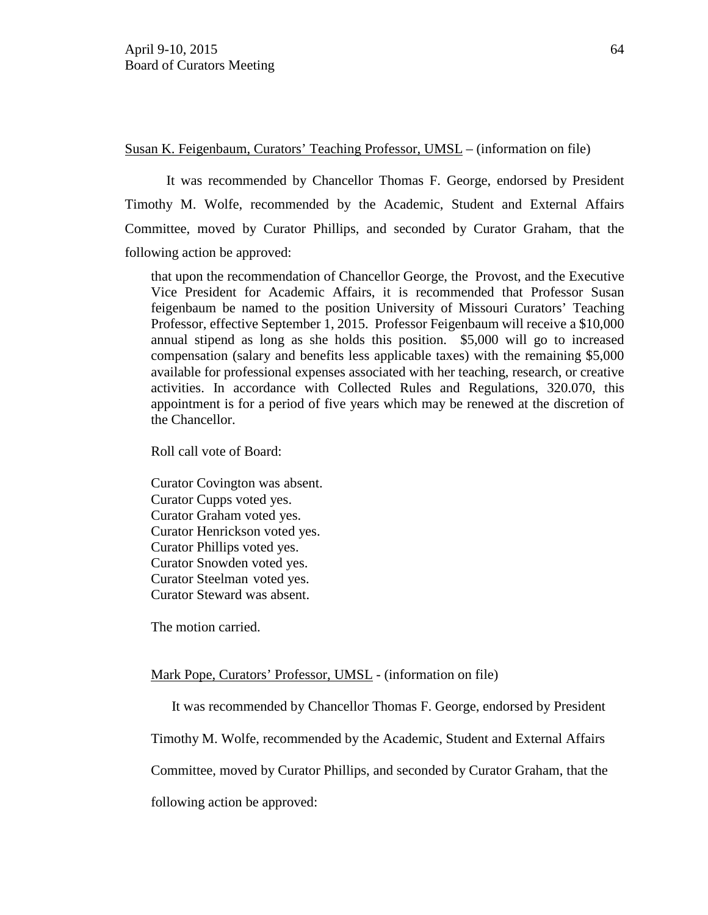Susan K. Feigenbaum, Curators' Teaching Professor, UMSL – (information on file)

It was recommended by Chancellor Thomas F. George, endorsed by President Timothy M. Wolfe, recommended by the Academic, Student and External Affairs Committee, moved by Curator Phillips, and seconded by Curator Graham, that the following action be approved:

> that upon the recommendation of Chancellor George, the Provost, and the Executive Vice President for Academic Affairs, it is recommended that Professor Susan feigenbaum be named to the position University of Missouri Curators' Teaching Professor, effective September 1, 2015. Professor Feigenbaum will receive a $10,000 annual stipend as long as she holds this position. $5,000 will go to increased compensation (salary and benefits less applicable taxes) with the remaining $5,000 available for professional expenses associated with her teaching, research, or creative activities. In accordance with Collected Rules and Regulations, 320.070, this appointment is for a period of five years which may be renewed at the discretion of the Chancellor.
>
> Roll call vote of Board:
>
> Curator Covington was absent.
> Curator Cupps voted yes.
> Curator Graham voted yes.
> Curator Henrickson voted yes.
> Curator Phillips voted yes.
> Curator Snowden voted yes.
> Curator Steelman voted yes.
> Curator Steward was absent.
>
> The motion carried.

Mark Pope, Curators' Professor, UMSL - (information on file)

It was recommended by Chancellor Thomas F. George, endorsed by President Timothy M. Wolfe, recommended by the Academic, Student and External Affairs Committee, moved by Curator Phillips, and seconded by Curator Graham, that the following action be approved: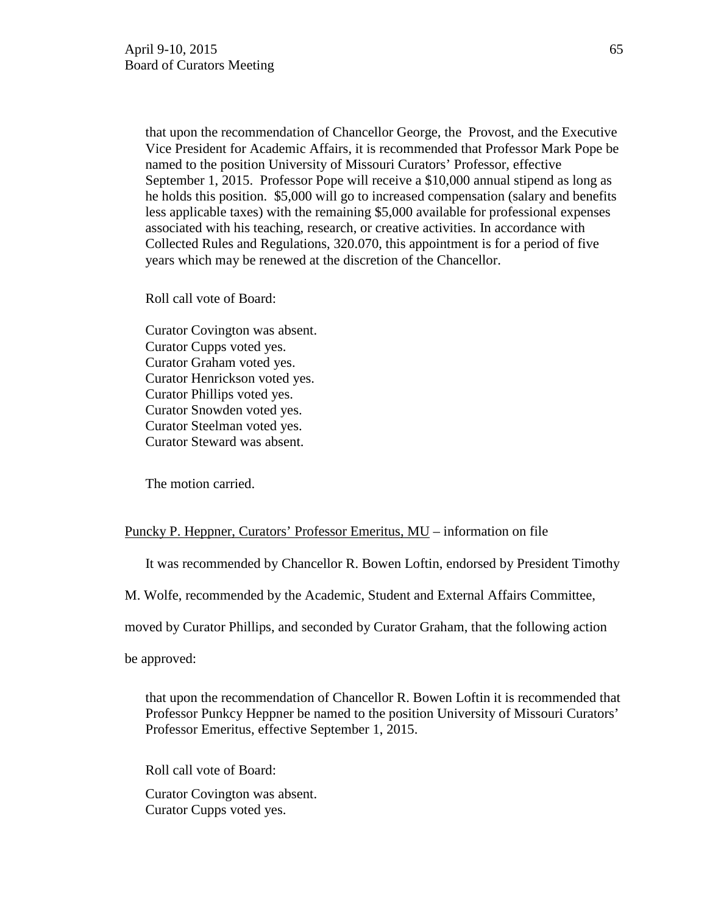that upon the recommendation of Chancellor George, the Provost, and the Executive Vice President for Academic Affairs, it is recommended that Professor Mark Pope be named to the position University of Missouri Curators' Professor, effective September 1, 2015. Professor Pope will receive a $10,000 annual stipend as long as he holds this position. $5,000 will go to increased compensation (salary and benefits less applicable taxes) with the remaining $5,000 available for professional expenses associated with his teaching, research, or creative activities. In accordance with Collected Rules and Regulations, 320.070, this appointment is for a period of five years which may be renewed at the discretion of the Chancellor.

Roll call vote of Board:

Curator Covington was absent.
Curator Cupps voted yes.
Curator Graham voted yes.
Curator Henrickson voted yes.
Curator Phillips voted yes.
Curator Snowden voted yes.
Curator Steelman voted yes.
Curator Steward was absent.

The motion carried.

Puncky P. Heppner, Curators' Professor Emeritus, MU – information on file

It was recommended by Chancellor R. Bowen Loftin, endorsed by President Timothy M. Wolfe, recommended by the Academic, Student and External Affairs Committee, moved by Curator Phillips, and seconded by Curator Graham, that the following action be approved:

that upon the recommendation of Chancellor R. Bowen Loftin it is recommended that Professor Punkcy Heppner be named to the position University of Missouri Curators' Professor Emeritus, effective September 1, 2015.

Roll call vote of Board:

Curator Covington was absent.
Curator Cupps voted yes.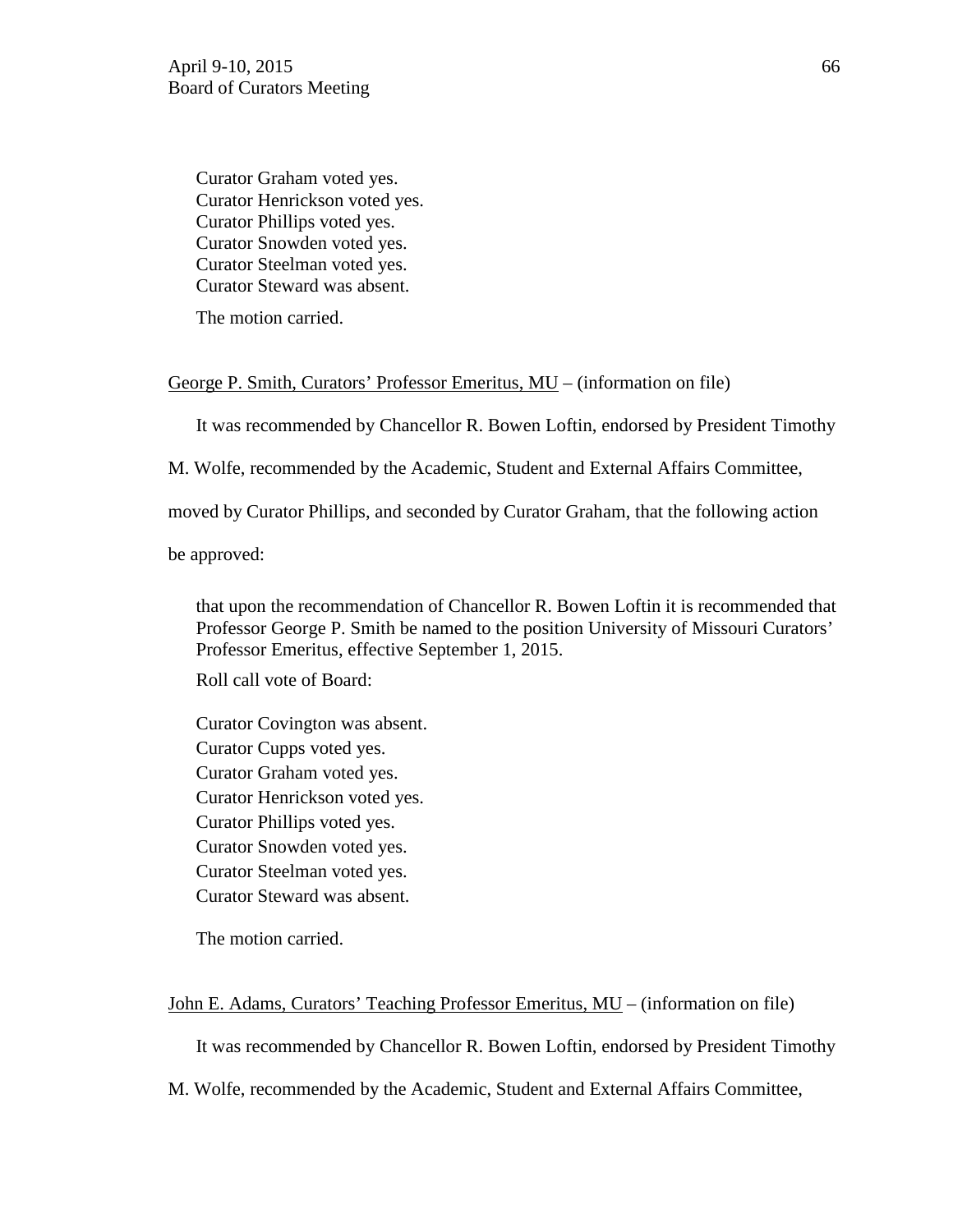Curator Graham voted yes.
Curator Henrickson voted yes.
Curator Phillips voted yes.
Curator Snowden voted yes.
Curator Steelman voted yes.
Curator Steward was absent.

The motion carried.

<u>George P. Smith, Curators' Professor Emeritus, MU</u> – (information on file)

It was recommended by Chancellor R. Bowen Loftin, endorsed by President Timothy M. Wolfe, recommended by the Academic, Student and External Affairs Committee, moved by Curator Phillips, and seconded by Curator Graham, that the following action be approved:

> that upon the recommendation of Chancellor R. Bowen Loftin it is recommended that Professor George P. Smith be named to the position University of Missouri Curators' Professor Emeritus, effective September 1, 2015.

Roll call vote of Board:

Curator Covington was absent.
Curator Cupps voted yes.
Curator Graham voted yes.
Curator Henrickson voted yes.
Curator Phillips voted yes.
Curator Snowden voted yes.
Curator Steelman voted yes.
Curator Steward was absent.

The motion carried.

<u>John E. Adams, Curators' Teaching Professor Emeritus, MU</u> – (information on file)

It was recommended by Chancellor R. Bowen Loftin, endorsed by President Timothy M. Wolfe, recommended by the Academic, Student and External Affairs Committee,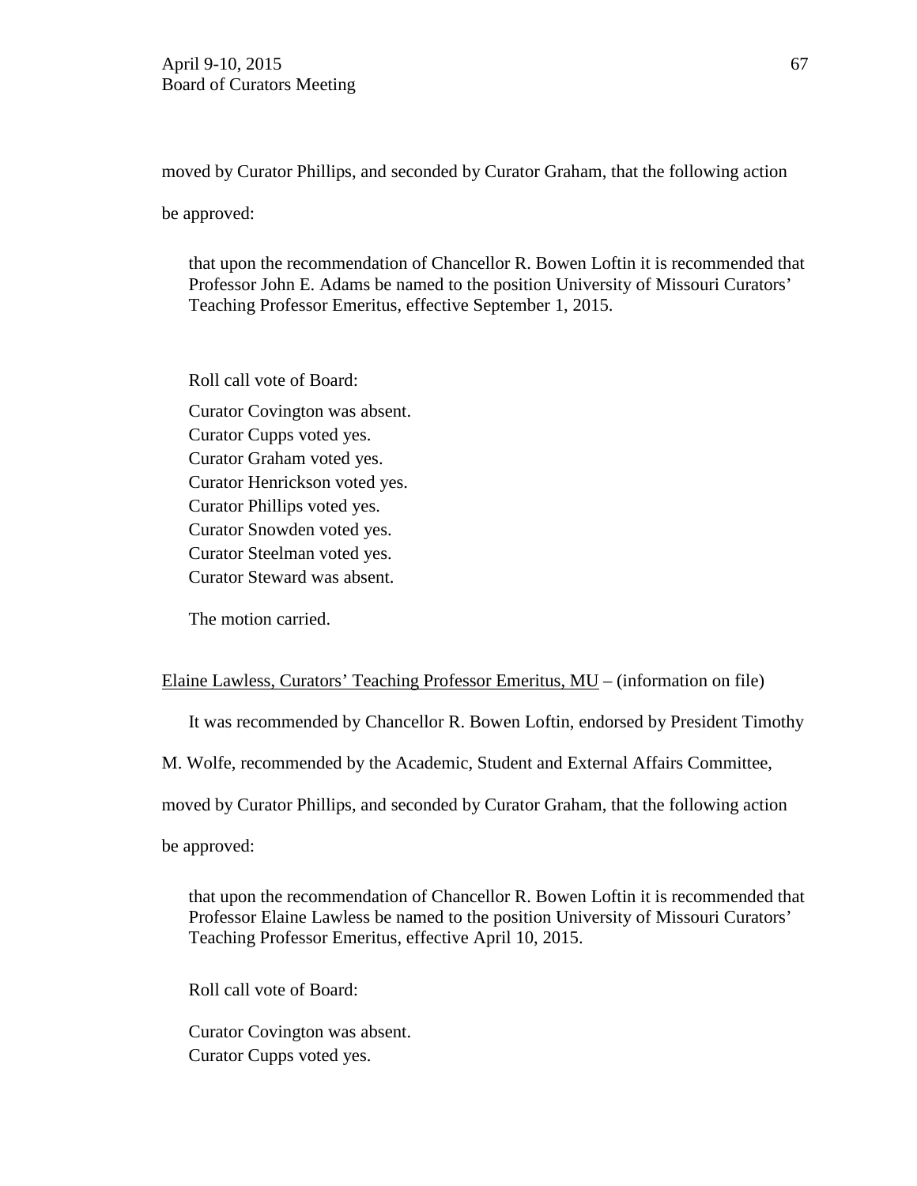moved by Curator Phillips, and seconded by Curator Graham, that the following action be approved:

> that upon the recommendation of Chancellor R. Bowen Loftin it is recommended that Professor John E. Adams be named to the position University of Missouri Curators' Teaching Professor Emeritus, effective September 1, 2015.

Roll call vote of Board:

Curator Covington was absent.
Curator Cupps voted yes.
Curator Graham voted yes.
Curator Henrickson voted yes.
Curator Phillips voted yes.
Curator Snowden voted yes.
Curator Steelman voted yes.
Curator Steward was absent.

The motion carried.

<u>Elaine Lawless, Curators' Teaching Professor Emeritus, MU</u> – (information on file)

It was recommended by Chancellor R. Bowen Loftin, endorsed by President Timothy M. Wolfe, recommended by the Academic, Student and External Affairs Committee, moved by Curator Phillips, and seconded by Curator Graham, that the following action be approved:

> that upon the recommendation of Chancellor R. Bowen Loftin it is recommended that Professor Elaine Lawless be named to the position University of Missouri Curators' Teaching Professor Emeritus, effective April 10, 2015.

Roll call vote of Board:

Curator Covington was absent.
Curator Cupps voted yes.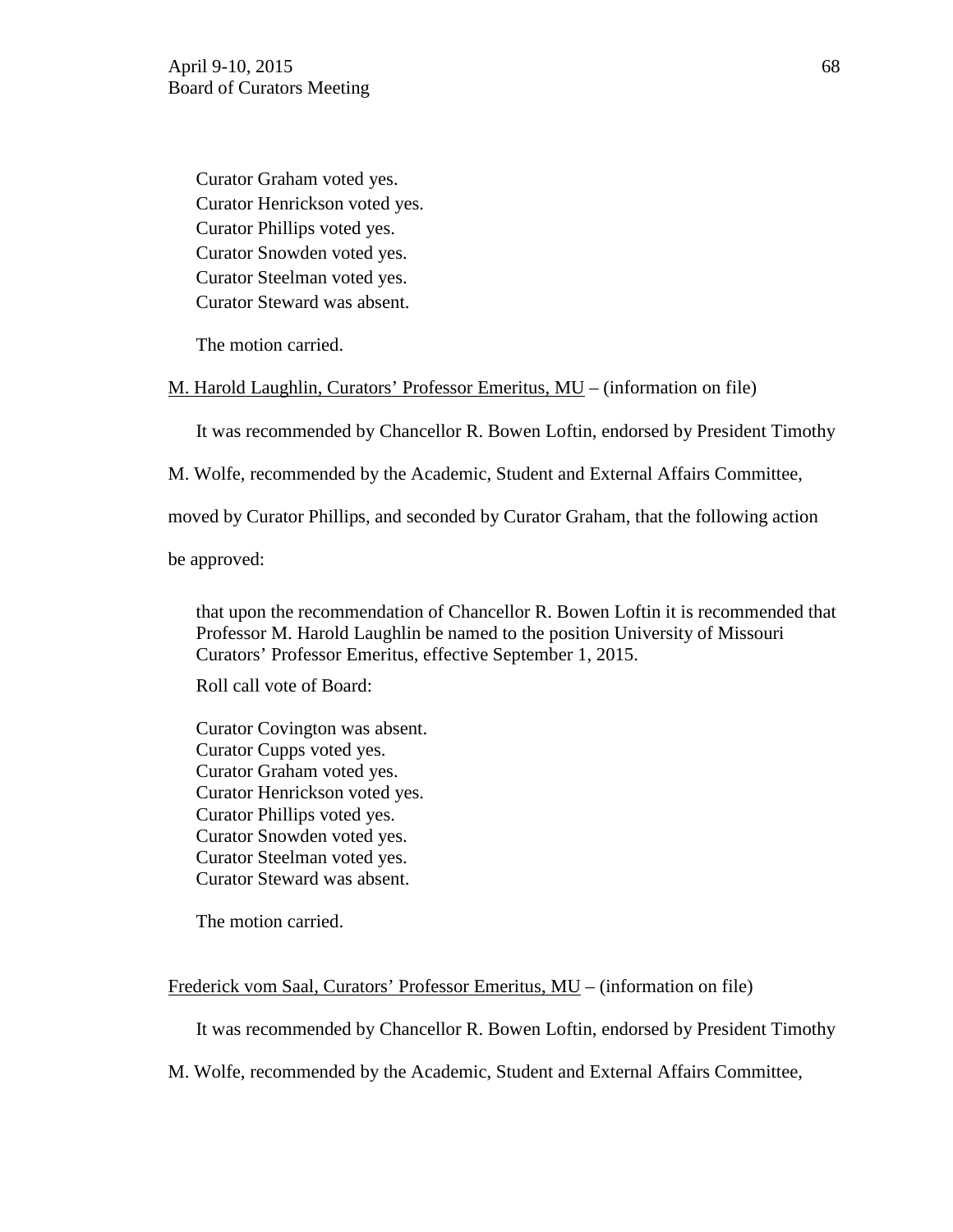Curator Graham voted yes.
Curator Henrickson voted yes.
Curator Phillips voted yes.
Curator Snowden voted yes.
Curator Steelman voted yes.
Curator Steward was absent.

The motion carried.

<u>M. Harold Laughlin, Curators' Professor Emeritus, MU</u> – (information on file)

It was recommended by Chancellor R. Bowen Loftin, endorsed by President Timothy M. Wolfe, recommended by the Academic, Student and External Affairs Committee, moved by Curator Phillips, and seconded by Curator Graham, that the following action be approved:

> that upon the recommendation of Chancellor R. Bowen Loftin it is recommended that Professor M. Harold Laughlin be named to the position University of Missouri Curators' Professor Emeritus, effective September 1, 2015.

Roll call vote of Board:

Curator Covington was absent.
Curator Cupps voted yes.
Curator Graham voted yes.
Curator Henrickson voted yes.
Curator Phillips voted yes.
Curator Snowden voted yes.
Curator Steelman voted yes.
Curator Steward was absent.

The motion carried.

<u>Frederick vom Saal, Curators' Professor Emeritus, MU</u> – (information on file)

It was recommended by Chancellor R. Bowen Loftin, endorsed by President Timothy M. Wolfe, recommended by the Academic, Student and External Affairs Committee,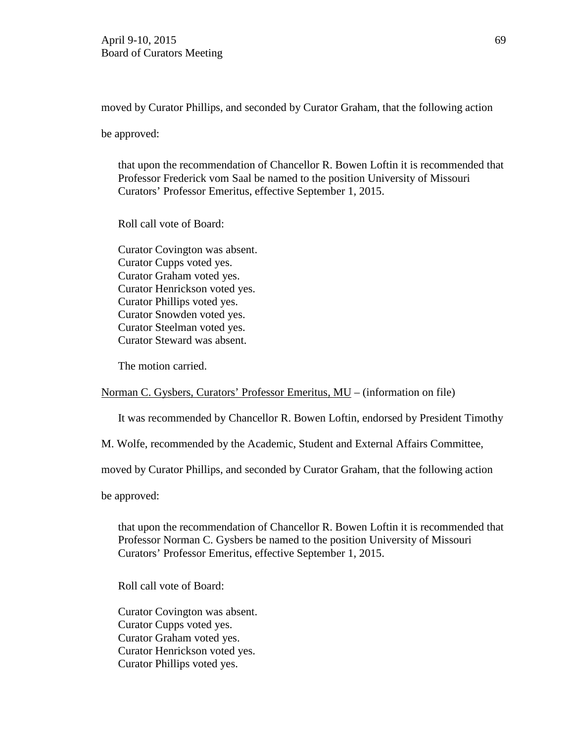moved by Curator Phillips, and seconded by Curator Graham, that the following action be approved:

> that upon the recommendation of Chancellor R. Bowen Loftin it is recommended that Professor Frederick vom Saal be named to the position University of Missouri Curators' Professor Emeritus, effective September 1, 2015.
>
> Roll call vote of Board:
>
> Curator Covington was absent.
> Curator Cupps voted yes.
> Curator Graham voted yes.
> Curator Henrickson voted yes.
> Curator Phillips voted yes.
> Curator Snowden voted yes.
> Curator Steelman voted yes.
> Curator Steward was absent.
>
> The motion carried.

<u>Norman C. Gysbers, Curators' Professor Emeritus, MU</u> – (information on file)

It was recommended by Chancellor R. Bowen Loftin, endorsed by President Timothy M. Wolfe, recommended by the Academic, Student and External Affairs Committee, moved by Curator Phillips, and seconded by Curator Graham, that the following action be approved:

> that upon the recommendation of Chancellor R. Bowen Loftin it is recommended that Professor Norman C. Gysbers be named to the position University of Missouri Curators' Professor Emeritus, effective September 1, 2015.
>
> Roll call vote of Board:
>
> Curator Covington was absent.
> Curator Cupps voted yes.
> Curator Graham voted yes.
> Curator Henrickson voted yes.
> Curator Phillips voted yes.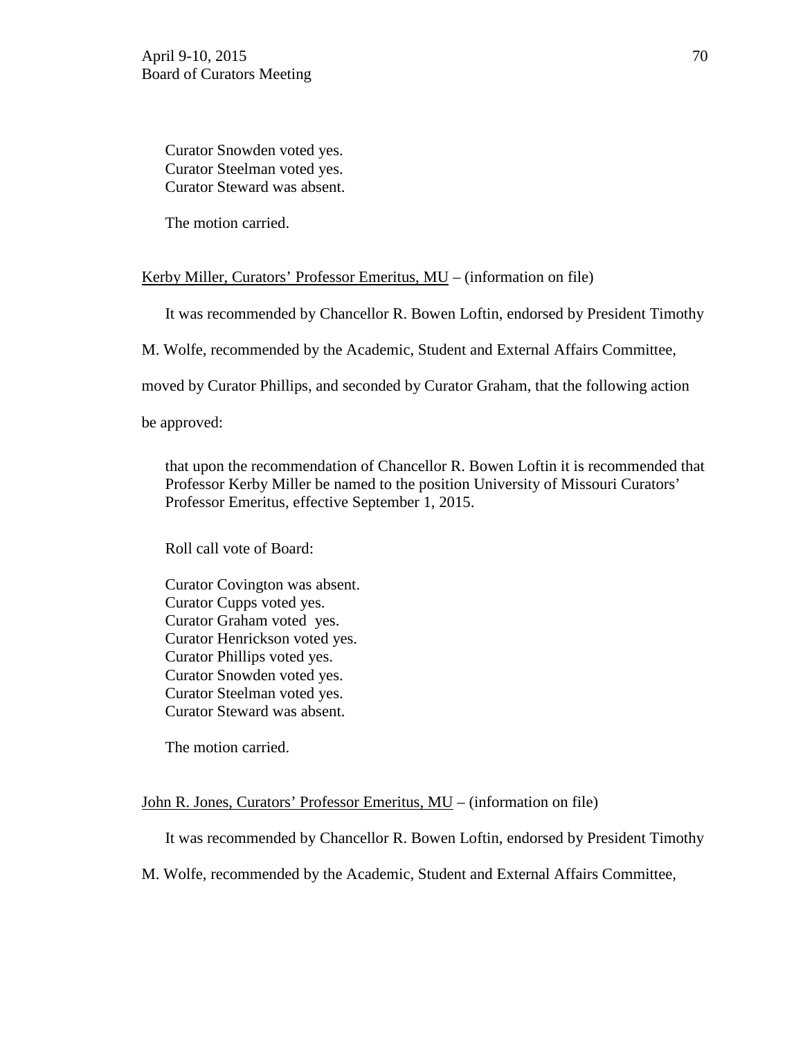Curator Snowden voted yes.
Curator Steelman voted yes.
Curator Steward was absent.

The motion carried.

<u>Kerby Miller, Curators' Professor Emeritus, MU</u> – (information on file)

It was recommended by Chancellor R. Bowen Loftin, endorsed by President Timothy M. Wolfe, recommended by the Academic, Student and External Affairs Committee, moved by Curator Phillips, and seconded by Curator Graham, that the following action be approved:

> that upon the recommendation of Chancellor R. Bowen Loftin it is recommended that Professor Kerby Miller be named to the position University of Missouri Curators' Professor Emeritus, effective September 1, 2015.

Roll call vote of Board:

Curator Covington was absent.
Curator Cupps voted yes.
Curator Graham voted yes.
Curator Henrickson voted yes.
Curator Phillips voted yes.
Curator Snowden voted yes.
Curator Steelman voted yes.
Curator Steward was absent.

The motion carried.

<u>John R. Jones, Curators' Professor Emeritus, MU</u> – (information on file)

It was recommended by Chancellor R. Bowen Loftin, endorsed by President Timothy M. Wolfe, recommended by the Academic, Student and External Affairs Committee,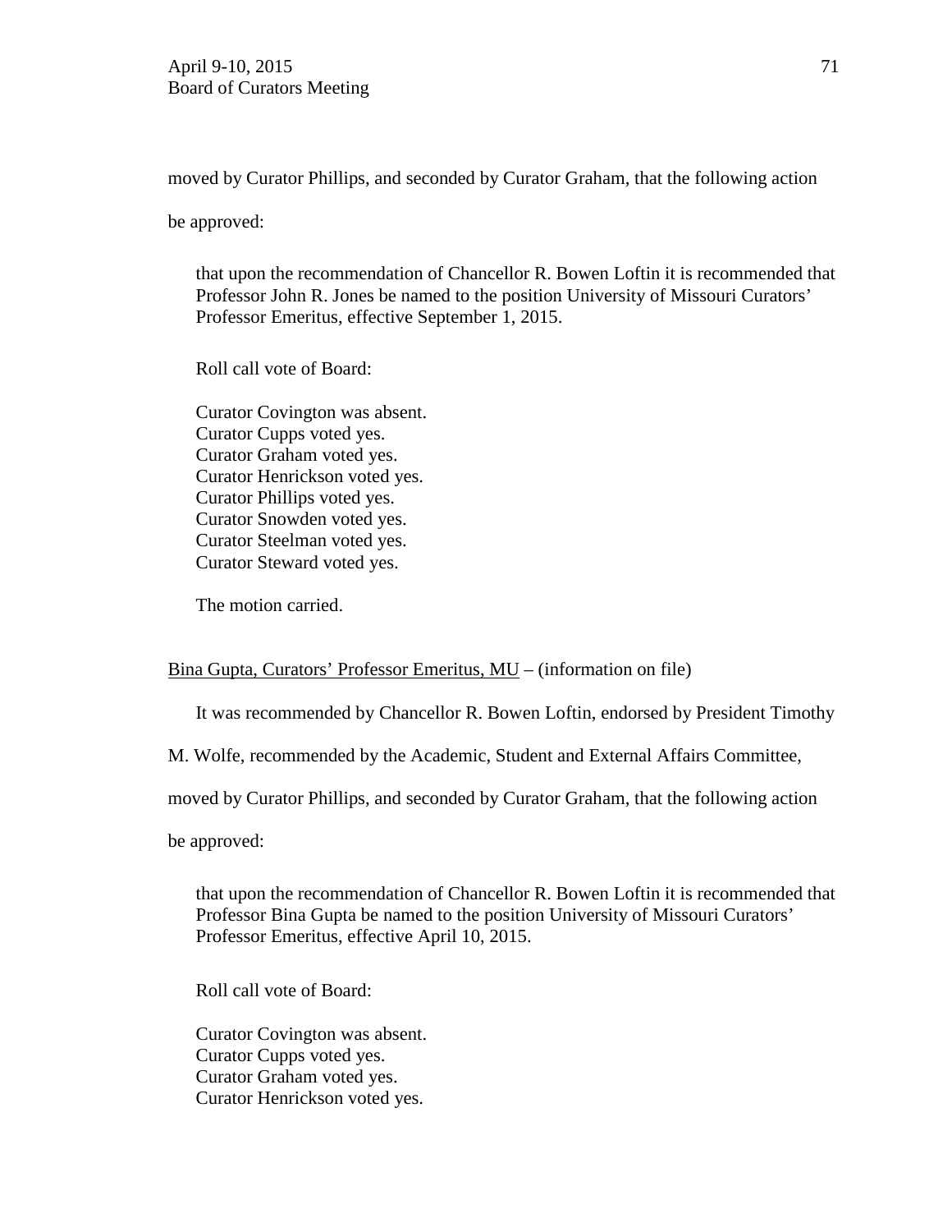moved by Curator Phillips, and seconded by Curator Graham, that the following action be approved:

> that upon the recommendation of Chancellor R. Bowen Loftin it is recommended that Professor John R. Jones be named to the position University of Missouri Curators' Professor Emeritus, effective September 1, 2015.
>
> Roll call vote of Board:
>
> Curator Covington was absent.
> Curator Cupps voted yes.
> Curator Graham voted yes.
> Curator Henrickson voted yes.
> Curator Phillips voted yes.
> Curator Snowden voted yes.
> Curator Steelman voted yes.
> Curator Steward voted yes.
>
> The motion carried.

<u>Bina Gupta, Curators' Professor Emeritus, MU</u> – (information on file)

It was recommended by Chancellor R. Bowen Loftin, endorsed by President Timothy M. Wolfe, recommended by the Academic, Student and External Affairs Committee, moved by Curator Phillips, and seconded by Curator Graham, that the following action be approved:

> that upon the recommendation of Chancellor R. Bowen Loftin it is recommended that Professor Bina Gupta be named to the position University of Missouri Curators' Professor Emeritus, effective April 10, 2015.
>
> Roll call vote of Board:
>
> Curator Covington was absent.
> Curator Cupps voted yes.
> Curator Graham voted yes.
> Curator Henrickson voted yes.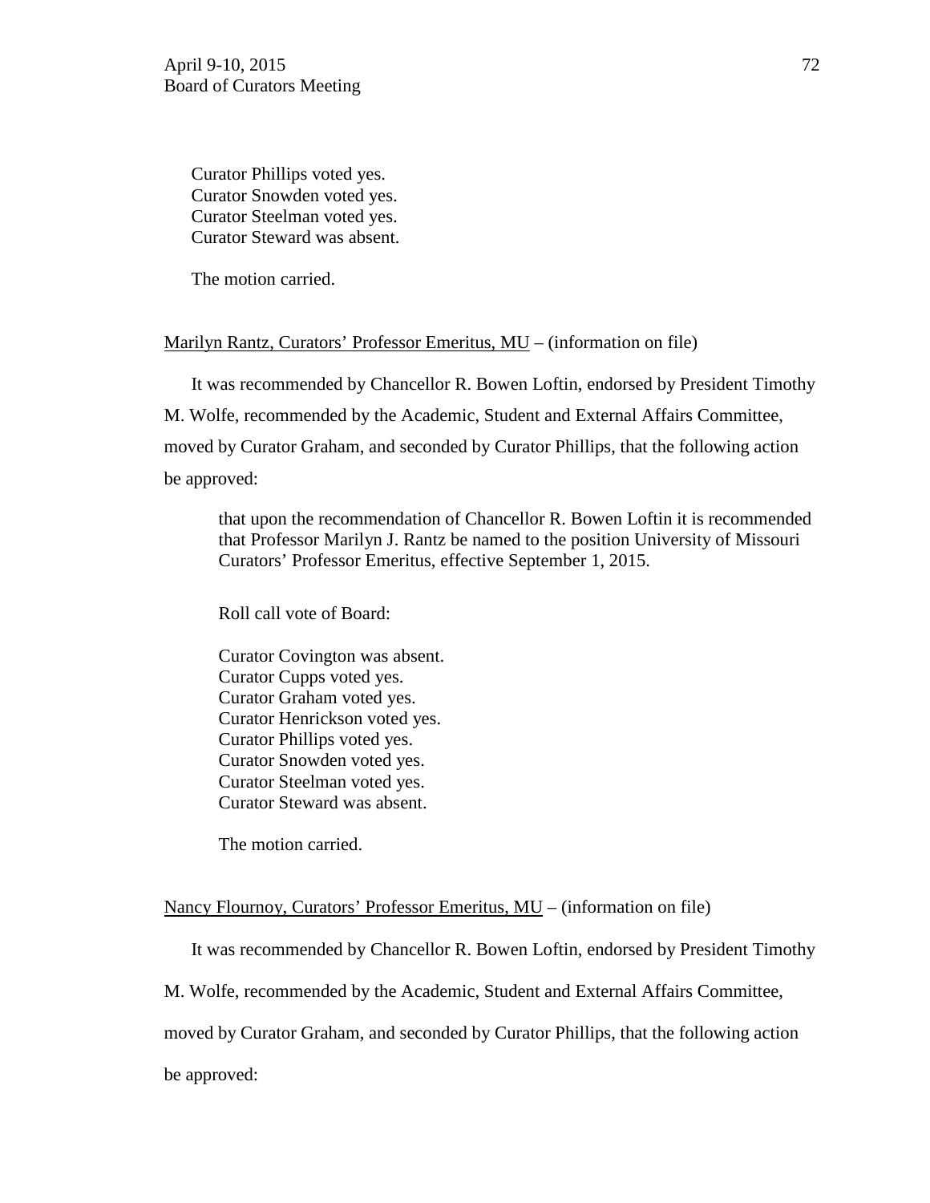Curator Phillips voted yes.
Curator Snowden voted yes.
Curator Steelman voted yes.
Curator Steward was absent.

The motion carried.

<u>Marilyn Rantz, Curators' Professor Emeritus, MU</u> – (information on file)

It was recommended by Chancellor R. Bowen Loftin, endorsed by President Timothy M. Wolfe, recommended by the Academic, Student and External Affairs Committee, moved by Curator Graham, and seconded by Curator Phillips, that the following action be approved:

> that upon the recommendation of Chancellor R. Bowen Loftin it is recommended that Professor Marilyn J. Rantz be named to the position University of Missouri Curators' Professor Emeritus, effective September 1, 2015.
>
> Roll call vote of Board:
>
> Curator Covington was absent.
> Curator Cupps voted yes.
> Curator Graham voted yes.
> Curator Henrickson voted yes.
> Curator Phillips voted yes.
> Curator Snowden voted yes.
> Curator Steelman voted yes.
> Curator Steward was absent.
>
> The motion carried.

<u>Nancy Flournoy, Curators' Professor Emeritus, MU</u> – (information on file)

It was recommended by Chancellor R. Bowen Loftin, endorsed by President Timothy M. Wolfe, recommended by the Academic, Student and External Affairs Committee, moved by Curator Graham, and seconded by Curator Phillips, that the following action be approved: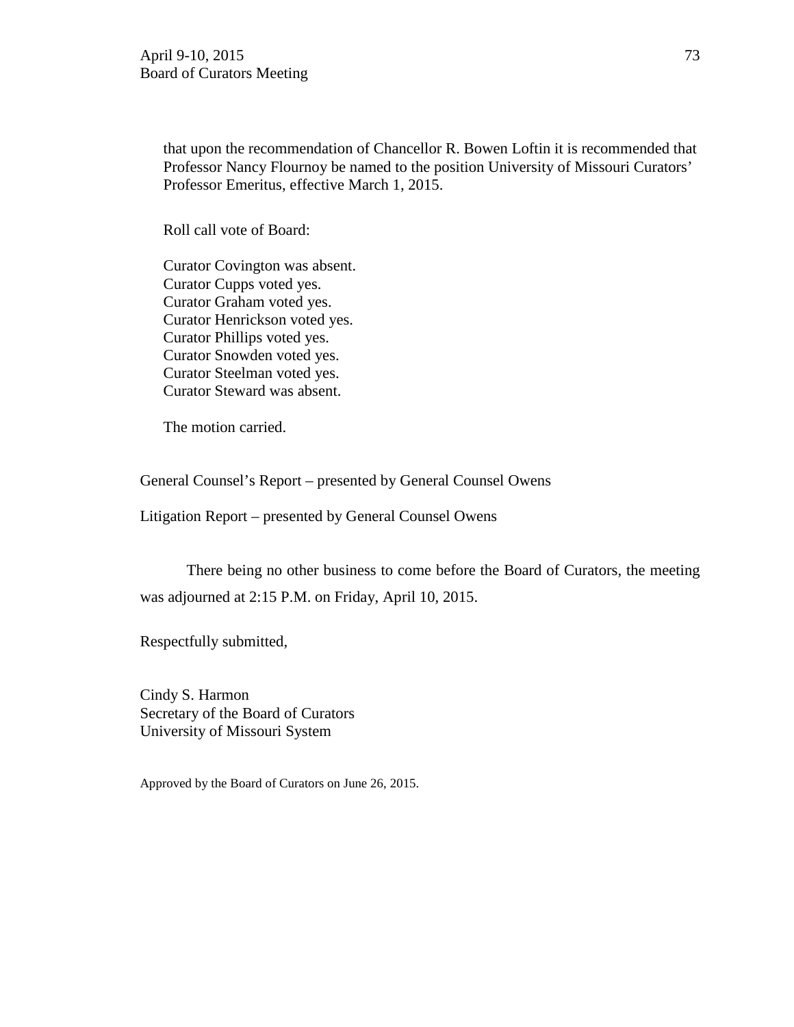that upon the recommendation of Chancellor R. Bowen Loftin it is recommended that Professor Nancy Flournoy be named to the position University of Missouri Curators' Professor Emeritus, effective March 1, 2015.

Roll call vote of Board:

Curator Covington was absent.
Curator Cupps voted yes.
Curator Graham voted yes.
Curator Henrickson voted yes.
Curator Phillips voted yes.
Curator Snowden voted yes.
Curator Steelman voted yes.
Curator Steward was absent.

The motion carried.

General Counsel's Report – presented by General Counsel Owens

Litigation Report – presented by General Counsel Owens

There being no other business to come before the Board of Curators, the meeting was adjourned at 2:15 P.M. on Friday, April 10, 2015.

Respectfully submitted,

Cindy S. Harmon
Secretary of the Board of Curators
University of Missouri System

Approved by the Board of Curators on June 26, 2015.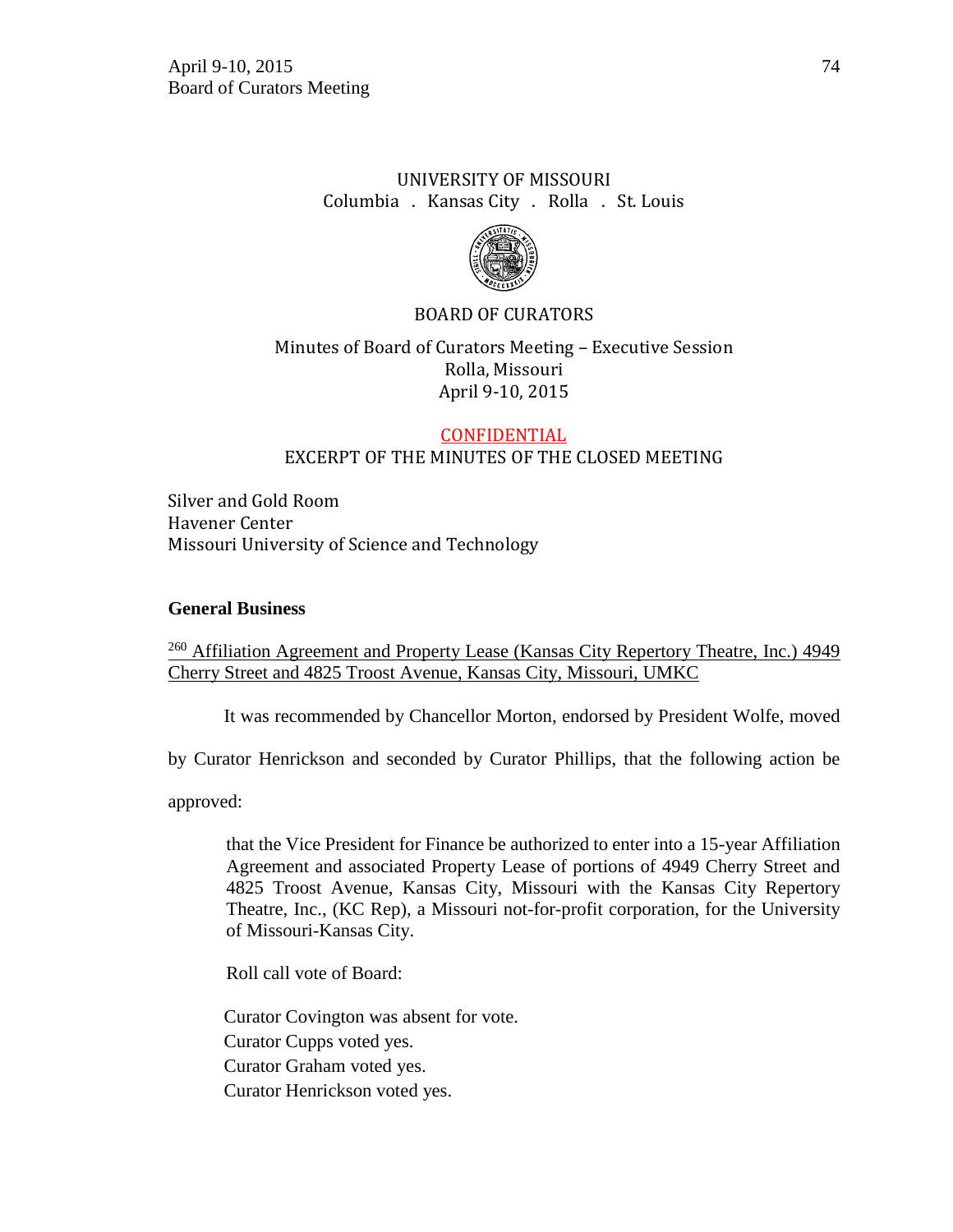UNIVERSITY OF MISSOURI
Columbia . Kansas City . Rolla . St. Louis

BOARD OF CURATORS

Minutes of Board of Curators Meeting – Executive Session
Rolla, Missouri
April 9-10, 2015

CONFIDENTIAL
EXCERPT OF THE MINUTES OF THE CLOSED MEETING

Silver and Gold Room
Havener Center
Missouri University of Science and Technology

**General Business**

[260] Affiliation Agreement and Property Lease (Kansas City Repertory Theatre, Inc.) 4949 Cherry Street and 4825 Troost Avenue, Kansas City, Missouri, UMKC

It was recommended by Chancellor Morton, endorsed by President Wolfe, moved by Curator Henrickson and seconded by Curator Phillips, that the following action be approved:

> that the Vice President for Finance be authorized to enter into a 15-year Affiliation Agreement and associated Property Lease of portions of 4949 Cherry Street and 4825 Troost Avenue, Kansas City, Missouri with the Kansas City Repertory Theatre, Inc., (KC Rep), a Missouri not-for-profit corporation, for the University of Missouri-Kansas City.

Roll call vote of Board:

Curator Covington was absent for vote.
Curator Cupps voted yes.
Curator Graham voted yes.
Curator Henrickson voted yes.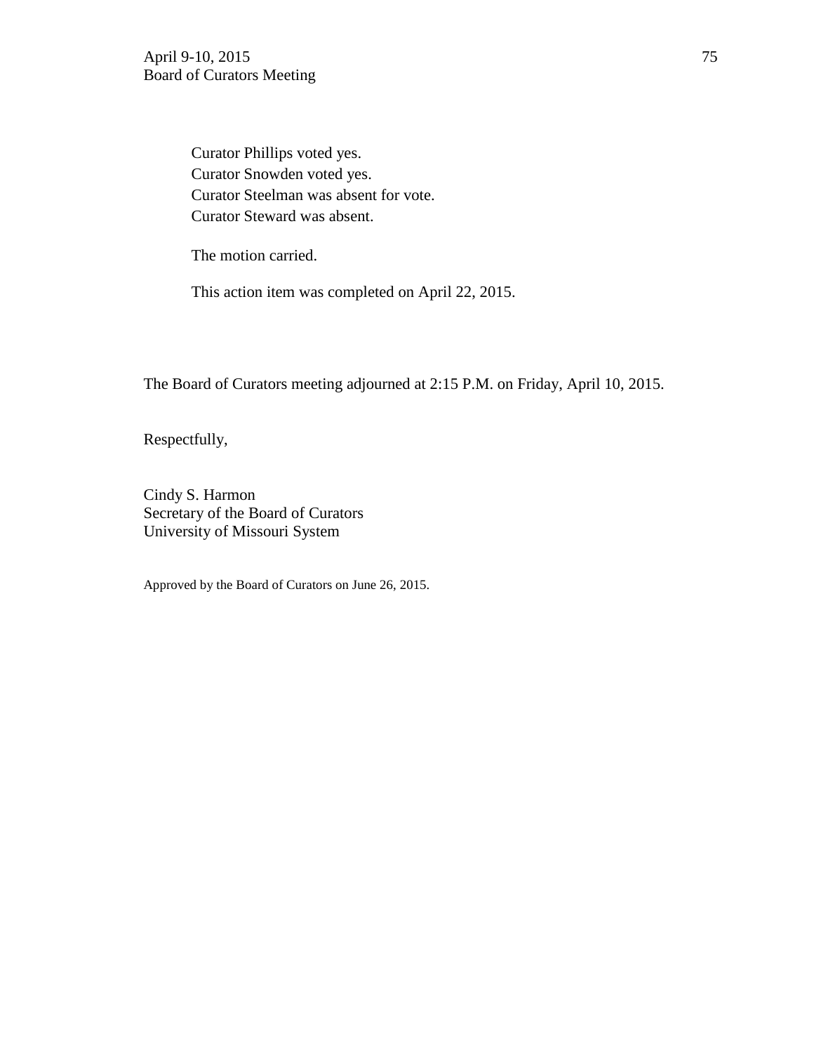Curator Phillips voted yes.
Curator Snowden voted yes.
Curator Steelman was absent for vote.
Curator Steward was absent.

The motion carried.

This action item was completed on April 22, 2015.

The Board of Curators meeting adjourned at 2:15 P.M. on Friday, April 10, 2015.

Respectfully,

Cindy S. Harmon
Secretary of the Board of Curators
University of Missouri System

Approved by the Board of Curators on June 26, 2015.